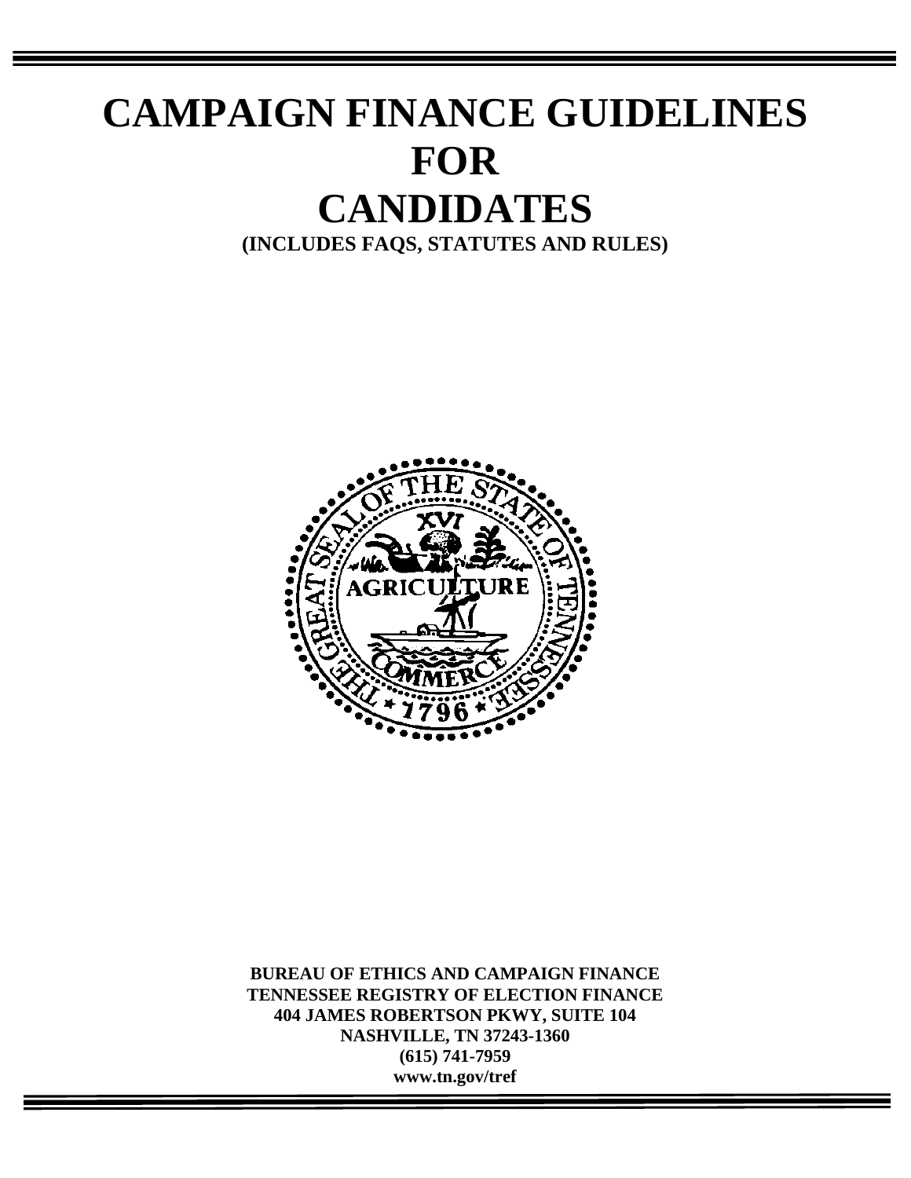# CAMPAIGN FINANCE GUIDELINES FOR CANDIDATES

**(INCLUDES FAQS, STATUTES AND RULES)**

**BUREAU OF ETHICS AND CAMPAIGN FINANCE**
**TENNESSEE REGISTRY OF ELECTION FINANCE**
**404 JAMES ROBERTSON PKWY, SUITE 104**
**NASHVILLE, TN 37243-1360**
**(615) 741-7959**
**www.tn.gov/tref**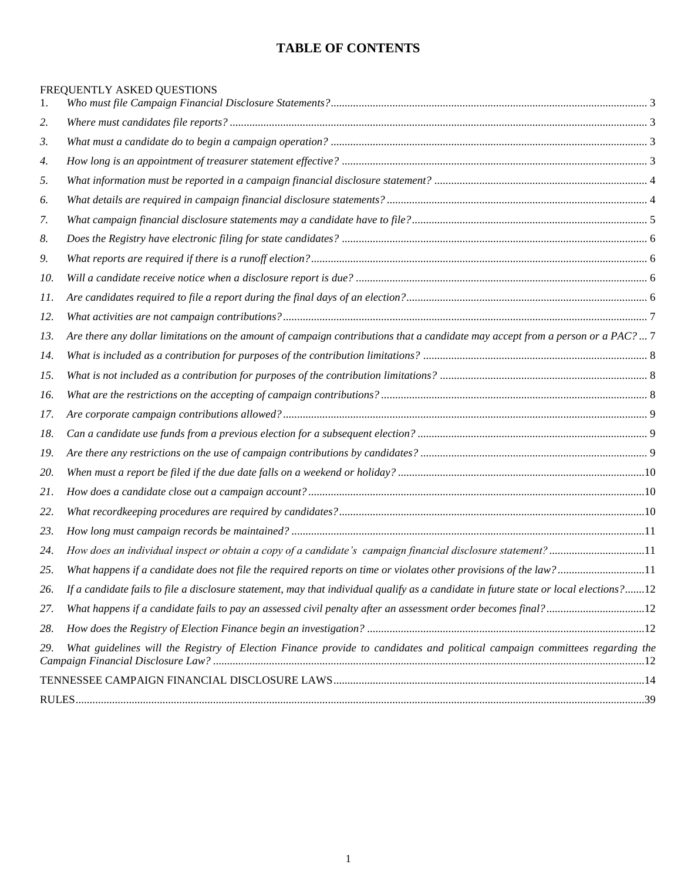# TABLE OF CONTENTS

FREQUENTLY ASKED QUESTIONS

1. *Who must file Campaign Financial Disclosure Statements?* ..... 3
2. *Where must candidates file reports?* ..... 3
3. *What must a candidate do to begin a campaign operation?* ..... 3
4. *How long is an appointment of treasurer statement effective?* ..... 3
5. *What information must be reported in a campaign financial disclosure statement?* ..... 4
6. *What details are required in campaign financial disclosure statements?* ..... 4
7. *What campaign financial disclosure statements may a candidate have to file?* ..... 5
8. *Does the Registry have electronic filing for state candidates?* ..... 6
9. *What reports are required if there is a runoff election?* ..... 6
10. *Will a candidate receive notice when a disclosure report is due?* ..... 6
11. *Are candidates required to file a report during the final days of an election?* ..... 6
12. *What activities are not campaign contributions?* ..... 7
13. *Are there any dollar limitations on the amount of campaign contributions that a candidate may accept from a person or a PAC?* ..... 7
14. *What is included as a contribution for purposes of the contribution limitations?* ..... 8
15. *What is not included as a contribution for purposes of the contribution limitations?* ..... 8
16. *What are the restrictions on the accepting of campaign contributions?* ..... 8
17. *Are corporate campaign contributions allowed?* ..... 9
18. *Can a candidate use funds from a previous election for a subsequent election?* ..... 9
19. *Are there any restrictions on the use of campaign contributions by candidates?* ..... 9
20. *When must a report be filed if the due date falls on a weekend or holiday?* ..... 10
21. *How does a candidate close out a campaign account?* ..... 10
22. *What recordkeeping procedures are required by candidates?* ..... 10
23. *How long must campaign records be maintained?* ..... 11
24. *How does an individual inspect or obtain a copy of a candidate's campaign financial disclosure statement?* ..... 11
25. *What happens if a candidate does not file the required reports on time or violates other provisions of the law?* ..... 11
26. *If a candidate fails to file a disclosure statement, may that individual qualify as a candidate in future state or local elections?* ..... 12
27. *What happens if a candidate fails to pay an assessed civil penalty after an assessment order becomes final?* ..... 12
28. *How does the Registry of Election Finance begin an investigation?* ..... 12
29. *What guidelines will the Registry of Election Finance provide to candidates and political campaign committees regarding the Campaign Financial Disclosure Law?* ..... 12

TENNESSEE CAMPAIGN FINANCIAL DISCLOSURE LAWS ..... 14

RULES ..... 39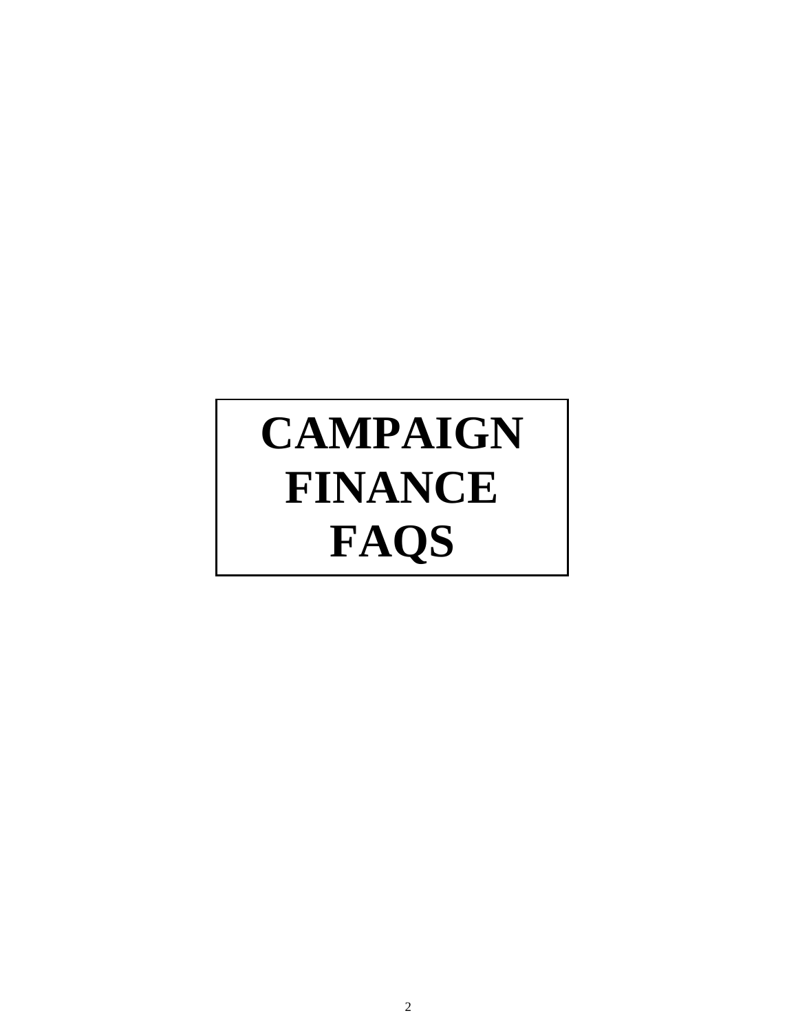# CAMPAIGN FINANCE FAQS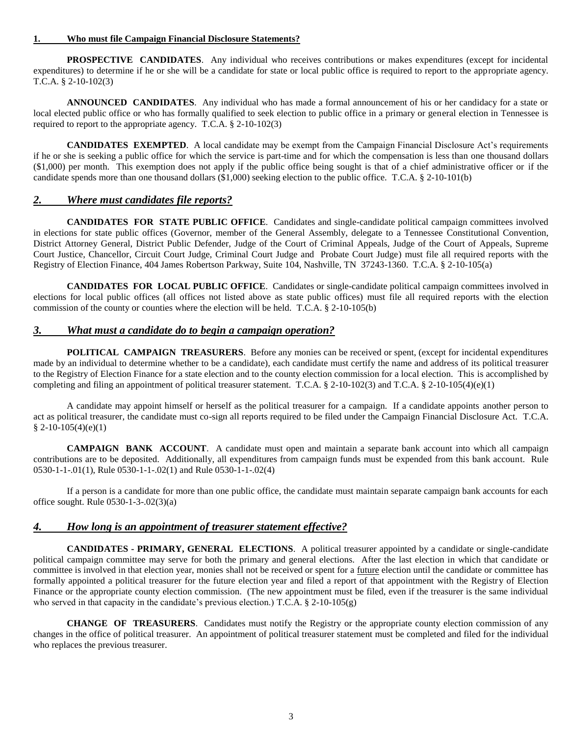## 1. Who must file Campaign Financial Disclosure Statements?

**PROSPECTIVE CANDIDATES**. Any individual who receives contributions or makes expenditures (except for incidental expenditures) to determine if he or she will be a candidate for state or local public office is required to report to the appropriate agency. T.C.A. § 2-10-102(3)

**ANNOUNCED CANDIDATES**. Any individual who has made a formal announcement of his or her candidacy for a state or local elected public office or who has formally qualified to seek election to public office in a primary or general election in Tennessee is required to report to the appropriate agency. T.C.A. § 2-10-102(3)

**CANDIDATES EXEMPTED**. A local candidate may be exempt from the Campaign Financial Disclosure Act's requirements if he or she is seeking a public office for which the service is part-time and for which the compensation is less than one thousand dollars ($1,000) per month. This exemption does not apply if the public office being sought is that of a chief administrative officer or if the candidate spends more than one thousand dollars ($1,000) seeking election to the public office. T.C.A. § 2-10-101(b)

## *2. Where must candidates file reports?*

**CANDIDATES FOR STATE PUBLIC OFFICE**. Candidates and single-candidate political campaign committees involved in elections for state public offices (Governor, member of the General Assembly, delegate to a Tennessee Constitutional Convention, District Attorney General, District Public Defender, Judge of the Court of Criminal Appeals, Judge of the Court of Appeals, Supreme Court Justice, Chancellor, Circuit Court Judge, Criminal Court Judge and Probate Court Judge) must file all required reports with the Registry of Election Finance, 404 James Robertson Parkway, Suite 104, Nashville, TN 37243-1360. T.C.A. § 2-10-105(a)

**CANDIDATES FOR LOCAL PUBLIC OFFICE**. Candidates or single-candidate political campaign committees involved in elections for local public offices (all offices not listed above as state public offices) must file all required reports with the election commission of the county or counties where the election will be held. T.C.A. § 2-10-105(b)

## *3. What must a candidate do to begin a campaign operation?*

**POLITICAL CAMPAIGN TREASURERS**. Before any monies can be received or spent, (except for incidental expenditures made by an individual to determine whether to be a candidate), each candidate must certify the name and address of its political treasurer to the Registry of Election Finance for a state election and to the county election commission for a local election. This is accomplished by completing and filing an appointment of political treasurer statement. T.C.A. § 2-10-102(3) and T.C.A. § 2-10-105(4)(e)(1)

A candidate may appoint himself or herself as the political treasurer for a campaign. If a candidate appoints another person to act as political treasurer, the candidate must co-sign all reports required to be filed under the Campaign Financial Disclosure Act. T.C.A. § 2-10-105(4)(e)(1)

**CAMPAIGN BANK ACCOUNT**. A candidate must open and maintain a separate bank account into which all campaign contributions are to be deposited. Additionally, all expenditures from campaign funds must be expended from this bank account. Rule 0530-1-1-.01(1), Rule 0530-1-1-.02(1) and Rule 0530-1-1-.02(4)

If a person is a candidate for more than one public office, the candidate must maintain separate campaign bank accounts for each office sought. Rule 0530-1-3-.02(3)(a)

## *4. How long is an appointment of treasurer statement effective?*

**CANDIDATES - PRIMARY, GENERAL ELECTIONS**. A political treasurer appointed by a candidate or single-candidate political campaign committee may serve for both the primary and general elections. After the last election in which that candidate or committee is involved in that election year, monies shall not be received or spent for a future election until the candidate or committee has formally appointed a political treasurer for the future election year and filed a report of that appointment with the Registry of Election Finance or the appropriate county election commission. (The new appointment must be filed, even if the treasurer is the same individual who served in that capacity in the candidate's previous election.) T.C.A. § 2-10-105(g)

**CHANGE OF TREASURERS**. Candidates must notify the Registry or the appropriate county election commission of any changes in the office of political treasurer. An appointment of political treasurer statement must be completed and filed for the individual who replaces the previous treasurer.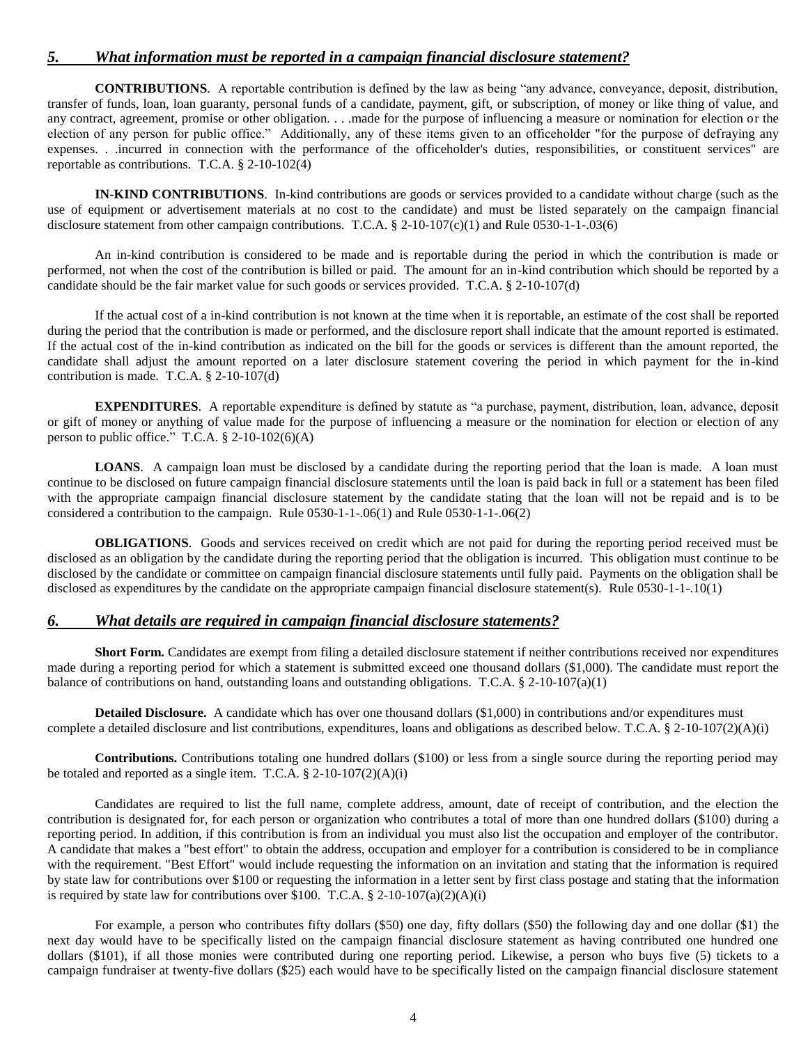## *5. What information must be reported in a campaign financial disclosure statement?*

**CONTRIBUTIONS**. A reportable contribution is defined by the law as being "any advance, conveyance, deposit, distribution, transfer of funds, loan, loan guaranty, personal funds of a candidate, payment, gift, or subscription, of money or like thing of value, and any contract, agreement, promise or other obligation. . . .made for the purpose of influencing a measure or nomination for election or the election of any person for public office." Additionally, any of these items given to an officeholder "for the purpose of defraying any expenses. . .incurred in connection with the performance of the officeholder's duties, responsibilities, or constituent services" are reportable as contributions. T.C.A. § 2-10-102(4)

**IN-KIND CONTRIBUTIONS**. In-kind contributions are goods or services provided to a candidate without charge (such as the use of equipment or advertisement materials at no cost to the candidate) and must be listed separately on the campaign financial disclosure statement from other campaign contributions. T.C.A. § 2-10-107(c)(1) and Rule 0530-1-1-.03(6)

An in-kind contribution is considered to be made and is reportable during the period in which the contribution is made or performed, not when the cost of the contribution is billed or paid. The amount for an in-kind contribution which should be reported by a candidate should be the fair market value for such goods or services provided. T.C.A. § 2-10-107(d)

If the actual cost of a in-kind contribution is not known at the time when it is reportable, an estimate of the cost shall be reported during the period that the contribution is made or performed, and the disclosure report shall indicate that the amount reported is estimated. If the actual cost of the in-kind contribution as indicated on the bill for the goods or services is different than the amount reported, the candidate shall adjust the amount reported on a later disclosure statement covering the period in which payment for the in-kind contribution is made. T.C.A. § 2-10-107(d)

**EXPENDITURES**. A reportable expenditure is defined by statute as "a purchase, payment, distribution, loan, advance, deposit or gift of money or anything of value made for the purpose of influencing a measure or the nomination for election or election of any person to public office." T.C.A. § 2-10-102(6)(A)

**LOANS**. A campaign loan must be disclosed by a candidate during the reporting period that the loan is made. A loan must continue to be disclosed on future campaign financial disclosure statements until the loan is paid back in full or a statement has been filed with the appropriate campaign financial disclosure statement by the candidate stating that the loan will not be repaid and is to be considered a contribution to the campaign. Rule 0530-1-1-.06(1) and Rule 0530-1-1-.06(2)

**OBLIGATIONS**. Goods and services received on credit which are not paid for during the reporting period received must be disclosed as an obligation by the candidate during the reporting period that the obligation is incurred. This obligation must continue to be disclosed by the candidate or committee on campaign financial disclosure statements until fully paid. Payments on the obligation shall be disclosed as expenditures by the candidate on the appropriate campaign financial disclosure statement(s). Rule 0530-1-1-.10(1)

## *6. What details are required in campaign financial disclosure statements?*

**Short Form.** Candidates are exempt from filing a detailed disclosure statement if neither contributions received nor expenditures made during a reporting period for which a statement is submitted exceed one thousand dollars ($1,000). The candidate must report the balance of contributions on hand, outstanding loans and outstanding obligations. T.C.A. § 2-10-107(a)(1)

**Detailed Disclosure.** A candidate which has over one thousand dollars ($1,000) in contributions and/or expenditures must complete a detailed disclosure and list contributions, expenditures, loans and obligations as described below. T.C.A. § 2-10-107(2)(A)(i)

**Contributions.** Contributions totaling one hundred dollars ($100) or less from a single source during the reporting period may be totaled and reported as a single item. T.C.A. § 2-10-107(2)(A)(i)

Candidates are required to list the full name, complete address, amount, date of receipt of contribution, and the election the contribution is designated for, for each person or organization who contributes a total of more than one hundred dollars ($100) during a reporting period. In addition, if this contribution is from an individual you must also list the occupation and employer of the contributor. A candidate that makes a "best effort" to obtain the address, occupation and employer for a contribution is considered to be in compliance with the requirement. "Best Effort" would include requesting the information on an invitation and stating that the information is required by state law for contributions over $100 or requesting the information in a letter sent by first class postage and stating that the information is required by state law for contributions over $100. T.C.A. § 2-10-107(a)(2)(A)(i)

For example, a person who contributes fifty dollars ($50) one day, fifty dollars ($50) the following day and one dollar ($1) the next day would have to be specifically listed on the campaign financial disclosure statement as having contributed one hundred one dollars ($101), if all those monies were contributed during one reporting period. Likewise, a person who buys five (5) tickets to a campaign fundraiser at twenty-five dollars ($25) each would have to be specifically listed on the campaign financial disclosure statement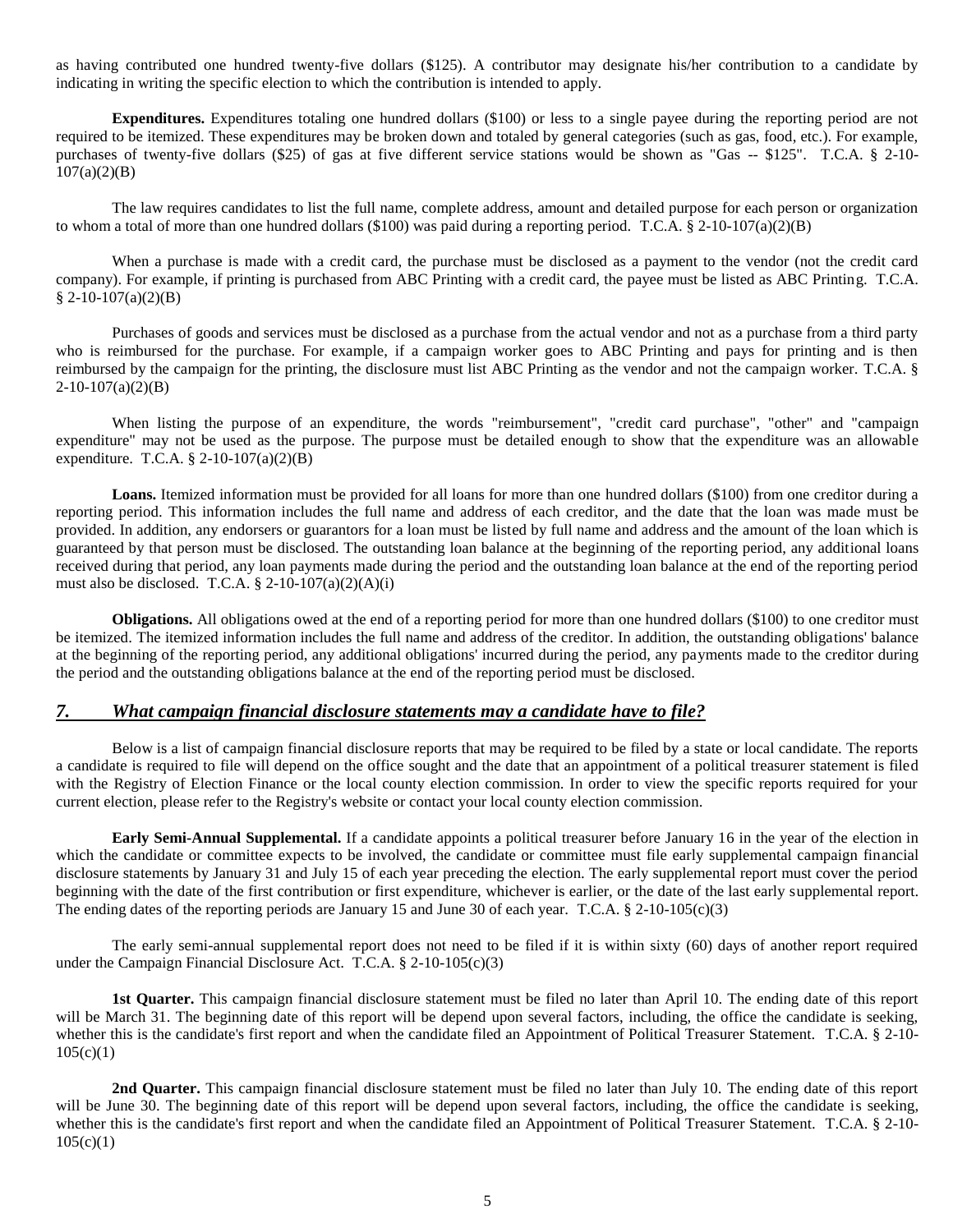as having contributed one hundred twenty-five dollars ($125). A contributor may designate his/her contribution to a candidate by indicating in writing the specific election to which the contribution is intended to apply.

**Expenditures.** Expenditures totaling one hundred dollars ($100) or less to a single payee during the reporting period are not required to be itemized. These expenditures may be broken down and totaled by general categories (such as gas, food, etc.). For example, purchases of twenty-five dollars ($25) of gas at five different service stations would be shown as "Gas -- $125". T.C.A. § 2-10-107(a)(2)(B)

The law requires candidates to list the full name, complete address, amount and detailed purpose for each person or organization to whom a total of more than one hundred dollars ($100) was paid during a reporting period. T.C.A. § 2-10-107(a)(2)(B)

When a purchase is made with a credit card, the purchase must be disclosed as a payment to the vendor (not the credit card company). For example, if printing is purchased from ABC Printing with a credit card, the payee must be listed as ABC Printing. T.C.A. § 2-10-107(a)(2)(B)

Purchases of goods and services must be disclosed as a purchase from the actual vendor and not as a purchase from a third party who is reimbursed for the purchase. For example, if a campaign worker goes to ABC Printing and pays for printing and is then reimbursed by the campaign for the printing, the disclosure must list ABC Printing as the vendor and not the campaign worker. T.C.A. § 2-10-107(a)(2)(B)

When listing the purpose of an expenditure, the words "reimbursement", "credit card purchase", "other" and "campaign expenditure" may not be used as the purpose. The purpose must be detailed enough to show that the expenditure was an allowable expenditure. T.C.A. § 2-10-107(a)(2)(B)

**Loans.** Itemized information must be provided for all loans for more than one hundred dollars ($100) from one creditor during a reporting period. This information includes the full name and address of each creditor, and the date that the loan was made must be provided. In addition, any endorsers or guarantors for a loan must be listed by full name and address and the amount of the loan which is guaranteed by that person must be disclosed. The outstanding loan balance at the beginning of the reporting period, any additional loans received during that period, any loan payments made during the period and the outstanding loan balance at the end of the reporting period must also be disclosed. T.C.A. § 2-10-107(a)(2)(A)(i)

**Obligations.** All obligations owed at the end of a reporting period for more than one hundred dollars ($100) to one creditor must be itemized. The itemized information includes the full name and address of the creditor. In addition, the outstanding obligations' balance at the beginning of the reporting period, any additional obligations' incurred during the period, any payments made to the creditor during the period and the outstanding obligations balance at the end of the reporting period must be disclosed.

## *7. What campaign financial disclosure statements may a candidate have to file?*

Below is a list of campaign financial disclosure reports that may be required to be filed by a state or local candidate. The reports a candidate is required to file will depend on the office sought and the date that an appointment of a political treasurer statement is filed with the Registry of Election Finance or the local county election commission. In order to view the specific reports required for your current election, please refer to the Registry's website or contact your local county election commission.

**Early Semi-Annual Supplemental.** If a candidate appoints a political treasurer before January 16 in the year of the election in which the candidate or committee expects to be involved, the candidate or committee must file early supplemental campaign financial disclosure statements by January 31 and July 15 of each year preceding the election. The early supplemental report must cover the period beginning with the date of the first contribution or first expenditure, whichever is earlier, or the date of the last early supplemental report. The ending dates of the reporting periods are January 15 and June 30 of each year. T.C.A. § 2-10-105(c)(3)

The early semi-annual supplemental report does not need to be filed if it is within sixty (60) days of another report required under the Campaign Financial Disclosure Act. T.C.A. § 2-10-105(c)(3)

**1st Quarter.** This campaign financial disclosure statement must be filed no later than April 10. The ending date of this report will be March 31. The beginning date of this report will be depend upon several factors, including, the office the candidate is seeking, whether this is the candidate's first report and when the candidate filed an Appointment of Political Treasurer Statement. T.C.A. § 2-10-105(c)(1)

**2nd Quarter.** This campaign financial disclosure statement must be filed no later than July 10. The ending date of this report will be June 30. The beginning date of this report will be depend upon several factors, including, the office the candidate is seeking, whether this is the candidate's first report and when the candidate filed an Appointment of Political Treasurer Statement. T.C.A. § 2-10-105(c)(1)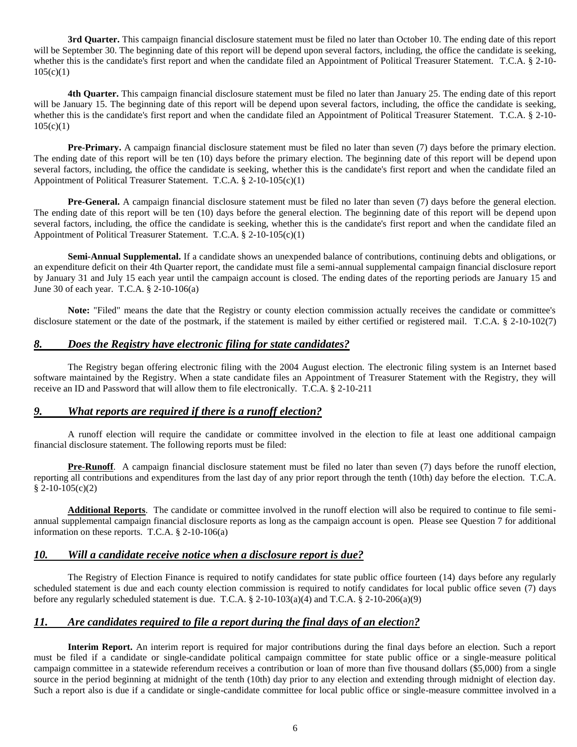**3rd Quarter.** This campaign financial disclosure statement must be filed no later than October 10. The ending date of this report will be September 30. The beginning date of this report will be depend upon several factors, including, the office the candidate is seeking, whether this is the candidate's first report and when the candidate filed an Appointment of Political Treasurer Statement. T.C.A. § 2-10-105(c)(1)

**4th Quarter.** This campaign financial disclosure statement must be filed no later than January 25. The ending date of this report will be January 15. The beginning date of this report will be depend upon several factors, including, the office the candidate is seeking, whether this is the candidate's first report and when the candidate filed an Appointment of Political Treasurer Statement. T.C.A. § 2-10-105(c)(1)

**Pre-Primary.** A campaign financial disclosure statement must be filed no later than seven (7) days before the primary election. The ending date of this report will be ten (10) days before the primary election. The beginning date of this report will be depend upon several factors, including, the office the candidate is seeking, whether this is the candidate's first report and when the candidate filed an Appointment of Political Treasurer Statement. T.C.A. § 2-10-105(c)(1)

**Pre-General.** A campaign financial disclosure statement must be filed no later than seven (7) days before the general election. The ending date of this report will be ten (10) days before the general election. The beginning date of this report will be depend upon several factors, including, the office the candidate is seeking, whether this is the candidate's first report and when the candidate filed an Appointment of Political Treasurer Statement. T.C.A. § 2-10-105(c)(1)

**Semi-Annual Supplemental.** If a candidate shows an unexpended balance of contributions, continuing debts and obligations, or an expenditure deficit on their 4th Quarter report, the candidate must file a semi-annual supplemental campaign financial disclosure report by January 31 and July 15 each year until the campaign account is closed. The ending dates of the reporting periods are January 15 and June 30 of each year. T.C.A. § 2-10-106(a)

**Note:** "Filed" means the date that the Registry or county election commission actually receives the candidate or committee's disclosure statement or the date of the postmark, if the statement is mailed by either certified or registered mail. T.C.A. § 2-10-102(7)

## *8. Does the Registry have electronic filing for state candidates?*

The Registry began offering electronic filing with the 2004 August election. The electronic filing system is an Internet based software maintained by the Registry. When a state candidate files an Appointment of Treasurer Statement with the Registry, they will receive an ID and Password that will allow them to file electronically. T.C.A. § 2-10-211

## *9. What reports are required if there is a runoff election?*

A runoff election will require the candidate or committee involved in the election to file at least one additional campaign financial disclosure statement. The following reports must be filed:

**Pre-Runoff**. A campaign financial disclosure statement must be filed no later than seven (7) days before the runoff election, reporting all contributions and expenditures from the last day of any prior report through the tenth (10th) day before the election. T.C.A. § 2-10-105(c)(2)

**Additional Reports**. The candidate or committee involved in the runoff election will also be required to continue to file semi-annual supplemental campaign financial disclosure reports as long as the campaign account is open. Please see Question 7 for additional information on these reports. T.C.A. § 2-10-106(a)

## *10. Will a candidate receive notice when a disclosure report is due?*

The Registry of Election Finance is required to notify candidates for state public office fourteen (14) days before any regularly scheduled statement is due and each county election commission is required to notify candidates for local public office seven (7) days before any regularly scheduled statement is due. T.C.A. § 2-10-103(a)(4) and T.C.A. § 2-10-206(a)(9)

## *11. Are candidates required to file a report during the final days of an election?*

**Interim Report.** An interim report is required for major contributions during the final days before an election. Such a report must be filed if a candidate or single-candidate political campaign committee for state public office or a single-measure political campaign committee in a statewide referendum receives a contribution or loan of more than five thousand dollars ($5,000) from a single source in the period beginning at midnight of the tenth (10th) day prior to any election and extending through midnight of election day. Such a report also is due if a candidate or single-candidate committee for local public office or single-measure committee involved in a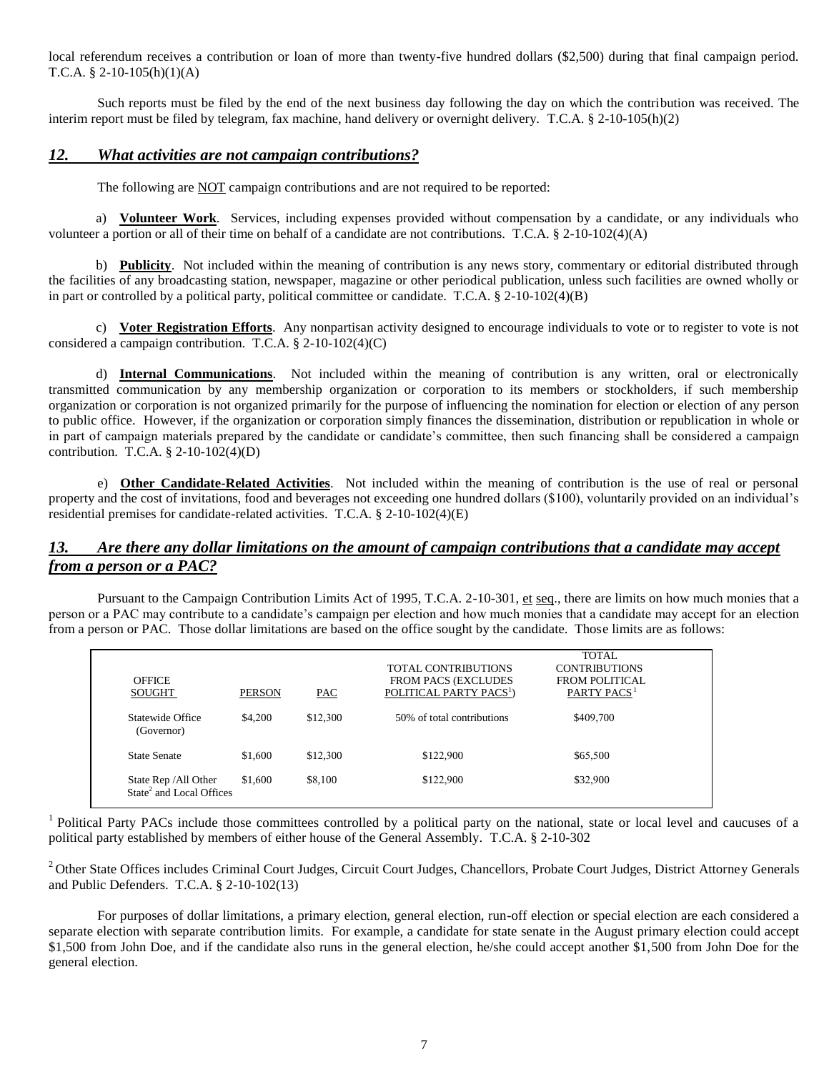local referendum receives a contribution or loan of more than twenty-five hundred dollars ($2,500) during that final campaign period. T.C.A. § 2-10-105(h)(1)(A)

Such reports must be filed by the end of the next business day following the day on which the contribution was received. The interim report must be filed by telegram, fax machine, hand delivery or overnight delivery. T.C.A. § 2-10-105(h)(2)

## *12. What activities are not campaign contributions?*

The following are NOT campaign contributions and are not required to be reported:

a) **Volunteer Work**. Services, including expenses provided without compensation by a candidate, or any individuals who volunteer a portion or all of their time on behalf of a candidate are not contributions. T.C.A. § 2-10-102(4)(A)

b) **Publicity**. Not included within the meaning of contribution is any news story, commentary or editorial distributed through the facilities of any broadcasting station, newspaper, magazine or other periodical publication, unless such facilities are owned wholly or in part or controlled by a political party, political committee or candidate. T.C.A. § 2-10-102(4)(B)

c) **Voter Registration Efforts**. Any nonpartisan activity designed to encourage individuals to vote or to register to vote is not considered a campaign contribution. T.C.A. § 2-10-102(4)(C)

d) **Internal Communications**. Not included within the meaning of contribution is any written, oral or electronically transmitted communication by any membership organization or corporation to its members or stockholders, if such membership organization or corporation is not organized primarily for the purpose of influencing the nomination for election or election of any person to public office. However, if the organization or corporation simply finances the dissemination, distribution or republication in whole or in part of campaign materials prepared by the candidate or candidate's committee, then such financing shall be considered a campaign contribution. T.C.A. § 2-10-102(4)(D)

e) **Other Candidate-Related Activities**. Not included within the meaning of contribution is the use of real or personal property and the cost of invitations, food and beverages not exceeding one hundred dollars ($100), voluntarily provided on an individual's residential premises for candidate-related activities. T.C.A. § 2-10-102(4)(E)

## *13. Are there any dollar limitations on the amount of campaign contributions that a candidate may accept from a person or a PAC?*

Pursuant to the Campaign Contribution Limits Act of 1995, T.C.A. 2-10-301, et seq., there are limits on how much monies that a person or a PAC may contribute to a candidate's campaign per election and how much monies that a candidate may accept for an election from a person or PAC. Those dollar limitations are based on the office sought by the candidate. Those limits are as follows:

| OFFICE SOUGHT | PERSON | PAC | TOTAL CONTRIBUTIONS FROM PACS (EXCLUDES POLITICAL PARTY PACS[1]) | TOTAL CONTRIBUTIONS FROM POLITICAL PARTY PACS[1] |
|---|---|---|---|---|
| Statewide Office (Governor) | $4,200 | $12,300 | 50% of total contributions | $409,700 |
| State Senate | $1,600 | $12,300 | $122,900 | $65,500 |
| State Rep /All Other State[2] and Local Offices | $1,600 | $8,100 | $122,900 | $32,900 |

[1] Political Party PACs include those committees controlled by a political party on the national, state or local level and caucuses of a political party established by members of either house of the General Assembly. T.C.A. § 2-10-302

[2] Other State Offices includes Criminal Court Judges, Circuit Court Judges, Chancellors, Probate Court Judges, District Attorney Generals and Public Defenders. T.C.A. § 2-10-102(13)

For purposes of dollar limitations, a primary election, general election, run-off election or special election are each considered a separate election with separate contribution limits. For example, a candidate for state senate in the August primary election could accept $1,500 from John Doe, and if the candidate also runs in the general election, he/she could accept another $1,500 from John Doe for the general election.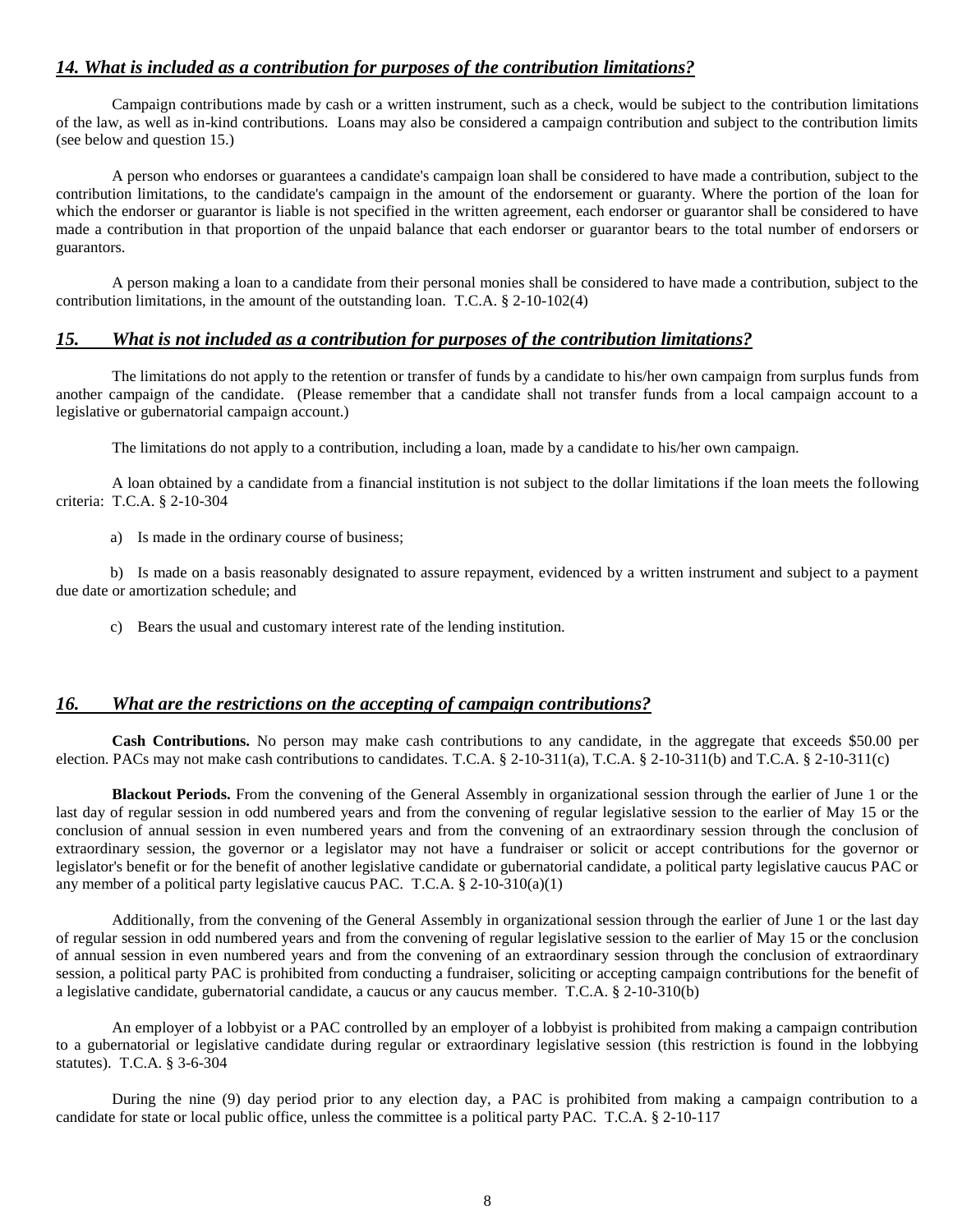### *14. What is included as a contribution for purposes of the contribution limitations?*

Campaign contributions made by cash or a written instrument, such as a check, would be subject to the contribution limitations of the law, as well as in-kind contributions. Loans may also be considered a campaign contribution and subject to the contribution limits (see below and question 15.)

A person who endorses or guarantees a candidate's campaign loan shall be considered to have made a contribution, subject to the contribution limitations, to the candidate's campaign in the amount of the endorsement or guaranty. Where the portion of the loan for which the endorser or guarantor is liable is not specified in the written agreement, each endorser or guarantor shall be considered to have made a contribution in that proportion of the unpaid balance that each endorser or guarantor bears to the total number of endorsers or guarantors.

A person making a loan to a candidate from their personal monies shall be considered to have made a contribution, subject to the contribution limitations, in the amount of the outstanding loan. T.C.A. § 2-10-102(4)

### *15. What is not included as a contribution for purposes of the contribution limitations?*

The limitations do not apply to the retention or transfer of funds by a candidate to his/her own campaign from surplus funds from another campaign of the candidate. (Please remember that a candidate shall not transfer funds from a local campaign account to a legislative or gubernatorial campaign account.)

The limitations do not apply to a contribution, including a loan, made by a candidate to his/her own campaign.

A loan obtained by a candidate from a financial institution is not subject to the dollar limitations if the loan meets the following criteria: T.C.A. § 2-10-304

a) Is made in the ordinary course of business;

b) Is made on a basis reasonably designated to assure repayment, evidenced by a written instrument and subject to a payment due date or amortization schedule; and

c) Bears the usual and customary interest rate of the lending institution.

### *16. What are the restrictions on the accepting of campaign contributions?*

**Cash Contributions.** No person may make cash contributions to any candidate, in the aggregate that exceeds $50.00 per election. PACs may not make cash contributions to candidates. T.C.A. § 2-10-311(a), T.C.A. § 2-10-311(b) and T.C.A. § 2-10-311(c)

**Blackout Periods.** From the convening of the General Assembly in organizational session through the earlier of June 1 or the last day of regular session in odd numbered years and from the convening of regular legislative session to the earlier of May 15 or the conclusion of annual session in even numbered years and from the convening of an extraordinary session through the conclusion of extraordinary session, the governor or a legislator may not have a fundraiser or solicit or accept contributions for the governor or legislator's benefit or for the benefit of another legislative candidate or gubernatorial candidate, a political party legislative caucus PAC or any member of a political party legislative caucus PAC. T.C.A. § 2-10-310(a)(1)

Additionally, from the convening of the General Assembly in organizational session through the earlier of June 1 or the last day of regular session in odd numbered years and from the convening of regular legislative session to the earlier of May 15 or the conclusion of annual session in even numbered years and from the convening of an extraordinary session through the conclusion of extraordinary session, a political party PAC is prohibited from conducting a fundraiser, soliciting or accepting campaign contributions for the benefit of a legislative candidate, gubernatorial candidate, a caucus or any caucus member. T.C.A. § 2-10-310(b)

An employer of a lobbyist or a PAC controlled by an employer of a lobbyist is prohibited from making a campaign contribution to a gubernatorial or legislative candidate during regular or extraordinary legislative session (this restriction is found in the lobbying statutes). T.C.A. § 3-6-304

During the nine (9) day period prior to any election day, a PAC is prohibited from making a campaign contribution to a candidate for state or local public office, unless the committee is a political party PAC. T.C.A. § 2-10-117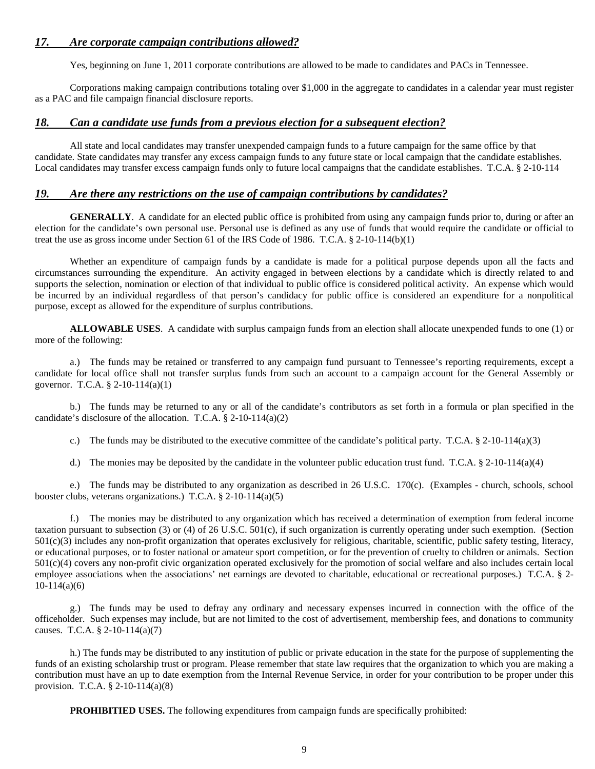### *17. Are corporate campaign contributions allowed?*

Yes, beginning on June 1, 2011 corporate contributions are allowed to be made to candidates and PACs in Tennessee.

Corporations making campaign contributions totaling over $1,000 in the aggregate to candidates in a calendar year must register as a PAC and file campaign financial disclosure reports.

### *18. Can a candidate use funds from a previous election for a subsequent election?*

All state and local candidates may transfer unexpended campaign funds to a future campaign for the same office by that candidate. State candidates may transfer any excess campaign funds to any future state or local campaign that the candidate establishes. Local candidates may transfer excess campaign funds only to future local campaigns that the candidate establishes. T.C.A. § 2-10-114

### *19. Are there any restrictions on the use of campaign contributions by candidates?*

**GENERALLY**. A candidate for an elected public office is prohibited from using any campaign funds prior to, during or after an election for the candidate's own personal use. Personal use is defined as any use of funds that would require the candidate or official to treat the use as gross income under Section 61 of the IRS Code of 1986. T.C.A. § 2-10-114(b)(1)

Whether an expenditure of campaign funds by a candidate is made for a political purpose depends upon all the facts and circumstances surrounding the expenditure. An activity engaged in between elections by a candidate which is directly related to and supports the selection, nomination or election of that individual to public office is considered political activity. An expense which would be incurred by an individual regardless of that person's candidacy for public office is considered an expenditure for a nonpolitical purpose, except as allowed for the expenditure of surplus contributions.

**ALLOWABLE USES**. A candidate with surplus campaign funds from an election shall allocate unexpended funds to one (1) or more of the following:

a.) The funds may be retained or transferred to any campaign fund pursuant to Tennessee's reporting requirements, except a candidate for local office shall not transfer surplus funds from such an account to a campaign account for the General Assembly or governor. T.C.A. § 2-10-114(a)(1)

b.) The funds may be returned to any or all of the candidate's contributors as set forth in a formula or plan specified in the candidate's disclosure of the allocation. T.C.A. § 2-10-114(a)(2)

c.) The funds may be distributed to the executive committee of the candidate's political party. T.C.A. § 2-10-114(a)(3)

d.) The monies may be deposited by the candidate in the volunteer public education trust fund. T.C.A. § 2-10-114(a)(4)

e.) The funds may be distributed to any organization as described in 26 U.S.C. 170(c). (Examples - church, schools, school booster clubs, veterans organizations.) T.C.A. § 2-10-114(a)(5)

f.) The monies may be distributed to any organization which has received a determination of exemption from federal income taxation pursuant to subsection (3) or (4) of 26 U.S.C. 501(c), if such organization is currently operating under such exemption. (Section 501(c)(3) includes any non-profit organization that operates exclusively for religious, charitable, scientific, public safety testing, literacy, or educational purposes, or to foster national or amateur sport competition, or for the prevention of cruelty to children or animals. Section 501(c)(4) covers any non-profit civic organization operated exclusively for the promotion of social welfare and also includes certain local employee associations when the associations' net earnings are devoted to charitable, educational or recreational purposes.) T.C.A. § 2-10-114(a)(6)

g.) The funds may be used to defray any ordinary and necessary expenses incurred in connection with the office of the officeholder. Such expenses may include, but are not limited to the cost of advertisement, membership fees, and donations to community causes. T.C.A. § 2-10-114(a)(7)

h.) The funds may be distributed to any institution of public or private education in the state for the purpose of supplementing the funds of an existing scholarship trust or program. Please remember that state law requires that the organization to which you are making a contribution must have an up to date exemption from the Internal Revenue Service, in order for your contribution to be proper under this provision. T.C.A. § 2-10-114(a)(8)

**PROHIBITIED USES.** The following expenditures from campaign funds are specifically prohibited: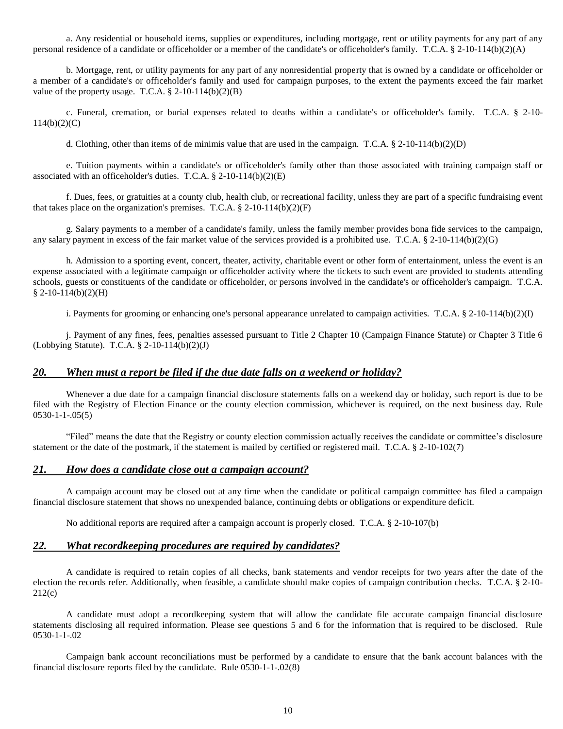a. Any residential or household items, supplies or expenditures, including mortgage, rent or utility payments for any part of any personal residence of a candidate or officeholder or a member of the candidate's or officeholder's family. T.C.A. § 2-10-114(b)(2)(A)

b. Mortgage, rent, or utility payments for any part of any nonresidential property that is owned by a candidate or officeholder or a member of a candidate's or officeholder's family and used for campaign purposes, to the extent the payments exceed the fair market value of the property usage. T.C.A. § 2-10-114(b)(2)(B)

c. Funeral, cremation, or burial expenses related to deaths within a candidate's or officeholder's family. T.C.A. § 2-10-114(b)(2)(C)

d. Clothing, other than items of de minimis value that are used in the campaign. T.C.A. § 2-10-114(b)(2)(D)

e. Tuition payments within a candidate's or officeholder's family other than those associated with training campaign staff or associated with an officeholder's duties. T.C.A. § 2-10-114(b)(2)(E)

f. Dues, fees, or gratuities at a county club, health club, or recreational facility, unless they are part of a specific fundraising event that takes place on the organization's premises. T.C.A. § 2-10-114(b)(2)(F)

g. Salary payments to a member of a candidate's family, unless the family member provides bona fide services to the campaign, any salary payment in excess of the fair market value of the services provided is a prohibited use. T.C.A. § 2-10-114(b)(2)(G)

h. Admission to a sporting event, concert, theater, activity, charitable event or other form of entertainment, unless the event is an expense associated with a legitimate campaign or officeholder activity where the tickets to such event are provided to students attending schools, guests or constituents of the candidate or officeholder, or persons involved in the candidate's or officeholder's campaign. T.C.A. § 2-10-114(b)(2)(H)

i. Payments for grooming or enhancing one's personal appearance unrelated to campaign activities. T.C.A. § 2-10-114(b)(2)(I)

j. Payment of any fines, fees, penalties assessed pursuant to Title 2 Chapter 10 (Campaign Finance Statute) or Chapter 3 Title 6 (Lobbying Statute). T.C.A. § 2-10-114(b)(2)(J)

## ***20. When must a report be filed if the due date falls on a weekend or holiday?***

Whenever a due date for a campaign financial disclosure statements falls on a weekend day or holiday, such report is due to be filed with the Registry of Election Finance or the county election commission, whichever is required, on the next business day. Rule 0530-1-1-.05(5)

"Filed" means the date that the Registry or county election commission actually receives the candidate or committee's disclosure statement or the date of the postmark, if the statement is mailed by certified or registered mail. T.C.A. § 2-10-102(7)

## ***21. How does a candidate close out a campaign account?***

A campaign account may be closed out at any time when the candidate or political campaign committee has filed a campaign financial disclosure statement that shows no unexpended balance, continuing debts or obligations or expenditure deficit.

No additional reports are required after a campaign account is properly closed. T.C.A. § 2-10-107(b)

## ***22. What recordkeeping procedures are required by candidates?***

A candidate is required to retain copies of all checks, bank statements and vendor receipts for two years after the date of the election the records refer. Additionally, when feasible, a candidate should make copies of campaign contribution checks. T.C.A. § 2-10-212(c)

A candidate must adopt a recordkeeping system that will allow the candidate file accurate campaign financial disclosure statements disclosing all required information. Please see questions 5 and 6 for the information that is required to be disclosed. Rule 0530-1-1-.02

Campaign bank account reconciliations must be performed by a candidate to ensure that the bank account balances with the financial disclosure reports filed by the candidate. Rule 0530-1-1-.02(8)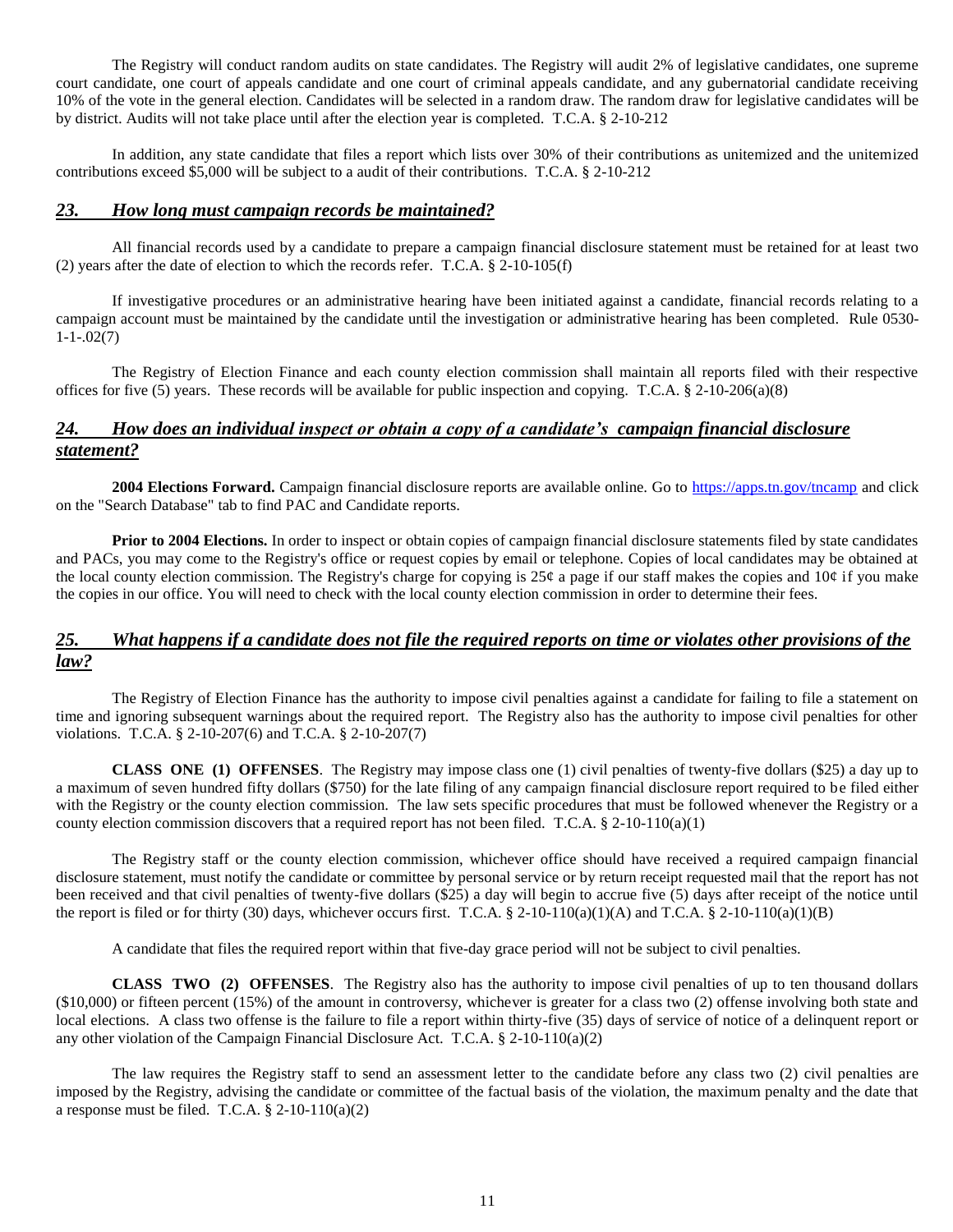The Registry will conduct random audits on state candidates. The Registry will audit 2% of legislative candidates, one supreme court candidate, one court of appeals candidate and one court of criminal appeals candidate, and any gubernatorial candidate receiving 10% of the vote in the general election. Candidates will be selected in a random draw. The random draw for legislative candidates will be by district. Audits will not take place until after the election year is completed. T.C.A. § 2-10-212

In addition, any state candidate that files a report which lists over 30% of their contributions as unitemized and the unitemized contributions exceed $5,000 will be subject to a audit of their contributions. T.C.A. § 2-10-212

## *23. How long must campaign records be maintained?*

All financial records used by a candidate to prepare a campaign financial disclosure statement must be retained for at least two (2) years after the date of election to which the records refer. T.C.A. § 2-10-105(f)

If investigative procedures or an administrative hearing have been initiated against a candidate, financial records relating to a campaign account must be maintained by the candidate until the investigation or administrative hearing has been completed. Rule 0530-1-1-.02(7)

The Registry of Election Finance and each county election commission shall maintain all reports filed with their respective offices for five (5) years. These records will be available for public inspection and copying. T.C.A. § 2-10-206(a)(8)

## *24. How does an individual inspect or obtain a copy of a candidate's campaign financial disclosure statement?*

**2004 Elections Forward.** Campaign financial disclosure reports are available online. Go to https://apps.tn.gov/tncamp and click on the "Search Database" tab to find PAC and Candidate reports.

**Prior to 2004 Elections.** In order to inspect or obtain copies of campaign financial disclosure statements filed by state candidates and PACs, you may come to the Registry's office or request copies by email or telephone. Copies of local candidates may be obtained at the local county election commission. The Registry's charge for copying is 25¢ a page if our staff makes the copies and 10¢ if you make the copies in our office. You will need to check with the local county election commission in order to determine their fees.

## *25. What happens if a candidate does not file the required reports on time or violates other provisions of the law?*

The Registry of Election Finance has the authority to impose civil penalties against a candidate for failing to file a statement on time and ignoring subsequent warnings about the required report. The Registry also has the authority to impose civil penalties for other violations. T.C.A. § 2-10-207(6) and T.C.A. § 2-10-207(7)

**CLASS ONE (1) OFFENSES**. The Registry may impose class one (1) civil penalties of twenty-five dollars ($25) a day up to a maximum of seven hundred fifty dollars ($750) for the late filing of any campaign financial disclosure report required to be filed either with the Registry or the county election commission. The law sets specific procedures that must be followed whenever the Registry or a county election commission discovers that a required report has not been filed. T.C.A. § 2-10-110(a)(1)

The Registry staff or the county election commission, whichever office should have received a required campaign financial disclosure statement, must notify the candidate or committee by personal service or by return receipt requested mail that the report has not been received and that civil penalties of twenty-five dollars ($25) a day will begin to accrue five (5) days after receipt of the notice until the report is filed or for thirty (30) days, whichever occurs first. T.C.A. § 2-10-110(a)(1)(A) and T.C.A. § 2-10-110(a)(1)(B)

A candidate that files the required report within that five-day grace period will not be subject to civil penalties.

**CLASS TWO (2) OFFENSES**. The Registry also has the authority to impose civil penalties of up to ten thousand dollars ($10,000) or fifteen percent (15%) of the amount in controversy, whichever is greater for a class two (2) offense involving both state and local elections. A class two offense is the failure to file a report within thirty-five (35) days of service of notice of a delinquent report or any other violation of the Campaign Financial Disclosure Act. T.C.A. § 2-10-110(a)(2)

The law requires the Registry staff to send an assessment letter to the candidate before any class two (2) civil penalties are imposed by the Registry, advising the candidate or committee of the factual basis of the violation, the maximum penalty and the date that a response must be filed. T.C.A. § 2-10-110(a)(2)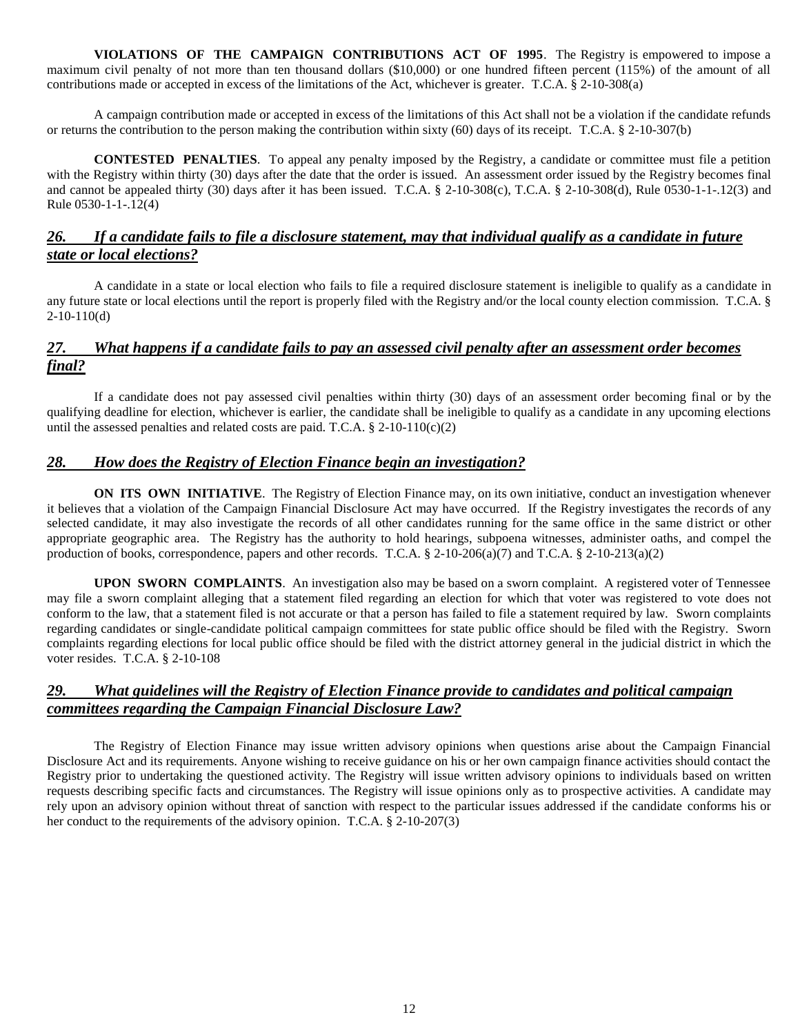**VIOLATIONS OF THE CAMPAIGN CONTRIBUTIONS ACT OF 1995**. The Registry is empowered to impose a maximum civil penalty of not more than ten thousand dollars ($10,000) or one hundred fifteen percent (115%) of the amount of all contributions made or accepted in excess of the limitations of the Act, whichever is greater. T.C.A. § 2-10-308(a)

A campaign contribution made or accepted in excess of the limitations of this Act shall not be a violation if the candidate refunds or returns the contribution to the person making the contribution within sixty (60) days of its receipt. T.C.A. § 2-10-307(b)

**CONTESTED PENALTIES**. To appeal any penalty imposed by the Registry, a candidate or committee must file a petition with the Registry within thirty (30) days after the date that the order is issued. An assessment order issued by the Registry becomes final and cannot be appealed thirty (30) days after it has been issued. T.C.A. § 2-10-308(c), T.C.A. § 2-10-308(d), Rule 0530-1-1-.12(3) and Rule 0530-1-1-.12(4)

## *26. If a candidate fails to file a disclosure statement, may that individual qualify as a candidate in future state or local elections?*

A candidate in a state or local election who fails to file a required disclosure statement is ineligible to qualify as a candidate in any future state or local elections until the report is properly filed with the Registry and/or the local county election commission. T.C.A. § 2-10-110(d)

## *27. What happens if a candidate fails to pay an assessed civil penalty after an assessment order becomes final?*

If a candidate does not pay assessed civil penalties within thirty (30) days of an assessment order becoming final or by the qualifying deadline for election, whichever is earlier, the candidate shall be ineligible to qualify as a candidate in any upcoming elections until the assessed penalties and related costs are paid. T.C.A. § 2-10-110(c)(2)

## *28. How does the Registry of Election Finance begin an investigation?*

**ON ITS OWN INITIATIVE**. The Registry of Election Finance may, on its own initiative, conduct an investigation whenever it believes that a violation of the Campaign Financial Disclosure Act may have occurred. If the Registry investigates the records of any selected candidate, it may also investigate the records of all other candidates running for the same office in the same district or other appropriate geographic area. The Registry has the authority to hold hearings, subpoena witnesses, administer oaths, and compel the production of books, correspondence, papers and other records. T.C.A. § 2-10-206(a)(7) and T.C.A. § 2-10-213(a)(2)

**UPON SWORN COMPLAINTS**. An investigation also may be based on a sworn complaint. A registered voter of Tennessee may file a sworn complaint alleging that a statement filed regarding an election for which that voter was registered to vote does not conform to the law, that a statement filed is not accurate or that a person has failed to file a statement required by law. Sworn complaints regarding candidates or single-candidate political campaign committees for state public office should be filed with the Registry. Sworn complaints regarding elections for local public office should be filed with the district attorney general in the judicial district in which the voter resides. T.C.A. § 2-10-108

## *29. What guidelines will the Registry of Election Finance provide to candidates and political campaign committees regarding the Campaign Financial Disclosure Law?*

The Registry of Election Finance may issue written advisory opinions when questions arise about the Campaign Financial Disclosure Act and its requirements. Anyone wishing to receive guidance on his or her own campaign finance activities should contact the Registry prior to undertaking the questioned activity. The Registry will issue written advisory opinions to individuals based on written requests describing specific facts and circumstances. The Registry will issue opinions only as to prospective activities. A candidate may rely upon an advisory opinion without threat of sanction with respect to the particular issues addressed if the candidate conforms his or her conduct to the requirements of the advisory opinion. T.C.A. § 2-10-207(3)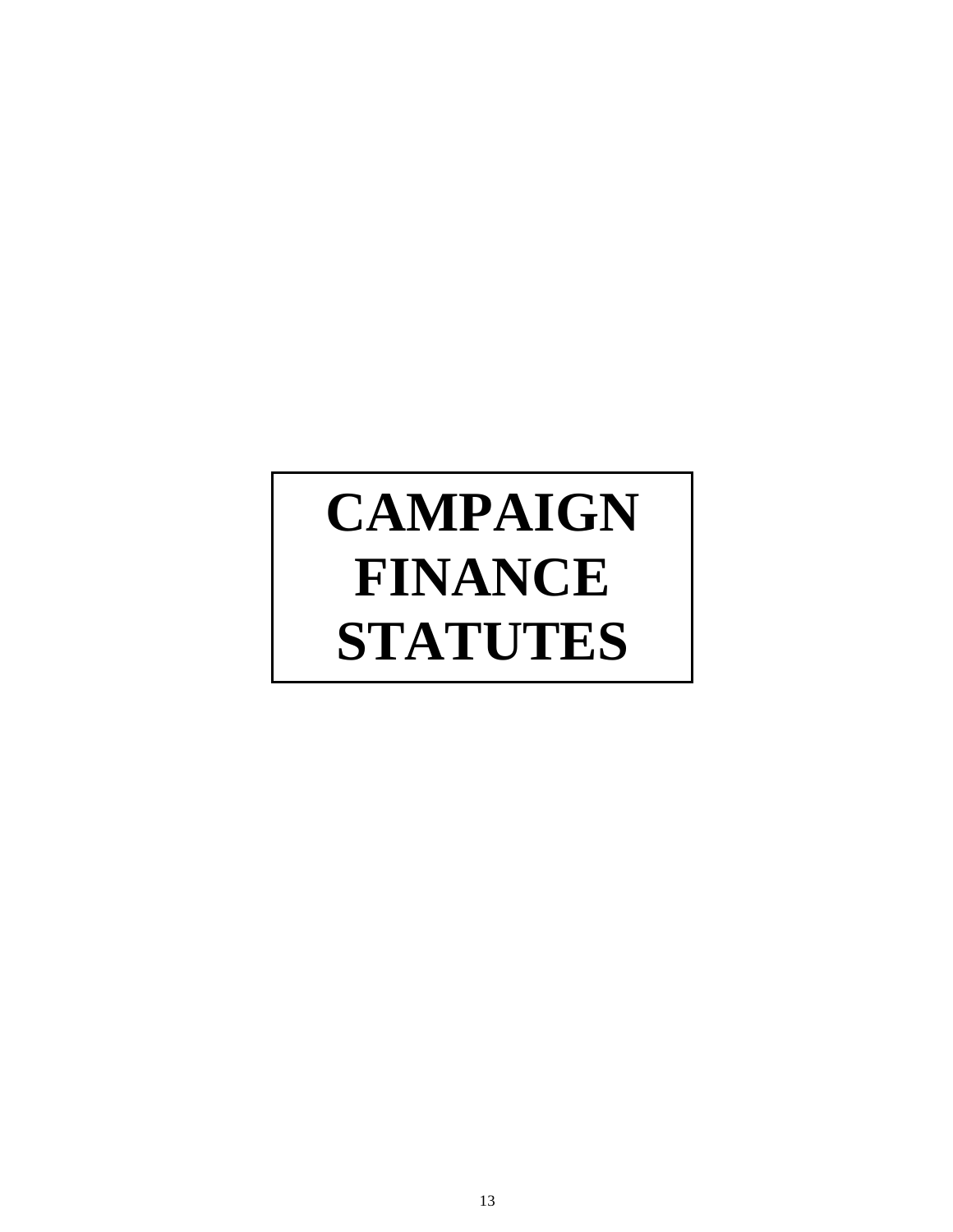# CAMPAIGN FINANCE STATUTES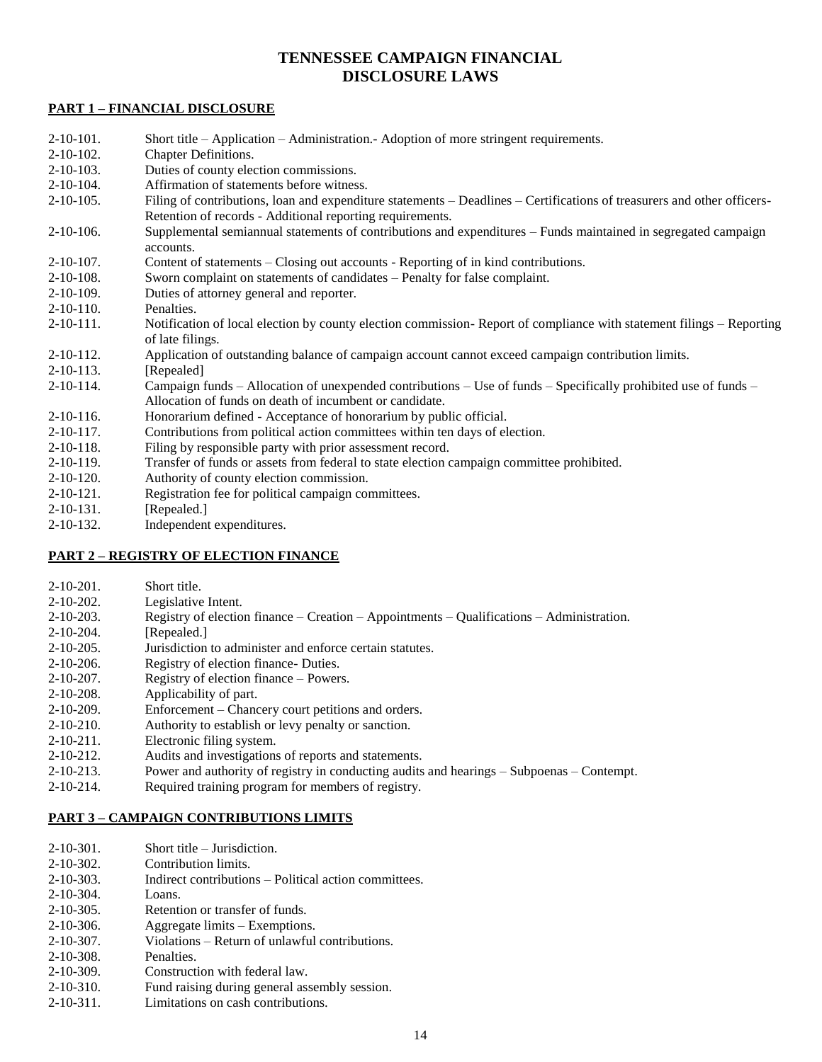# TENNESSEE CAMPAIGN FINANCIAL DISCLOSURE LAWS

## PART 1 – FINANCIAL DISCLOSURE

| | |
|---|---|
| 2-10-101. | Short title – Application – Administration.- Adoption of more stringent requirements. |
| 2-10-102. | Chapter Definitions. |
| 2-10-103. | Duties of county election commissions. |
| 2-10-104. | Affirmation of statements before witness. |
| 2-10-105. | Filing of contributions, loan and expenditure statements – Deadlines – Certifications of treasurers and other officers-Retention of records - Additional reporting requirements. |
| 2-10-106. | Supplemental semiannual statements of contributions and expenditures – Funds maintained in segregated campaign accounts. |
| 2-10-107. | Content of statements – Closing out accounts - Reporting of in kind contributions. |
| 2-10-108. | Sworn complaint on statements of candidates – Penalty for false complaint. |
| 2-10-109. | Duties of attorney general and reporter. |
| 2-10-110. | Penalties. |
| 2-10-111. | Notification of local election by county election commission- Report of compliance with statement filings – Reporting of late filings. |
| 2-10-112. | Application of outstanding balance of campaign account cannot exceed campaign contribution limits. |
| 2-10-113. | [Repealed] |
| 2-10-114. | Campaign funds – Allocation of unexpended contributions – Use of funds – Specifically prohibited use of funds – Allocation of funds on death of incumbent or candidate. |
| 2-10-116. | Honorarium defined - Acceptance of honorarium by public official. |
| 2-10-117. | Contributions from political action committees within ten days of election. |
| 2-10-118. | Filing by responsible party with prior assessment record. |
| 2-10-119. | Transfer of funds or assets from federal to state election campaign committee prohibited. |
| 2-10-120. | Authority of county election commission. |
| 2-10-121. | Registration fee for political campaign committees. |
| 2-10-131. | [Repealed.] |
| 2-10-132. | Independent expenditures. |

## PART 2 – REGISTRY OF ELECTION FINANCE

| | |
|---|---|
| 2-10-201. | Short title. |
| 2-10-202. | Legislative Intent. |
| 2-10-203. | Registry of election finance – Creation – Appointments – Qualifications – Administration. |
| 2-10-204. | [Repealed.] |
| 2-10-205. | Jurisdiction to administer and enforce certain statutes. |
| 2-10-206. | Registry of election finance- Duties. |
| 2-10-207. | Registry of election finance – Powers. |
| 2-10-208. | Applicability of part. |
| 2-10-209. | Enforcement – Chancery court petitions and orders. |
| 2-10-210. | Authority to establish or levy penalty or sanction. |
| 2-10-211. | Electronic filing system. |
| 2-10-212. | Audits and investigations of reports and statements. |
| 2-10-213. | Power and authority of registry in conducting audits and hearings – Subpoenas – Contempt. |
| 2-10-214. | Required training program for members of registry. |

## PART 3 – CAMPAIGN CONTRIBUTIONS LIMITS

| | |
|---|---|
| 2-10-301. | Short title – Jurisdiction. |
| 2-10-302. | Contribution limits. |
| 2-10-303. | Indirect contributions – Political action committees. |
| 2-10-304. | Loans. |
| 2-10-305. | Retention or transfer of funds. |
| 2-10-306. | Aggregate limits – Exemptions. |
| 2-10-307. | Violations – Return of unlawful contributions. |
| 2-10-308. | Penalties. |
| 2-10-309. | Construction with federal law. |
| 2-10-310. | Fund raising during general assembly session. |
| 2-10-311. | Limitations on cash contributions. |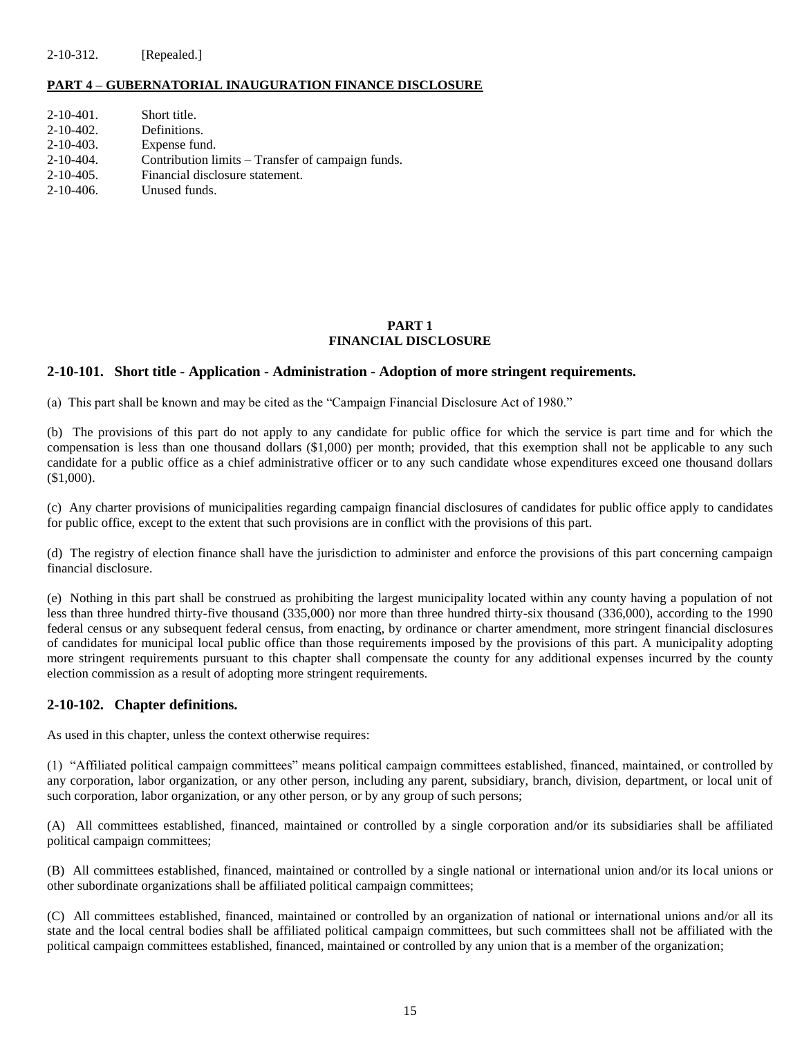2-10-312. [Repealed.]

**PART 4 – GUBERNATORIAL INAUGURATION FINANCE DISCLOSURE**

2-10-401. Short title.
2-10-402. Definitions.
2-10-403. Expense fund.
2-10-404. Contribution limits – Transfer of campaign funds.
2-10-405. Financial disclosure statement.
2-10-406. Unused funds.

## PART 1
## FINANCIAL DISCLOSURE

### 2-10-101. Short title - Application - Administration - Adoption of more stringent requirements.

(a) This part shall be known and may be cited as the "Campaign Financial Disclosure Act of 1980."

(b) The provisions of this part do not apply to any candidate for public office for which the service is part time and for which the compensation is less than one thousand dollars ($1,000) per month; provided, that this exemption shall not be applicable to any such candidate for a public office as a chief administrative officer or to any such candidate whose expenditures exceed one thousand dollars ($1,000).

(c) Any charter provisions of municipalities regarding campaign financial disclosures of candidates for public office apply to candidates for public office, except to the extent that such provisions are in conflict with the provisions of this part.

(d) The registry of election finance shall have the jurisdiction to administer and enforce the provisions of this part concerning campaign financial disclosure.

(e) Nothing in this part shall be construed as prohibiting the largest municipality located within any county having a population of not less than three hundred thirty-five thousand (335,000) nor more than three hundred thirty-six thousand (336,000), according to the 1990 federal census or any subsequent federal census, from enacting, by ordinance or charter amendment, more stringent financial disclosures of candidates for municipal local public office than those requirements imposed by the provisions of this part. A municipality adopting more stringent requirements pursuant to this chapter shall compensate the county for any additional expenses incurred by the county election commission as a result of adopting more stringent requirements.

### 2-10-102. Chapter definitions.

As used in this chapter, unless the context otherwise requires:

(1) "Affiliated political campaign committees" means political campaign committees established, financed, maintained, or controlled by any corporation, labor organization, or any other person, including any parent, subsidiary, branch, division, department, or local unit of such corporation, labor organization, or any other person, or by any group of such persons;

(A) All committees established, financed, maintained or controlled by a single corporation and/or its subsidiaries shall be affiliated political campaign committees;

(B) All committees established, financed, maintained or controlled by a single national or international union and/or its local unions or other subordinate organizations shall be affiliated political campaign committees;

(C) All committees established, financed, maintained or controlled by an organization of national or international unions and/or all its state and the local central bodies shall be affiliated political campaign committees, but such committees shall not be affiliated with the political campaign committees established, financed, maintained or controlled by any union that is a member of the organization;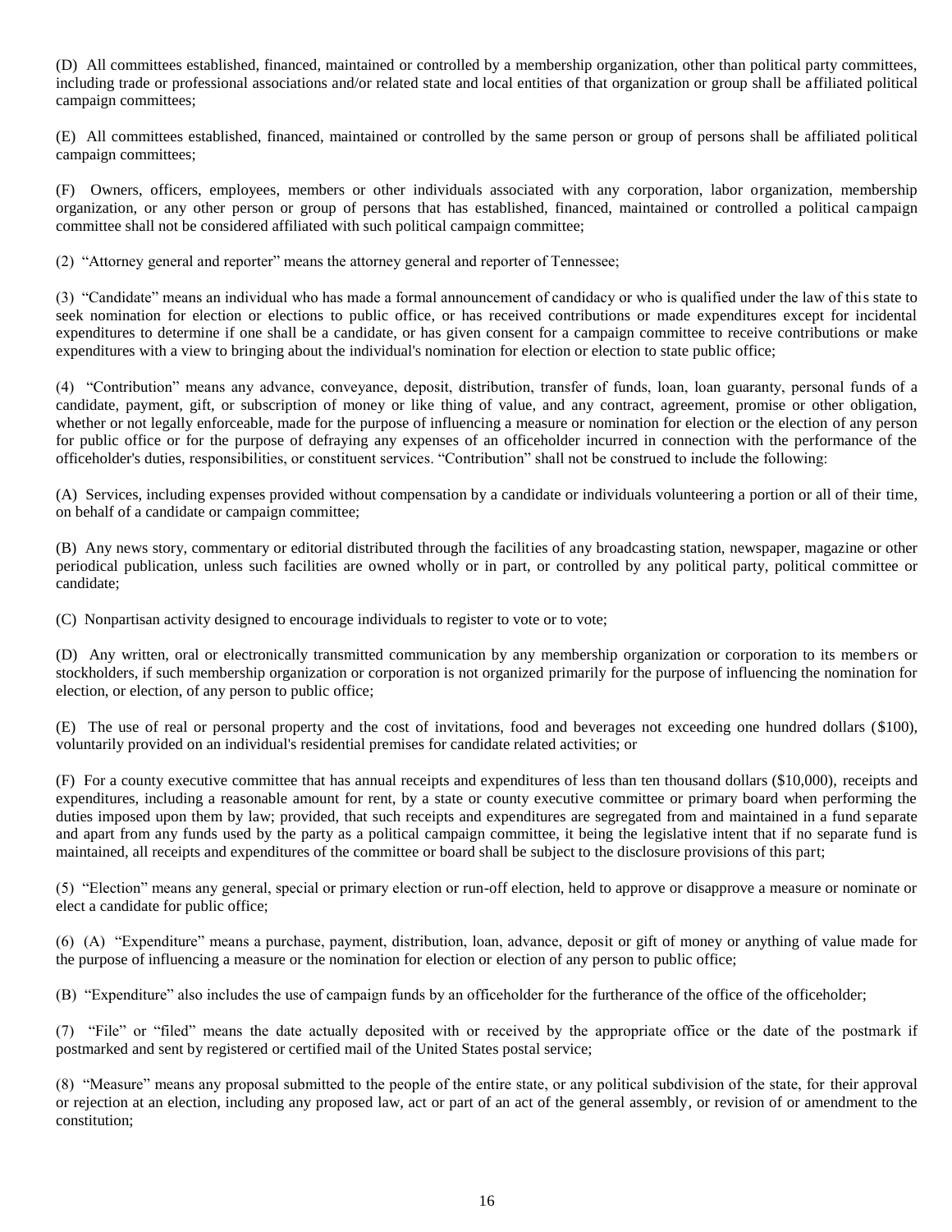(D) All committees established, financed, maintained or controlled by a membership organization, other than political party committees, including trade or professional associations and/or related state and local entities of that organization or group shall be affiliated political campaign committees;

(E) All committees established, financed, maintained or controlled by the same person or group of persons shall be affiliated political campaign committees;

(F) Owners, officers, employees, members or other individuals associated with any corporation, labor organization, membership organization, or any other person or group of persons that has established, financed, maintained or controlled a political campaign committee shall not be considered affiliated with such political campaign committee;

(2) "Attorney general and reporter" means the attorney general and reporter of Tennessee;

(3) "Candidate" means an individual who has made a formal announcement of candidacy or who is qualified under the law of this state to seek nomination for election or elections to public office, or has received contributions or made expenditures except for incidental expenditures to determine if one shall be a candidate, or has given consent for a campaign committee to receive contributions or make expenditures with a view to bringing about the individual's nomination for election or election to state public office;

(4) "Contribution" means any advance, conveyance, deposit, distribution, transfer of funds, loan, loan guaranty, personal funds of a candidate, payment, gift, or subscription of money or like thing of value, and any contract, agreement, promise or other obligation, whether or not legally enforceable, made for the purpose of influencing a measure or nomination for election or the election of any person for public office or for the purpose of defraying any expenses of an officeholder incurred in connection with the performance of the officeholder's duties, responsibilities, or constituent services. "Contribution" shall not be construed to include the following:

(A) Services, including expenses provided without compensation by a candidate or individuals volunteering a portion or all of their time, on behalf of a candidate or campaign committee;

(B) Any news story, commentary or editorial distributed through the facilities of any broadcasting station, newspaper, magazine or other periodical publication, unless such facilities are owned wholly or in part, or controlled by any political party, political committee or candidate;

(C) Nonpartisan activity designed to encourage individuals to register to vote or to vote;

(D) Any written, oral or electronically transmitted communication by any membership organization or corporation to its members or stockholders, if such membership organization or corporation is not organized primarily for the purpose of influencing the nomination for election, or election, of any person to public office;

(E) The use of real or personal property and the cost of invitations, food and beverages not exceeding one hundred dollars ($100), voluntarily provided on an individual's residential premises for candidate related activities; or

(F) For a county executive committee that has annual receipts and expenditures of less than ten thousand dollars ($10,000), receipts and expenditures, including a reasonable amount for rent, by a state or county executive committee or primary board when performing the duties imposed upon them by law; provided, that such receipts and expenditures are segregated from and maintained in a fund separate and apart from any funds used by the party as a political campaign committee, it being the legislative intent that if no separate fund is maintained, all receipts and expenditures of the committee or board shall be subject to the disclosure provisions of this part;

(5) "Election" means any general, special or primary election or run-off election, held to approve or disapprove a measure or nominate or elect a candidate for public office;

(6) (A) "Expenditure" means a purchase, payment, distribution, loan, advance, deposit or gift of money or anything of value made for the purpose of influencing a measure or the nomination for election or election of any person to public office;

(B) "Expenditure" also includes the use of campaign funds by an officeholder for the furtherance of the office of the officeholder;

(7) "File" or "filed" means the date actually deposited with or received by the appropriate office or the date of the postmark if postmarked and sent by registered or certified mail of the United States postal service;

(8) "Measure" means any proposal submitted to the people of the entire state, or any political subdivision of the state, for their approval or rejection at an election, including any proposed law, act or part of an act of the general assembly, or revision of or amendment to the constitution;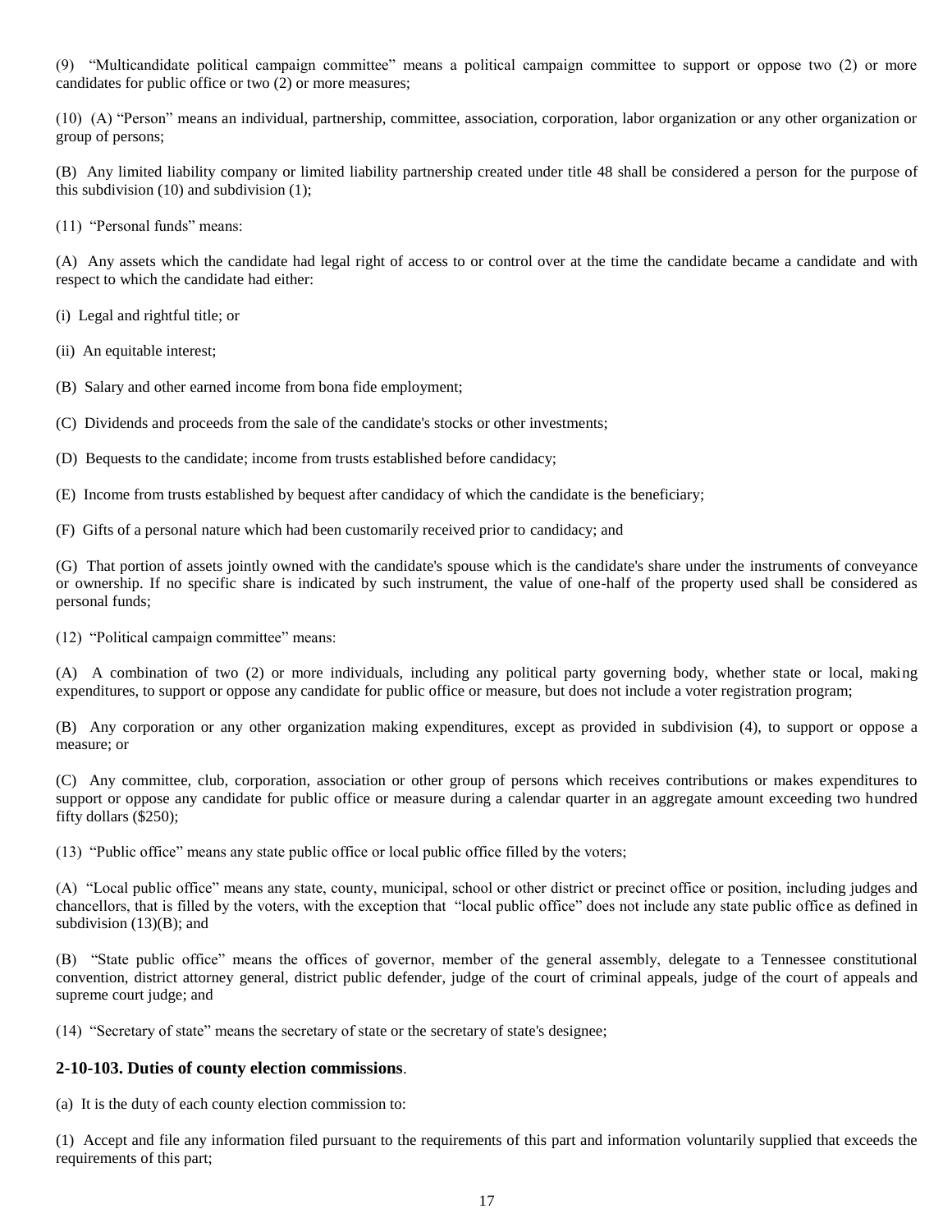(9) "Multicandidate political campaign committee" means a political campaign committee to support or oppose two (2) or more candidates for public office or two (2) or more measures;

(10) (A) "Person" means an individual, partnership, committee, association, corporation, labor organization or any other organization or group of persons;

(B) Any limited liability company or limited liability partnership created under title 48 shall be considered a person for the purpose of this subdivision (10) and subdivision (1);

(11) "Personal funds" means:

(A) Any assets which the candidate had legal right of access to or control over at the time the candidate became a candidate and with respect to which the candidate had either:

(i) Legal and rightful title; or

(ii) An equitable interest;

(B) Salary and other earned income from bona fide employment;

(C) Dividends and proceeds from the sale of the candidate's stocks or other investments;

(D) Bequests to the candidate; income from trusts established before candidacy;

(E) Income from trusts established by bequest after candidacy of which the candidate is the beneficiary;

(F) Gifts of a personal nature which had been customarily received prior to candidacy; and

(G) That portion of assets jointly owned with the candidate's spouse which is the candidate's share under the instruments of conveyance or ownership. If no specific share is indicated by such instrument, the value of one-half of the property used shall be considered as personal funds;

(12) "Political campaign committee" means:

(A) A combination of two (2) or more individuals, including any political party governing body, whether state or local, making expenditures, to support or oppose any candidate for public office or measure, but does not include a voter registration program;

(B) Any corporation or any other organization making expenditures, except as provided in subdivision (4), to support or oppose a measure; or

(C) Any committee, club, corporation, association or other group of persons which receives contributions or makes expenditures to support or oppose any candidate for public office or measure during a calendar quarter in an aggregate amount exceeding two hundred fifty dollars ($250);

(13) "Public office" means any state public office or local public office filled by the voters;

(A) "Local public office" means any state, county, municipal, school or other district or precinct office or position, including judges and chancellors, that is filled by the voters, with the exception that "local public office" does not include any state public office as defined in subdivision (13)(B); and

(B) "State public office" means the offices of governor, member of the general assembly, delegate to a Tennessee constitutional convention, district attorney general, district public defender, judge of the court of criminal appeals, judge of the court of appeals and supreme court judge; and

(14) "Secretary of state" means the secretary of state or the secretary of state's designee;

### 2-10-103. Duties of county election commissions.

(a) It is the duty of each county election commission to:

(1) Accept and file any information filed pursuant to the requirements of this part and information voluntarily supplied that exceeds the requirements of this part;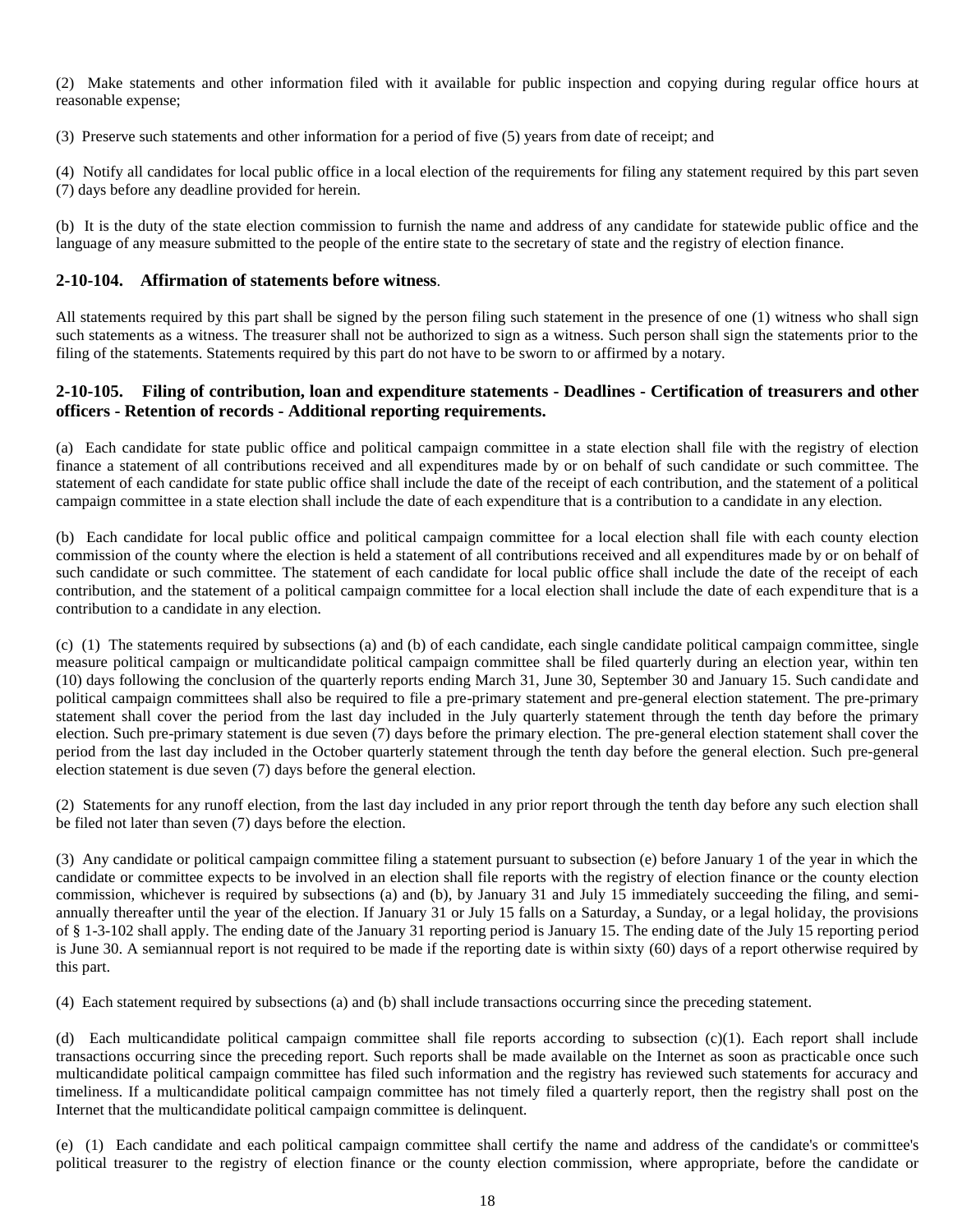(2) Make statements and other information filed with it available for public inspection and copying during regular office hours at reasonable expense;

(3) Preserve such statements and other information for a period of five (5) years from date of receipt; and

(4) Notify all candidates for local public office in a local election of the requirements for filing any statement required by this part seven (7) days before any deadline provided for herein.

(b) It is the duty of the state election commission to furnish the name and address of any candidate for statewide public office and the language of any measure submitted to the people of the entire state to the secretary of state and the registry of election finance.

### 2-10-104. Affirmation of statements before witness.

All statements required by this part shall be signed by the person filing such statement in the presence of one (1) witness who shall sign such statements as a witness. The treasurer shall not be authorized to sign as a witness. Such person shall sign the statements prior to the filing of the statements. Statements required by this part do not have to be sworn to or affirmed by a notary.

### 2-10-105. Filing of contribution, loan and expenditure statements - Deadlines - Certification of treasurers and other officers - Retention of records - Additional reporting requirements.

(a) Each candidate for state public office and political campaign committee in a state election shall file with the registry of election finance a statement of all contributions received and all expenditures made by or on behalf of such candidate or such committee. The statement of each candidate for state public office shall include the date of the receipt of each contribution, and the statement of a political campaign committee in a state election shall include the date of each expenditure that is a contribution to a candidate in any election.

(b) Each candidate for local public office and political campaign committee for a local election shall file with each county election commission of the county where the election is held a statement of all contributions received and all expenditures made by or on behalf of such candidate or such committee. The statement of each candidate for local public office shall include the date of the receipt of each contribution, and the statement of a political campaign committee for a local election shall include the date of each expenditure that is a contribution to a candidate in any election.

(c) (1) The statements required by subsections (a) and (b) of each candidate, each single candidate political campaign committee, single measure political campaign or multicandidate political campaign committee shall be filed quarterly during an election year, within ten (10) days following the conclusion of the quarterly reports ending March 31, June 30, September 30 and January 15. Such candidate and political campaign committees shall also be required to file a pre-primary statement and pre-general election statement. The pre-primary statement shall cover the period from the last day included in the July quarterly statement through the tenth day before the primary election. Such pre-primary statement is due seven (7) days before the primary election. The pre-general election statement shall cover the period from the last day included in the October quarterly statement through the tenth day before the general election. Such pre-general election statement is due seven (7) days before the general election.

(2) Statements for any runoff election, from the last day included in any prior report through the tenth day before any such election shall be filed not later than seven (7) days before the election.

(3) Any candidate or political campaign committee filing a statement pursuant to subsection (e) before January 1 of the year in which the candidate or committee expects to be involved in an election shall file reports with the registry of election finance or the county election commission, whichever is required by subsections (a) and (b), by January 31 and July 15 immediately succeeding the filing, and semi-annually thereafter until the year of the election. If January 31 or July 15 falls on a Saturday, a Sunday, or a legal holiday, the provisions of § 1-3-102 shall apply. The ending date of the January 31 reporting period is January 15. The ending date of the July 15 reporting period is June 30. A semiannual report is not required to be made if the reporting date is within sixty (60) days of a report otherwise required by this part.

(4) Each statement required by subsections (a) and (b) shall include transactions occurring since the preceding statement.

(d) Each multicandidate political campaign committee shall file reports according to subsection (c)(1). Each report shall include transactions occurring since the preceding report. Such reports shall be made available on the Internet as soon as practicable once such multicandidate political campaign committee has filed such information and the registry has reviewed such statements for accuracy and timeliness. If a multicandidate political campaign committee has not timely filed a quarterly report, then the registry shall post on the Internet that the multicandidate political campaign committee is delinquent.

(e) (1) Each candidate and each political campaign committee shall certify the name and address of the candidate's or committee's political treasurer to the registry of election finance or the county election commission, where appropriate, before the candidate or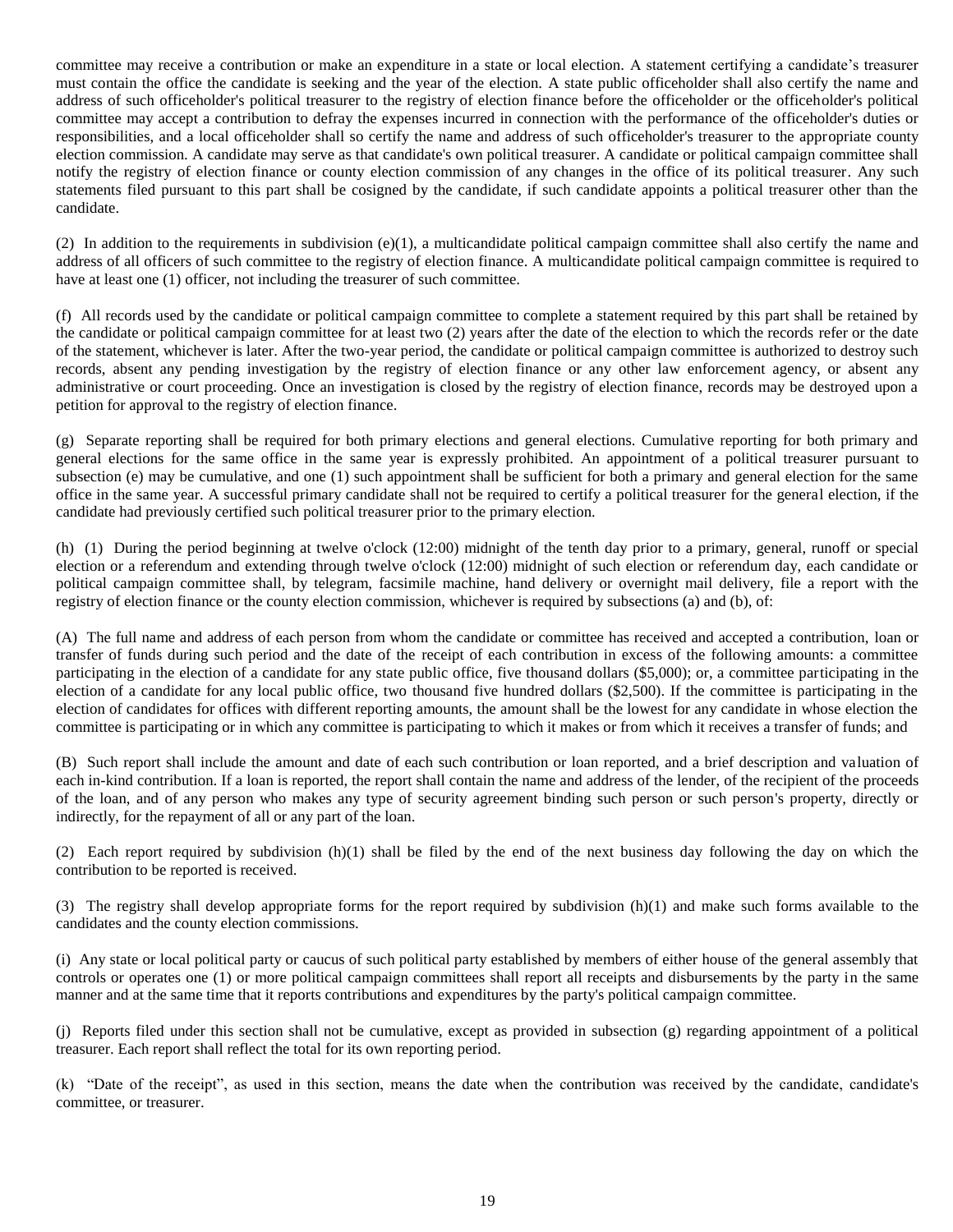committee may receive a contribution or make an expenditure in a state or local election. A statement certifying a candidate's treasurer must contain the office the candidate is seeking and the year of the election. A state public officeholder shall also certify the name and address of such officeholder's political treasurer to the registry of election finance before the officeholder or the officeholder's political committee may accept a contribution to defray the expenses incurred in connection with the performance of the officeholder's duties or responsibilities, and a local officeholder shall so certify the name and address of such officeholder's treasurer to the appropriate county election commission. A candidate may serve as that candidate's own political treasurer. A candidate or political campaign committee shall notify the registry of election finance or county election commission of any changes in the office of its political treasurer. Any such statements filed pursuant to this part shall be cosigned by the candidate, if such candidate appoints a political treasurer other than the candidate.

(2) In addition to the requirements in subdivision (e)(1), a multicandidate political campaign committee shall also certify the name and address of all officers of such committee to the registry of election finance. A multicandidate political campaign committee is required to have at least one (1) officer, not including the treasurer of such committee.

(f) All records used by the candidate or political campaign committee to complete a statement required by this part shall be retained by the candidate or political campaign committee for at least two (2) years after the date of the election to which the records refer or the date of the statement, whichever is later. After the two-year period, the candidate or political campaign committee is authorized to destroy such records, absent any pending investigation by the registry of election finance or any other law enforcement agency, or absent any administrative or court proceeding. Once an investigation is closed by the registry of election finance, records may be destroyed upon a petition for approval to the registry of election finance.

(g) Separate reporting shall be required for both primary elections and general elections. Cumulative reporting for both primary and general elections for the same office in the same year is expressly prohibited. An appointment of a political treasurer pursuant to subsection (e) may be cumulative, and one (1) such appointment shall be sufficient for both a primary and general election for the same office in the same year. A successful primary candidate shall not be required to certify a political treasurer for the general election, if the candidate had previously certified such political treasurer prior to the primary election.

(h) (1) During the period beginning at twelve o'clock (12:00) midnight of the tenth day prior to a primary, general, runoff or special election or a referendum and extending through twelve o'clock (12:00) midnight of such election or referendum day, each candidate or political campaign committee shall, by telegram, facsimile machine, hand delivery or overnight mail delivery, file a report with the registry of election finance or the county election commission, whichever is required by subsections (a) and (b), of:

(A) The full name and address of each person from whom the candidate or committee has received and accepted a contribution, loan or transfer of funds during such period and the date of the receipt of each contribution in excess of the following amounts: a committee participating in the election of a candidate for any state public office, five thousand dollars ($5,000); or, a committee participating in the election of a candidate for any local public office, two thousand five hundred dollars ($2,500). If the committee is participating in the election of candidates for offices with different reporting amounts, the amount shall be the lowest for any candidate in whose election the committee is participating or in which any committee is participating to which it makes or from which it receives a transfer of funds; and

(B) Such report shall include the amount and date of each such contribution or loan reported, and a brief description and valuation of each in-kind contribution. If a loan is reported, the report shall contain the name and address of the lender, of the recipient of the proceeds of the loan, and of any person who makes any type of security agreement binding such person or such person's property, directly or indirectly, for the repayment of all or any part of the loan.

(2) Each report required by subdivision (h)(1) shall be filed by the end of the next business day following the day on which the contribution to be reported is received.

(3) The registry shall develop appropriate forms for the report required by subdivision (h)(1) and make such forms available to the candidates and the county election commissions.

(i) Any state or local political party or caucus of such political party established by members of either house of the general assembly that controls or operates one (1) or more political campaign committees shall report all receipts and disbursements by the party in the same manner and at the same time that it reports contributions and expenditures by the party's political campaign committee.

(j) Reports filed under this section shall not be cumulative, except as provided in subsection (g) regarding appointment of a political treasurer. Each report shall reflect the total for its own reporting period.

(k) "Date of the receipt", as used in this section, means the date when the contribution was received by the candidate, candidate's committee, or treasurer.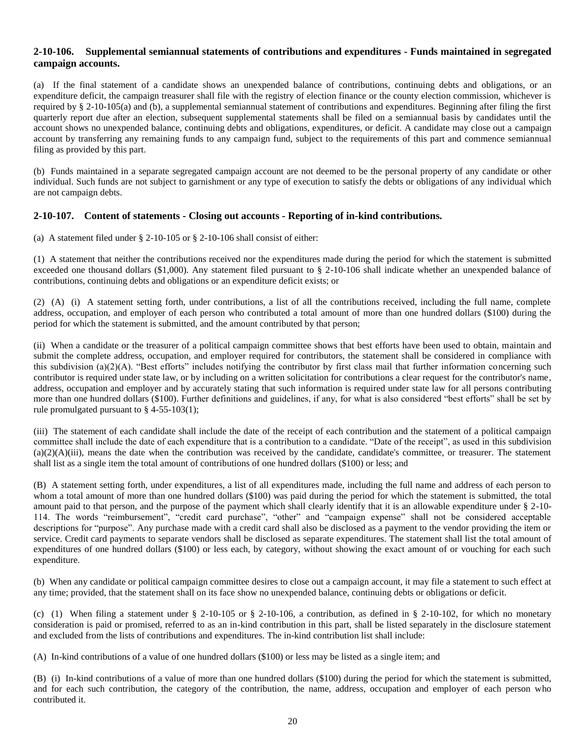### 2-10-106. Supplemental semiannual statements of contributions and expenditures - Funds maintained in segregated campaign accounts.

(a) If the final statement of a candidate shows an unexpended balance of contributions, continuing debts and obligations, or an expenditure deficit, the campaign treasurer shall file with the registry of election finance or the county election commission, whichever is required by § 2-10-105(a) and (b), a supplemental semiannual statement of contributions and expenditures. Beginning after filing the first quarterly report due after an election, subsequent supplemental statements shall be filed on a semiannual basis by candidates until the account shows no unexpended balance, continuing debts and obligations, expenditures, or deficit. A candidate may close out a campaign account by transferring any remaining funds to any campaign fund, subject to the requirements of this part and commence semiannual filing as provided by this part.

(b) Funds maintained in a separate segregated campaign account are not deemed to be the personal property of any candidate or other individual. Such funds are not subject to garnishment or any type of execution to satisfy the debts or obligations of any individual which are not campaign debts.

### 2-10-107. Content of statements - Closing out accounts - Reporting of in-kind contributions.

(a) A statement filed under § 2-10-105 or § 2-10-106 shall consist of either:

(1) A statement that neither the contributions received nor the expenditures made during the period for which the statement is submitted exceeded one thousand dollars ($1,000). Any statement filed pursuant to § 2-10-106 shall indicate whether an unexpended balance of contributions, continuing debts and obligations or an expenditure deficit exists; or

(2) (A) (i) A statement setting forth, under contributions, a list of all the contributions received, including the full name, complete address, occupation, and employer of each person who contributed a total amount of more than one hundred dollars ($100) during the period for which the statement is submitted, and the amount contributed by that person;

(ii) When a candidate or the treasurer of a political campaign committee shows that best efforts have been used to obtain, maintain and submit the complete address, occupation, and employer required for contributors, the statement shall be considered in compliance with this subdivision (a)(2)(A). "Best efforts" includes notifying the contributor by first class mail that further information concerning such contributor is required under state law, or by including on a written solicitation for contributions a clear request for the contributor's name, address, occupation and employer and by accurately stating that such information is required under state law for all persons contributing more than one hundred dollars ($100). Further definitions and guidelines, if any, for what is also considered "best efforts" shall be set by rule promulgated pursuant to § 4-55-103(1);

(iii) The statement of each candidate shall include the date of the receipt of each contribution and the statement of a political campaign committee shall include the date of each expenditure that is a contribution to a candidate. "Date of the receipt", as used in this subdivision (a)(2)(A)(iii), means the date when the contribution was received by the candidate, candidate's committee, or treasurer. The statement shall list as a single item the total amount of contributions of one hundred dollars ($100) or less; and

(B) A statement setting forth, under expenditures, a list of all expenditures made, including the full name and address of each person to whom a total amount of more than one hundred dollars ($100) was paid during the period for which the statement is submitted, the total amount paid to that person, and the purpose of the payment which shall clearly identify that it is an allowable expenditure under § 2-10-114. The words "reimbursement", "credit card purchase", "other" and "campaign expense" shall not be considered acceptable descriptions for "purpose". Any purchase made with a credit card shall also be disclosed as a payment to the vendor providing the item or service. Credit card payments to separate vendors shall be disclosed as separate expenditures. The statement shall list the total amount of expenditures of one hundred dollars ($100) or less each, by category, without showing the exact amount of or vouching for each such expenditure.

(b) When any candidate or political campaign committee desires to close out a campaign account, it may file a statement to such effect at any time; provided, that the statement shall on its face show no unexpended balance, continuing debts or obligations or deficit.

(c) (1) When filing a statement under § 2-10-105 or § 2-10-106, a contribution, as defined in § 2-10-102, for which no monetary consideration is paid or promised, referred to as an in-kind contribution in this part, shall be listed separately in the disclosure statement and excluded from the lists of contributions and expenditures. The in-kind contribution list shall include:

(A) In-kind contributions of a value of one hundred dollars ($100) or less may be listed as a single item; and

(B) (i) In-kind contributions of a value of more than one hundred dollars ($100) during the period for which the statement is submitted, and for each such contribution, the category of the contribution, the name, address, occupation and employer of each person who contributed it.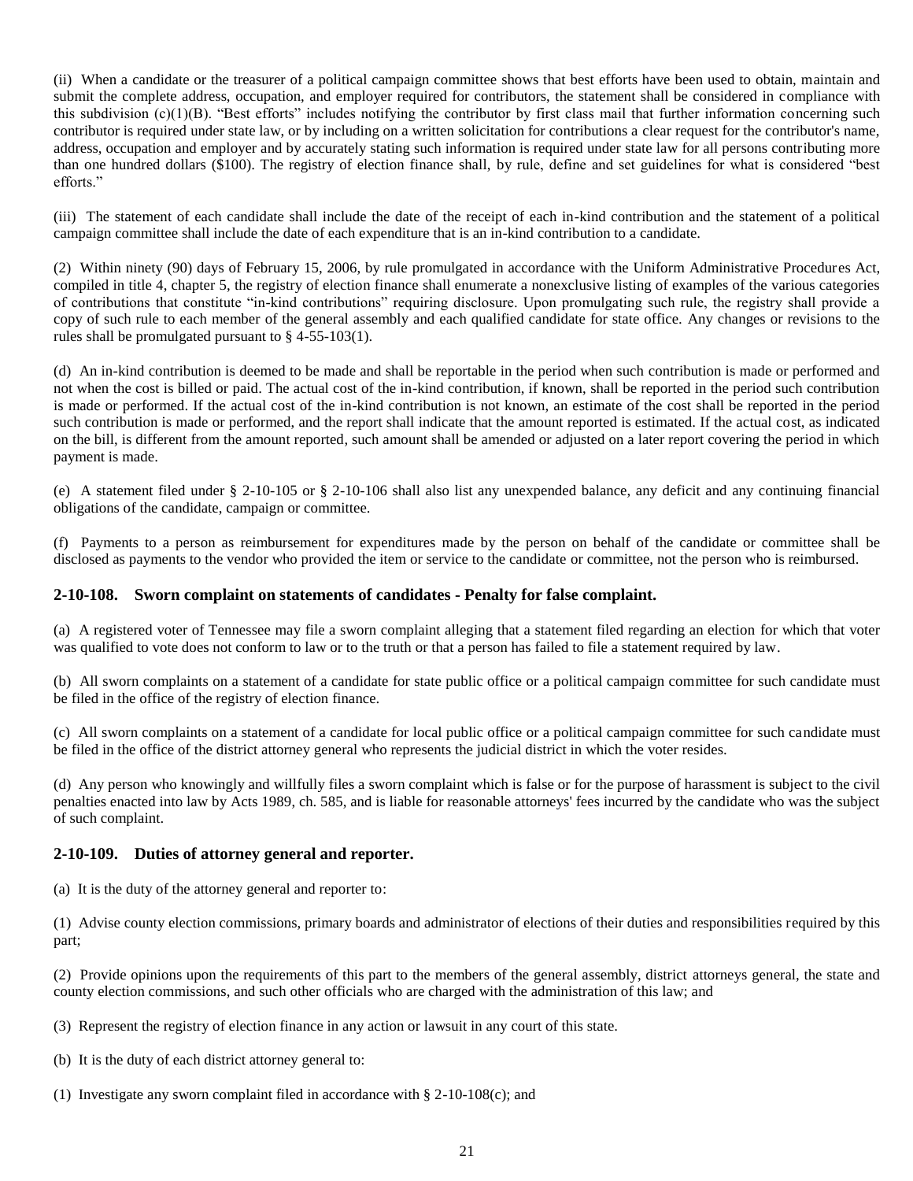(ii) When a candidate or the treasurer of a political campaign committee shows that best efforts have been used to obtain, maintain and submit the complete address, occupation, and employer required for contributors, the statement shall be considered in compliance with this subdivision (c)(1)(B). "Best efforts" includes notifying the contributor by first class mail that further information concerning such contributor is required under state law, or by including on a written solicitation for contributions a clear request for the contributor's name, address, occupation and employer and by accurately stating such information is required under state law for all persons contributing more than one hundred dollars ($100). The registry of election finance shall, by rule, define and set guidelines for what is considered "best efforts."

(iii) The statement of each candidate shall include the date of the receipt of each in-kind contribution and the statement of a political campaign committee shall include the date of each expenditure that is an in-kind contribution to a candidate.

(2) Within ninety (90) days of February 15, 2006, by rule promulgated in accordance with the Uniform Administrative Procedures Act, compiled in title 4, chapter 5, the registry of election finance shall enumerate a nonexclusive listing of examples of the various categories of contributions that constitute "in-kind contributions" requiring disclosure. Upon promulgating such rule, the registry shall provide a copy of such rule to each member of the general assembly and each qualified candidate for state office. Any changes or revisions to the rules shall be promulgated pursuant to § 4-55-103(1).

(d) An in-kind contribution is deemed to be made and shall be reportable in the period when such contribution is made or performed and not when the cost is billed or paid. The actual cost of the in-kind contribution, if known, shall be reported in the period such contribution is made or performed. If the actual cost of the in-kind contribution is not known, an estimate of the cost shall be reported in the period such contribution is made or performed, and the report shall indicate that the amount reported is estimated. If the actual cost, as indicated on the bill, is different from the amount reported, such amount shall be amended or adjusted on a later report covering the period in which payment is made.

(e) A statement filed under § 2-10-105 or § 2-10-106 shall also list any unexpended balance, any deficit and any continuing financial obligations of the candidate, campaign or committee.

(f) Payments to a person as reimbursement for expenditures made by the person on behalf of the candidate or committee shall be disclosed as payments to the vendor who provided the item or service to the candidate or committee, not the person who is reimbursed.

### 2-10-108. Sworn complaint on statements of candidates - Penalty for false complaint.

(a) A registered voter of Tennessee may file a sworn complaint alleging that a statement filed regarding an election for which that voter was qualified to vote does not conform to law or to the truth or that a person has failed to file a statement required by law.

(b) All sworn complaints on a statement of a candidate for state public office or a political campaign committee for such candidate must be filed in the office of the registry of election finance.

(c) All sworn complaints on a statement of a candidate for local public office or a political campaign committee for such candidate must be filed in the office of the district attorney general who represents the judicial district in which the voter resides.

(d) Any person who knowingly and willfully files a sworn complaint which is false or for the purpose of harassment is subject to the civil penalties enacted into law by Acts 1989, ch. 585, and is liable for reasonable attorneys' fees incurred by the candidate who was the subject of such complaint.

### 2-10-109. Duties of attorney general and reporter.

(a) It is the duty of the attorney general and reporter to:

(1) Advise county election commissions, primary boards and administrator of elections of their duties and responsibilities required by this part;

(2) Provide opinions upon the requirements of this part to the members of the general assembly, district attorneys general, the state and county election commissions, and such other officials who are charged with the administration of this law; and

(3) Represent the registry of election finance in any action or lawsuit in any court of this state.

(b) It is the duty of each district attorney general to:

(1) Investigate any sworn complaint filed in accordance with § 2-10-108(c); and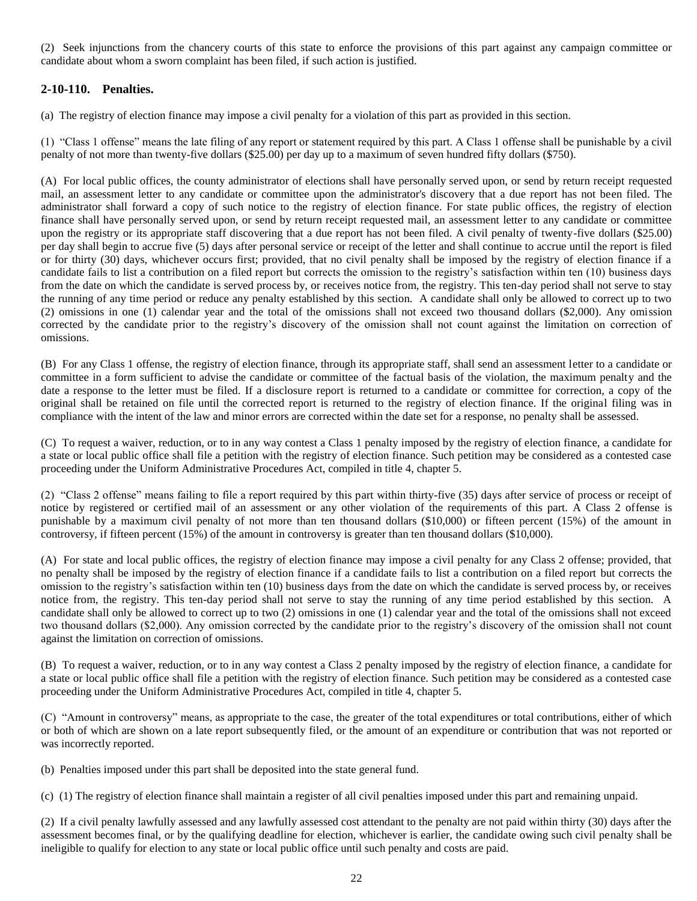(2) Seek injunctions from the chancery courts of this state to enforce the provisions of this part against any campaign committee or candidate about whom a sworn complaint has been filed, if such action is justified.

### 2-10-110. Penalties.

(a) The registry of election finance may impose a civil penalty for a violation of this part as provided in this section.

(1) "Class 1 offense" means the late filing of any report or statement required by this part. A Class 1 offense shall be punishable by a civil penalty of not more than twenty-five dollars ($25.00) per day up to a maximum of seven hundred fifty dollars ($750).

(A) For local public offices, the county administrator of elections shall have personally served upon, or send by return receipt requested mail, an assessment letter to any candidate or committee upon the administrator's discovery that a due report has not been filed. The administrator shall forward a copy of such notice to the registry of election finance. For state public offices, the registry of election finance shall have personally served upon, or send by return receipt requested mail, an assessment letter to any candidate or committee upon the registry or its appropriate staff discovering that a due report has not been filed. A civil penalty of twenty-five dollars ($25.00) per day shall begin to accrue five (5) days after personal service or receipt of the letter and shall continue to accrue until the report is filed or for thirty (30) days, whichever occurs first; provided, that no civil penalty shall be imposed by the registry of election finance if a candidate fails to list a contribution on a filed report but corrects the omission to the registry's satisfaction within ten (10) business days from the date on which the candidate is served process by, or receives notice from, the registry. This ten-day period shall not serve to stay the running of any time period or reduce any penalty established by this section. A candidate shall only be allowed to correct up to two (2) omissions in one (1) calendar year and the total of the omissions shall not exceed two thousand dollars ($2,000). Any omission corrected by the candidate prior to the registry's discovery of the omission shall not count against the limitation on correction of omissions.

(B) For any Class 1 offense, the registry of election finance, through its appropriate staff, shall send an assessment letter to a candidate or committee in a form sufficient to advise the candidate or committee of the factual basis of the violation, the maximum penalty and the date a response to the letter must be filed. If a disclosure report is returned to a candidate or committee for correction, a copy of the original shall be retained on file until the corrected report is returned to the registry of election finance. If the original filing was in compliance with the intent of the law and minor errors are corrected within the date set for a response, no penalty shall be assessed.

(C) To request a waiver, reduction, or to in any way contest a Class 1 penalty imposed by the registry of election finance, a candidate for a state or local public office shall file a petition with the registry of election finance. Such petition may be considered as a contested case proceeding under the Uniform Administrative Procedures Act, compiled in title 4, chapter 5.

(2) "Class 2 offense" means failing to file a report required by this part within thirty-five (35) days after service of process or receipt of notice by registered or certified mail of an assessment or any other violation of the requirements of this part. A Class 2 offense is punishable by a maximum civil penalty of not more than ten thousand dollars ($10,000) or fifteen percent (15%) of the amount in controversy, if fifteen percent (15%) of the amount in controversy is greater than ten thousand dollars ($10,000).

(A) For state and local public offices, the registry of election finance may impose a civil penalty for any Class 2 offense; provided, that no penalty shall be imposed by the registry of election finance if a candidate fails to list a contribution on a filed report but corrects the omission to the registry's satisfaction within ten (10) business days from the date on which the candidate is served process by, or receives notice from, the registry. This ten-day period shall not serve to stay the running of any time period established by this section. A candidate shall only be allowed to correct up to two (2) omissions in one (1) calendar year and the total of the omissions shall not exceed two thousand dollars ($2,000). Any omission corrected by the candidate prior to the registry's discovery of the omission shall not count against the limitation on correction of omissions.

(B) To request a waiver, reduction, or to in any way contest a Class 2 penalty imposed by the registry of election finance, a candidate for a state or local public office shall file a petition with the registry of election finance. Such petition may be considered as a contested case proceeding under the Uniform Administrative Procedures Act, compiled in title 4, chapter 5.

(C) "Amount in controversy" means, as appropriate to the case, the greater of the total expenditures or total contributions, either of which or both of which are shown on a late report subsequently filed, or the amount of an expenditure or contribution that was not reported or was incorrectly reported.

(b) Penalties imposed under this part shall be deposited into the state general fund.

(c) (1) The registry of election finance shall maintain a register of all civil penalties imposed under this part and remaining unpaid.

(2) If a civil penalty lawfully assessed and any lawfully assessed cost attendant to the penalty are not paid within thirty (30) days after the assessment becomes final, or by the qualifying deadline for election, whichever is earlier, the candidate owing such civil penalty shall be ineligible to qualify for election to any state or local public office until such penalty and costs are paid.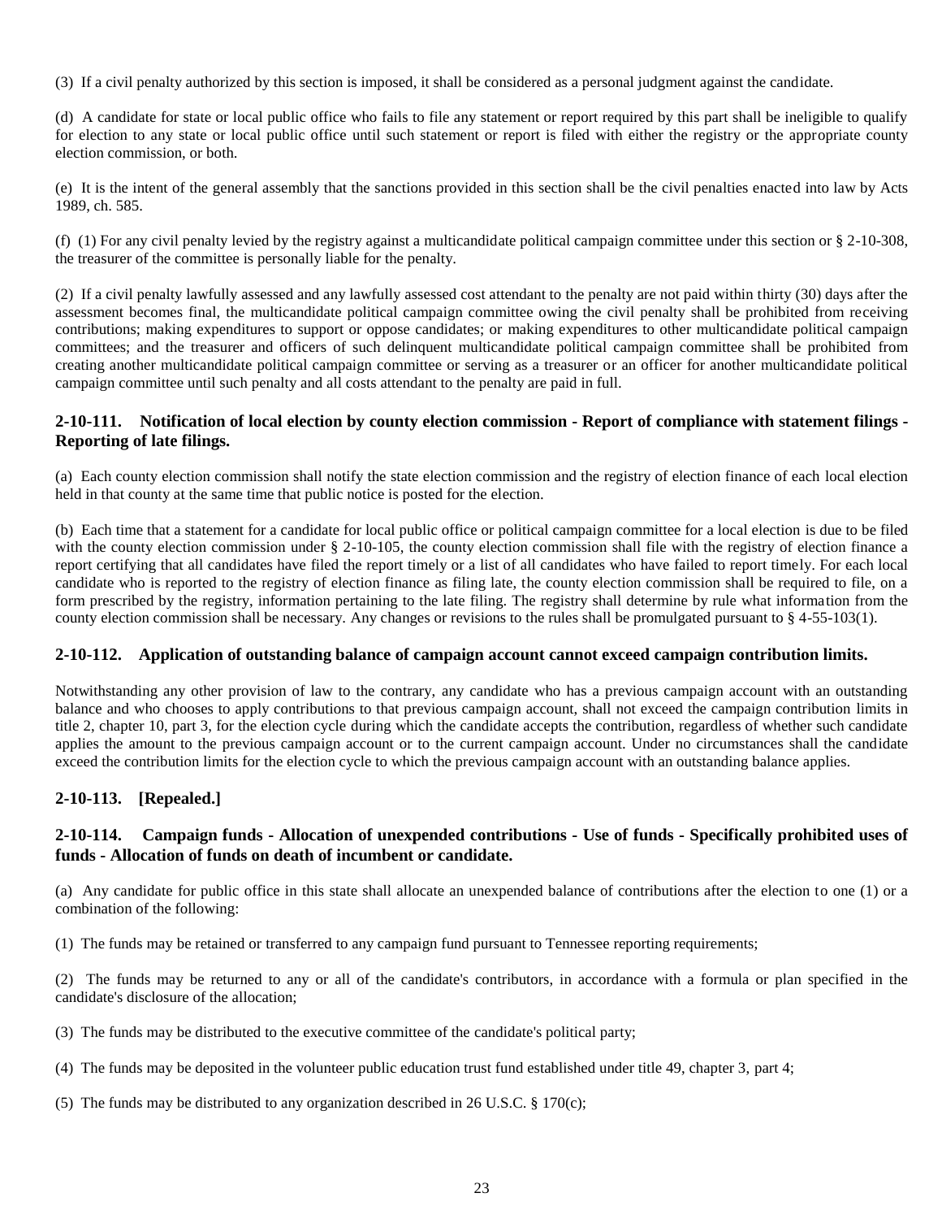(3) If a civil penalty authorized by this section is imposed, it shall be considered as a personal judgment against the candidate.

(d) A candidate for state or local public office who fails to file any statement or report required by this part shall be ineligible to qualify for election to any state or local public office until such statement or report is filed with either the registry or the appropriate county election commission, or both.

(e) It is the intent of the general assembly that the sanctions provided in this section shall be the civil penalties enacted into law by Acts 1989, ch. 585.

(f) (1) For any civil penalty levied by the registry against a multicandidate political campaign committee under this section or § 2-10-308, the treasurer of the committee is personally liable for the penalty.

(2) If a civil penalty lawfully assessed and any lawfully assessed cost attendant to the penalty are not paid within thirty (30) days after the assessment becomes final, the multicandidate political campaign committee owing the civil penalty shall be prohibited from receiving contributions; making expenditures to support or oppose candidates; or making expenditures to other multicandidate political campaign committees; and the treasurer and officers of such delinquent multicandidate political campaign committee shall be prohibited from creating another multicandidate political campaign committee or serving as a treasurer or an officer for another multicandidate political campaign committee until such penalty and all costs attendant to the penalty are paid in full.

### 2-10-111. Notification of local election by county election commission - Report of compliance with statement filings - Reporting of late filings.

(a) Each county election commission shall notify the state election commission and the registry of election finance of each local election held in that county at the same time that public notice is posted for the election.

(b) Each time that a statement for a candidate for local public office or political campaign committee for a local election is due to be filed with the county election commission under § 2-10-105, the county election commission shall file with the registry of election finance a report certifying that all candidates have filed the report timely or a list of all candidates who have failed to report timely. For each local candidate who is reported to the registry of election finance as filing late, the county election commission shall be required to file, on a form prescribed by the registry, information pertaining to the late filing. The registry shall determine by rule what information from the county election commission shall be necessary. Any changes or revisions to the rules shall be promulgated pursuant to § 4-55-103(1).

### 2-10-112. Application of outstanding balance of campaign account cannot exceed campaign contribution limits.

Notwithstanding any other provision of law to the contrary, any candidate who has a previous campaign account with an outstanding balance and who chooses to apply contributions to that previous campaign account, shall not exceed the campaign contribution limits in title 2, chapter 10, part 3, for the election cycle during which the candidate accepts the contribution, regardless of whether such candidate applies the amount to the previous campaign account or to the current campaign account. Under no circumstances shall the candidate exceed the contribution limits for the election cycle to which the previous campaign account with an outstanding balance applies.

### 2-10-113. [Repealed.]

### 2-10-114. Campaign funds - Allocation of unexpended contributions - Use of funds - Specifically prohibited uses of funds - Allocation of funds on death of incumbent or candidate.

(a) Any candidate for public office in this state shall allocate an unexpended balance of contributions after the election to one (1) or a combination of the following:

(1) The funds may be retained or transferred to any campaign fund pursuant to Tennessee reporting requirements;

(2) The funds may be returned to any or all of the candidate's contributors, in accordance with a formula or plan specified in the candidate's disclosure of the allocation;

(3) The funds may be distributed to the executive committee of the candidate's political party;

(4) The funds may be deposited in the volunteer public education trust fund established under title 49, chapter 3, part 4;

(5) The funds may be distributed to any organization described in 26 U.S.C. § 170(c);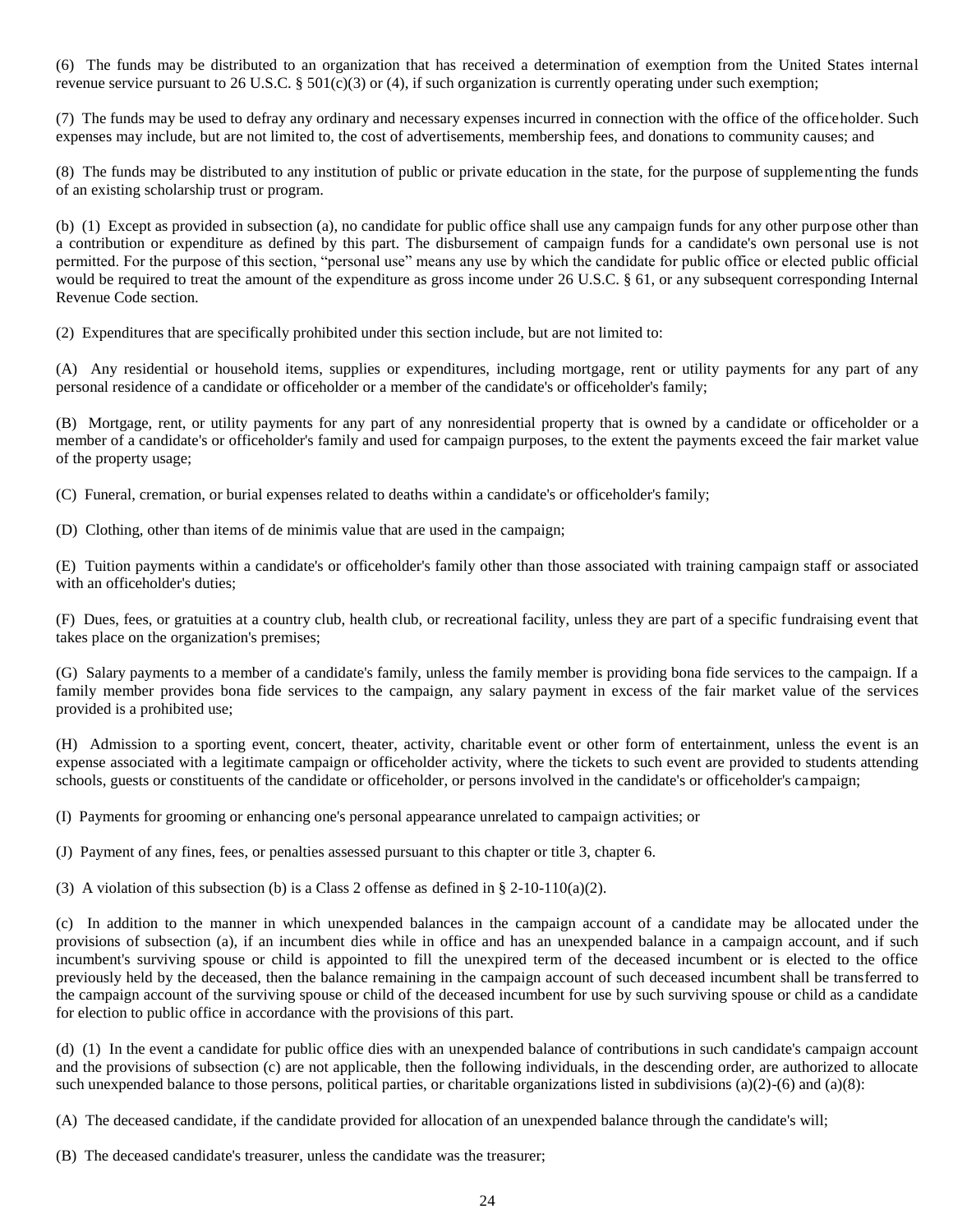(6) The funds may be distributed to an organization that has received a determination of exemption from the United States internal revenue service pursuant to 26 U.S.C. § 501(c)(3) or (4), if such organization is currently operating under such exemption;

(7) The funds may be used to defray any ordinary and necessary expenses incurred in connection with the office of the officeholder. Such expenses may include, but are not limited to, the cost of advertisements, membership fees, and donations to community causes; and

(8) The funds may be distributed to any institution of public or private education in the state, for the purpose of supplementing the funds of an existing scholarship trust or program.

(b) (1) Except as provided in subsection (a), no candidate for public office shall use any campaign funds for any other purpose other than a contribution or expenditure as defined by this part. The disbursement of campaign funds for a candidate's own personal use is not permitted. For the purpose of this section, "personal use" means any use by which the candidate for public office or elected public official would be required to treat the amount of the expenditure as gross income under 26 U.S.C. § 61, or any subsequent corresponding Internal Revenue Code section.

(2) Expenditures that are specifically prohibited under this section include, but are not limited to:

(A) Any residential or household items, supplies or expenditures, including mortgage, rent or utility payments for any part of any personal residence of a candidate or officeholder or a member of the candidate's or officeholder's family;

(B) Mortgage, rent, or utility payments for any part of any nonresidential property that is owned by a candidate or officeholder or a member of a candidate's or officeholder's family and used for campaign purposes, to the extent the payments exceed the fair market value of the property usage;

(C) Funeral, cremation, or burial expenses related to deaths within a candidate's or officeholder's family;

(D) Clothing, other than items of de minimis value that are used in the campaign;

(E) Tuition payments within a candidate's or officeholder's family other than those associated with training campaign staff or associated with an officeholder's duties;

(F) Dues, fees, or gratuities at a country club, health club, or recreational facility, unless they are part of a specific fundraising event that takes place on the organization's premises;

(G) Salary payments to a member of a candidate's family, unless the family member is providing bona fide services to the campaign. If a family member provides bona fide services to the campaign, any salary payment in excess of the fair market value of the services provided is a prohibited use;

(H) Admission to a sporting event, concert, theater, activity, charitable event or other form of entertainment, unless the event is an expense associated with a legitimate campaign or officeholder activity, where the tickets to such event are provided to students attending schools, guests or constituents of the candidate or officeholder, or persons involved in the candidate's or officeholder's campaign;

(I) Payments for grooming or enhancing one's personal appearance unrelated to campaign activities; or

(J) Payment of any fines, fees, or penalties assessed pursuant to this chapter or title 3, chapter 6.

(3) A violation of this subsection (b) is a Class 2 offense as defined in § 2-10-110(a)(2).

(c) In addition to the manner in which unexpended balances in the campaign account of a candidate may be allocated under the provisions of subsection (a), if an incumbent dies while in office and has an unexpended balance in a campaign account, and if such incumbent's surviving spouse or child is appointed to fill the unexpired term of the deceased incumbent or is elected to the office previously held by the deceased, then the balance remaining in the campaign account of such deceased incumbent shall be transferred to the campaign account of the surviving spouse or child of the deceased incumbent for use by such surviving spouse or child as a candidate for election to public office in accordance with the provisions of this part.

(d) (1) In the event a candidate for public office dies with an unexpended balance of contributions in such candidate's campaign account and the provisions of subsection (c) are not applicable, then the following individuals, in the descending order, are authorized to allocate such unexpended balance to those persons, political parties, or charitable organizations listed in subdivisions (a)(2)-(6) and (a)(8):

(A) The deceased candidate, if the candidate provided for allocation of an unexpended balance through the candidate's will;

(B) The deceased candidate's treasurer, unless the candidate was the treasurer;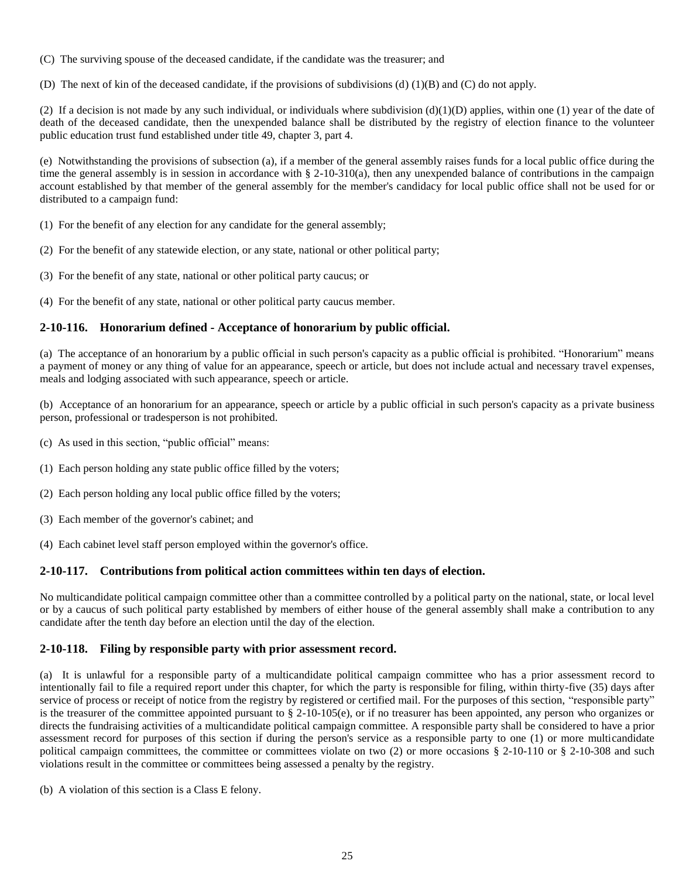(C) The surviving spouse of the deceased candidate, if the candidate was the treasurer; and

(D) The next of kin of the deceased candidate, if the provisions of subdivisions (d) (1)(B) and (C) do not apply.

(2) If a decision is not made by any such individual, or individuals where subdivision (d)(1)(D) applies, within one (1) year of the date of death of the deceased candidate, then the unexpended balance shall be distributed by the registry of election finance to the volunteer public education trust fund established under title 49, chapter 3, part 4.

(e) Notwithstanding the provisions of subsection (a), if a member of the general assembly raises funds for a local public office during the time the general assembly is in session in accordance with § 2-10-310(a), then any unexpended balance of contributions in the campaign account established by that member of the general assembly for the member's candidacy for local public office shall not be used for or distributed to a campaign fund:

(1) For the benefit of any election for any candidate for the general assembly;

(2) For the benefit of any statewide election, or any state, national or other political party;

(3) For the benefit of any state, national or other political party caucus; or

(4) For the benefit of any state, national or other political party caucus member.

### 2-10-116. Honorarium defined - Acceptance of honorarium by public official.

(a) The acceptance of an honorarium by a public official in such person's capacity as a public official is prohibited. "Honorarium" means a payment of money or any thing of value for an appearance, speech or article, but does not include actual and necessary travel expenses, meals and lodging associated with such appearance, speech or article.

(b) Acceptance of an honorarium for an appearance, speech or article by a public official in such person's capacity as a private business person, professional or tradesperson is not prohibited.

(c) As used in this section, "public official" means:

(1) Each person holding any state public office filled by the voters;

(2) Each person holding any local public office filled by the voters;

(3) Each member of the governor's cabinet; and

(4) Each cabinet level staff person employed within the governor's office.

### 2-10-117. Contributions from political action committees within ten days of election.

No multicandidate political campaign committee other than a committee controlled by a political party on the national, state, or local level or by a caucus of such political party established by members of either house of the general assembly shall make a contribution to any candidate after the tenth day before an election until the day of the election.

### 2-10-118. Filing by responsible party with prior assessment record.

(a) It is unlawful for a responsible party of a multicandidate political campaign committee who has a prior assessment record to intentionally fail to file a required report under this chapter, for which the party is responsible for filing, within thirty-five (35) days after service of process or receipt of notice from the registry by registered or certified mail. For the purposes of this section, "responsible party" is the treasurer of the committee appointed pursuant to § 2-10-105(e), or if no treasurer has been appointed, any person who organizes or directs the fundraising activities of a multicandidate political campaign committee. A responsible party shall be considered to have a prior assessment record for purposes of this section if during the person's service as a responsible party to one (1) or more multicandidate political campaign committees, the committee or committees violate on two (2) or more occasions § 2-10-110 or § 2-10-308 and such violations result in the committee or committees being assessed a penalty by the registry.

(b) A violation of this section is a Class E felony.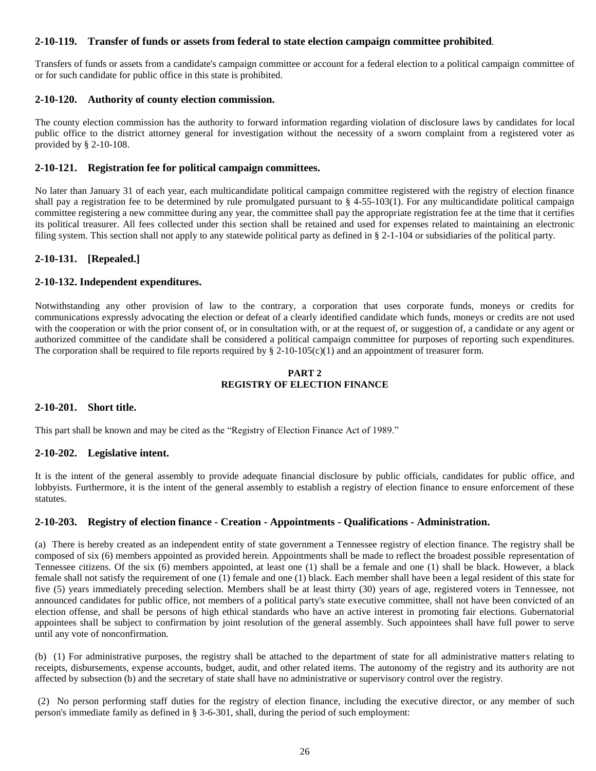### 2-10-119. Transfer of funds or assets from federal to state election campaign committee prohibited.

Transfers of funds or assets from a candidate's campaign committee or account for a federal election to a political campaign committee of or for such candidate for public office in this state is prohibited.

### 2-10-120. Authority of county election commission.

The county election commission has the authority to forward information regarding violation of disclosure laws by candidates for local public office to the district attorney general for investigation without the necessity of a sworn complaint from a registered voter as provided by § 2-10-108.

### 2-10-121. Registration fee for political campaign committees.

No later than January 31 of each year, each multicandidate political campaign committee registered with the registry of election finance shall pay a registration fee to be determined by rule promulgated pursuant to § 4-55-103(1). For any multicandidate political campaign committee registering a new committee during any year, the committee shall pay the appropriate registration fee at the time that it certifies its political treasurer. All fees collected under this section shall be retained and used for expenses related to maintaining an electronic filing system. This section shall not apply to any statewide political party as defined in § 2-1-104 or subsidiaries of the political party.

### 2-10-131. [Repealed.]

### 2-10-132. Independent expenditures.

Notwithstanding any other provision of law to the contrary, a corporation that uses corporate funds, moneys or credits for communications expressly advocating the election or defeat of a clearly identified candidate which funds, moneys or credits are not used with the cooperation or with the prior consent of, or in consultation with, or at the request of, or suggestion of, a candidate or any agent or authorized committee of the candidate shall be considered a political campaign committee for purposes of reporting such expenditures. The corporation shall be required to file reports required by § 2-10-105(c)(1) and an appointment of treasurer form.

## PART 2
## REGISTRY OF ELECTION FINANCE

### 2-10-201. Short title.

This part shall be known and may be cited as the "Registry of Election Finance Act of 1989."

### 2-10-202. Legislative intent.

It is the intent of the general assembly to provide adequate financial disclosure by public officials, candidates for public office, and lobbyists. Furthermore, it is the intent of the general assembly to establish a registry of election finance to ensure enforcement of these statutes.

### 2-10-203. Registry of election finance - Creation - Appointments - Qualifications - Administration.

(a) There is hereby created as an independent entity of state government a Tennessee registry of election finance. The registry shall be composed of six (6) members appointed as provided herein. Appointments shall be made to reflect the broadest possible representation of Tennessee citizens. Of the six (6) members appointed, at least one (1) shall be a female and one (1) shall be black. However, a black female shall not satisfy the requirement of one (1) female and one (1) black. Each member shall have been a legal resident of this state for five (5) years immediately preceding selection. Members shall be at least thirty (30) years of age, registered voters in Tennessee, not announced candidates for public office, not members of a political party's state executive committee, shall not have been convicted of an election offense, and shall be persons of high ethical standards who have an active interest in promoting fair elections. Gubernatorial appointees shall be subject to confirmation by joint resolution of the general assembly. Such appointees shall have full power to serve until any vote of nonconfirmation.

(b) (1) For administrative purposes, the registry shall be attached to the department of state for all administrative matters relating to receipts, disbursements, expense accounts, budget, audit, and other related items. The autonomy of the registry and its authority are not affected by subsection (b) and the secretary of state shall have no administrative or supervisory control over the registry.

(2) No person performing staff duties for the registry of election finance, including the executive director, or any member of such person's immediate family as defined in § 3-6-301, shall, during the period of such employment: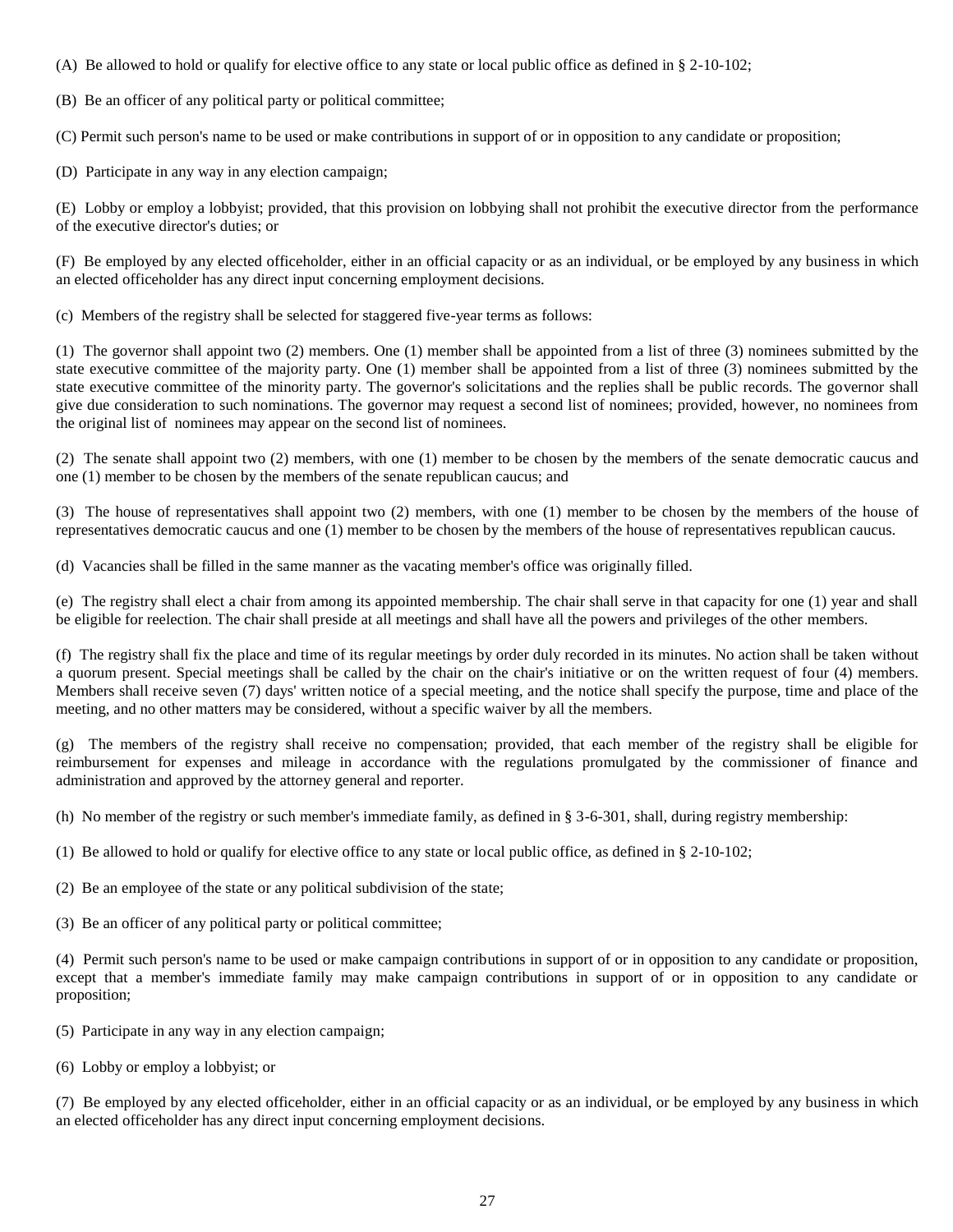(A) Be allowed to hold or qualify for elective office to any state or local public office as defined in § 2-10-102;

(B) Be an officer of any political party or political committee;

(C) Permit such person's name to be used or make contributions in support of or in opposition to any candidate or proposition;

(D) Participate in any way in any election campaign;

(E) Lobby or employ a lobbyist; provided, that this provision on lobbying shall not prohibit the executive director from the performance of the executive director's duties; or

(F) Be employed by any elected officeholder, either in an official capacity or as an individual, or be employed by any business in which an elected officeholder has any direct input concerning employment decisions.

(c) Members of the registry shall be selected for staggered five-year terms as follows:

(1) The governor shall appoint two (2) members. One (1) member shall be appointed from a list of three (3) nominees submitted by the state executive committee of the majority party. One (1) member shall be appointed from a list of three (3) nominees submitted by the state executive committee of the minority party. The governor's solicitations and the replies shall be public records. The governor shall give due consideration to such nominations. The governor may request a second list of nominees; provided, however, no nominees from the original list of nominees may appear on the second list of nominees.

(2) The senate shall appoint two (2) members, with one (1) member to be chosen by the members of the senate democratic caucus and one (1) member to be chosen by the members of the senate republican caucus; and

(3) The house of representatives shall appoint two (2) members, with one (1) member to be chosen by the members of the house of representatives democratic caucus and one (1) member to be chosen by the members of the house of representatives republican caucus.

(d) Vacancies shall be filled in the same manner as the vacating member's office was originally filled.

(e) The registry shall elect a chair from among its appointed membership. The chair shall serve in that capacity for one (1) year and shall be eligible for reelection. The chair shall preside at all meetings and shall have all the powers and privileges of the other members.

(f) The registry shall fix the place and time of its regular meetings by order duly recorded in its minutes. No action shall be taken without a quorum present. Special meetings shall be called by the chair on the chair's initiative or on the written request of four (4) members. Members shall receive seven (7) days' written notice of a special meeting, and the notice shall specify the purpose, time and place of the meeting, and no other matters may be considered, without a specific waiver by all the members.

(g) The members of the registry shall receive no compensation; provided, that each member of the registry shall be eligible for reimbursement for expenses and mileage in accordance with the regulations promulgated by the commissioner of finance and administration and approved by the attorney general and reporter.

(h) No member of the registry or such member's immediate family, as defined in § 3-6-301, shall, during registry membership:

(1) Be allowed to hold or qualify for elective office to any state or local public office, as defined in § 2-10-102;

(2) Be an employee of the state or any political subdivision of the state;

(3) Be an officer of any political party or political committee;

(4) Permit such person's name to be used or make campaign contributions in support of or in opposition to any candidate or proposition, except that a member's immediate family may make campaign contributions in support of or in opposition to any candidate or proposition;

(5) Participate in any way in any election campaign;

(6) Lobby or employ a lobbyist; or

(7) Be employed by any elected officeholder, either in an official capacity or as an individual, or be employed by any business in which an elected officeholder has any direct input concerning employment decisions.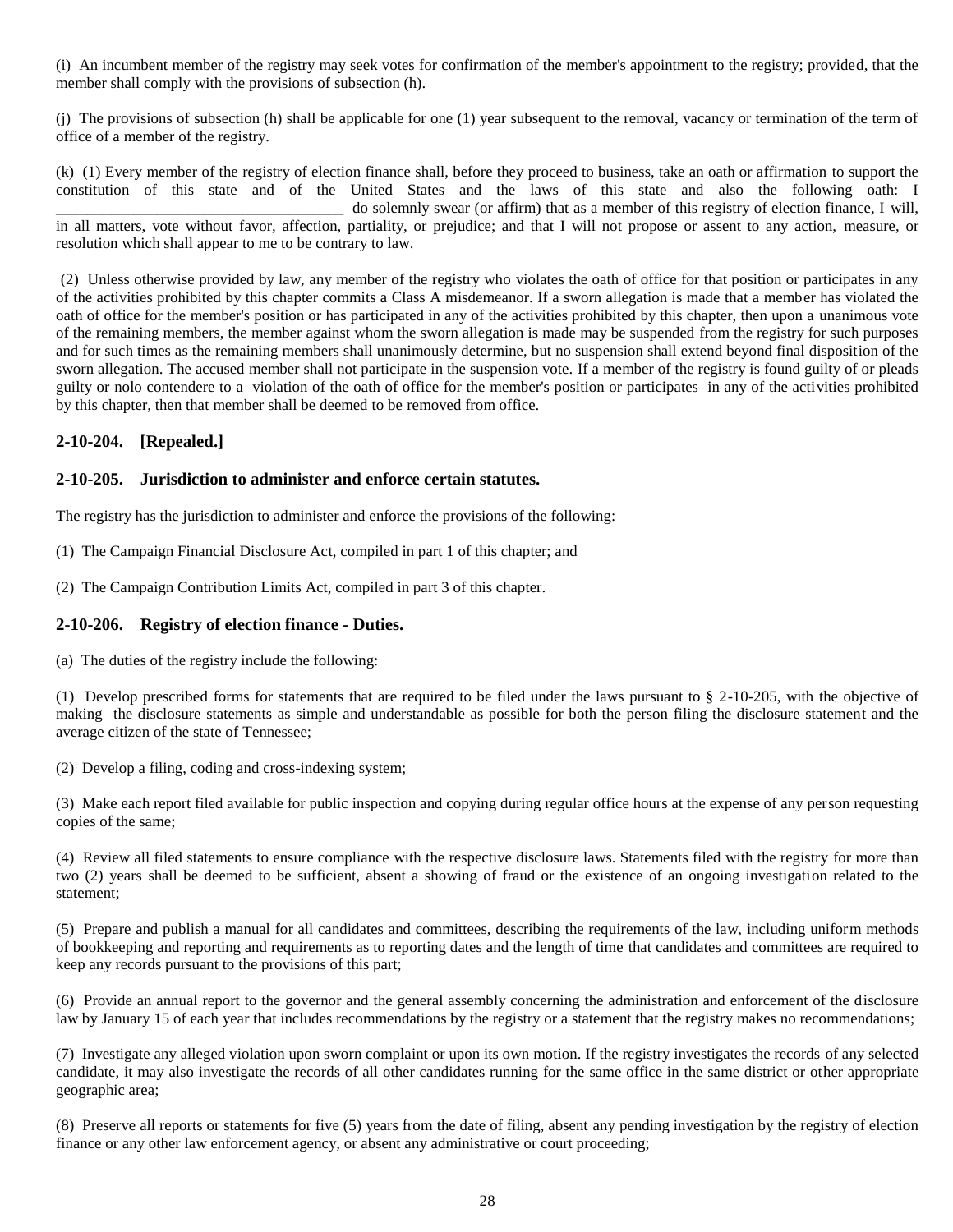(i) An incumbent member of the registry may seek votes for confirmation of the member's appointment to the registry; provided, that the member shall comply with the provisions of subsection (h).

(j) The provisions of subsection (h) shall be applicable for one (1) year subsequent to the removal, vacancy or termination of the term of office of a member of the registry.

(k) (1) Every member of the registry of election finance shall, before they proceed to business, take an oath or affirmation to support the constitution of this state and of the United States and the laws of this state and also the following oath: I _____________________________________ do solemnly swear (or affirm) that as a member of this registry of election finance, I will, in all matters, vote without favor, affection, partiality, or prejudice; and that I will not propose or assent to any action, measure, or resolution which shall appear to me to be contrary to law.

(2) Unless otherwise provided by law, any member of the registry who violates the oath of office for that position or participates in any of the activities prohibited by this chapter commits a Class A misdemeanor. If a sworn allegation is made that a member has violated the oath of office for the member's position or has participated in any of the activities prohibited by this chapter, then upon a unanimous vote of the remaining members, the member against whom the sworn allegation is made may be suspended from the registry for such purposes and for such times as the remaining members shall unanimously determine, but no suspension shall extend beyond final disposition of the sworn allegation. The accused member shall not participate in the suspension vote. If a member of the registry is found guilty of or pleads guilty or nolo contendere to a violation of the oath of office for the member's position or participates in any of the activities prohibited by this chapter, then that member shall be deemed to be removed from office.

### 2-10-204. [Repealed.]

### 2-10-205. Jurisdiction to administer and enforce certain statutes.

The registry has the jurisdiction to administer and enforce the provisions of the following:

(1) The Campaign Financial Disclosure Act, compiled in part 1 of this chapter; and

(2) The Campaign Contribution Limits Act, compiled in part 3 of this chapter.

### 2-10-206. Registry of election finance - Duties.

(a) The duties of the registry include the following:

(1) Develop prescribed forms for statements that are required to be filed under the laws pursuant to § 2-10-205, with the objective of making the disclosure statements as simple and understandable as possible for both the person filing the disclosure statement and the average citizen of the state of Tennessee;

(2) Develop a filing, coding and cross-indexing system;

(3) Make each report filed available for public inspection and copying during regular office hours at the expense of any person requesting copies of the same;

(4) Review all filed statements to ensure compliance with the respective disclosure laws. Statements filed with the registry for more than two (2) years shall be deemed to be sufficient, absent a showing of fraud or the existence of an ongoing investigation related to the statement;

(5) Prepare and publish a manual for all candidates and committees, describing the requirements of the law, including uniform methods of bookkeeping and reporting and requirements as to reporting dates and the length of time that candidates and committees are required to keep any records pursuant to the provisions of this part;

(6) Provide an annual report to the governor and the general assembly concerning the administration and enforcement of the disclosure law by January 15 of each year that includes recommendations by the registry or a statement that the registry makes no recommendations;

(7) Investigate any alleged violation upon sworn complaint or upon its own motion. If the registry investigates the records of any selected candidate, it may also investigate the records of all other candidates running for the same office in the same district or other appropriate geographic area;

(8) Preserve all reports or statements for five (5) years from the date of filing, absent any pending investigation by the registry of election finance or any other law enforcement agency, or absent any administrative or court proceeding;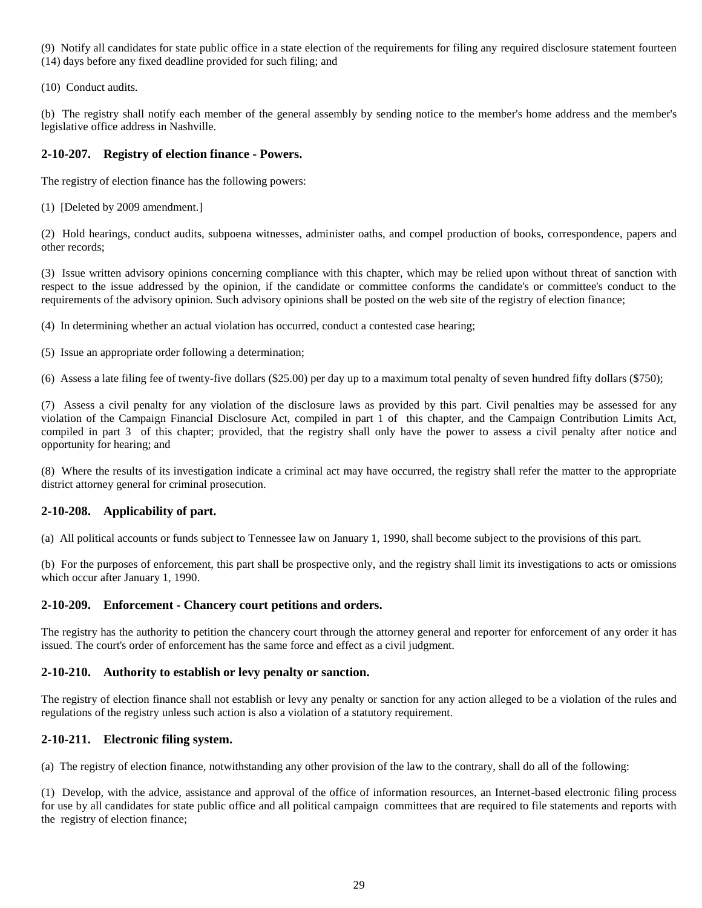(9) Notify all candidates for state public office in a state election of the requirements for filing any required disclosure statement fourteen (14) days before any fixed deadline provided for such filing; and

(10) Conduct audits.

(b) The registry shall notify each member of the general assembly by sending notice to the member's home address and the member's legislative office address in Nashville.

### 2-10-207. Registry of election finance - Powers.

The registry of election finance has the following powers:

(1) [Deleted by 2009 amendment.]

(2) Hold hearings, conduct audits, subpoena witnesses, administer oaths, and compel production of books, correspondence, papers and other records;

(3) Issue written advisory opinions concerning compliance with this chapter, which may be relied upon without threat of sanction with respect to the issue addressed by the opinion, if the candidate or committee conforms the candidate's or committee's conduct to the requirements of the advisory opinion. Such advisory opinions shall be posted on the web site of the registry of election finance;

(4) In determining whether an actual violation has occurred, conduct a contested case hearing;

(5) Issue an appropriate order following a determination;

(6) Assess a late filing fee of twenty-five dollars ($25.00) per day up to a maximum total penalty of seven hundred fifty dollars ($750);

(7) Assess a civil penalty for any violation of the disclosure laws as provided by this part. Civil penalties may be assessed for any violation of the Campaign Financial Disclosure Act, compiled in part 1 of this chapter, and the Campaign Contribution Limits Act, compiled in part 3 of this chapter; provided, that the registry shall only have the power to assess a civil penalty after notice and opportunity for hearing; and

(8) Where the results of its investigation indicate a criminal act may have occurred, the registry shall refer the matter to the appropriate district attorney general for criminal prosecution.

### 2-10-208. Applicability of part.

(a) All political accounts or funds subject to Tennessee law on January 1, 1990, shall become subject to the provisions of this part.

(b) For the purposes of enforcement, this part shall be prospective only, and the registry shall limit its investigations to acts or omissions which occur after January 1, 1990.

### 2-10-209. Enforcement - Chancery court petitions and orders.

The registry has the authority to petition the chancery court through the attorney general and reporter for enforcement of any order it has issued. The court's order of enforcement has the same force and effect as a civil judgment.

### 2-10-210. Authority to establish or levy penalty or sanction.

The registry of election finance shall not establish or levy any penalty or sanction for any action alleged to be a violation of the rules and regulations of the registry unless such action is also a violation of a statutory requirement.

### 2-10-211. Electronic filing system.

(a) The registry of election finance, notwithstanding any other provision of the law to the contrary, shall do all of the following:

(1) Develop, with the advice, assistance and approval of the office of information resources, an Internet-based electronic filing process for use by all candidates for state public office and all political campaign committees that are required to file statements and reports with the registry of election finance;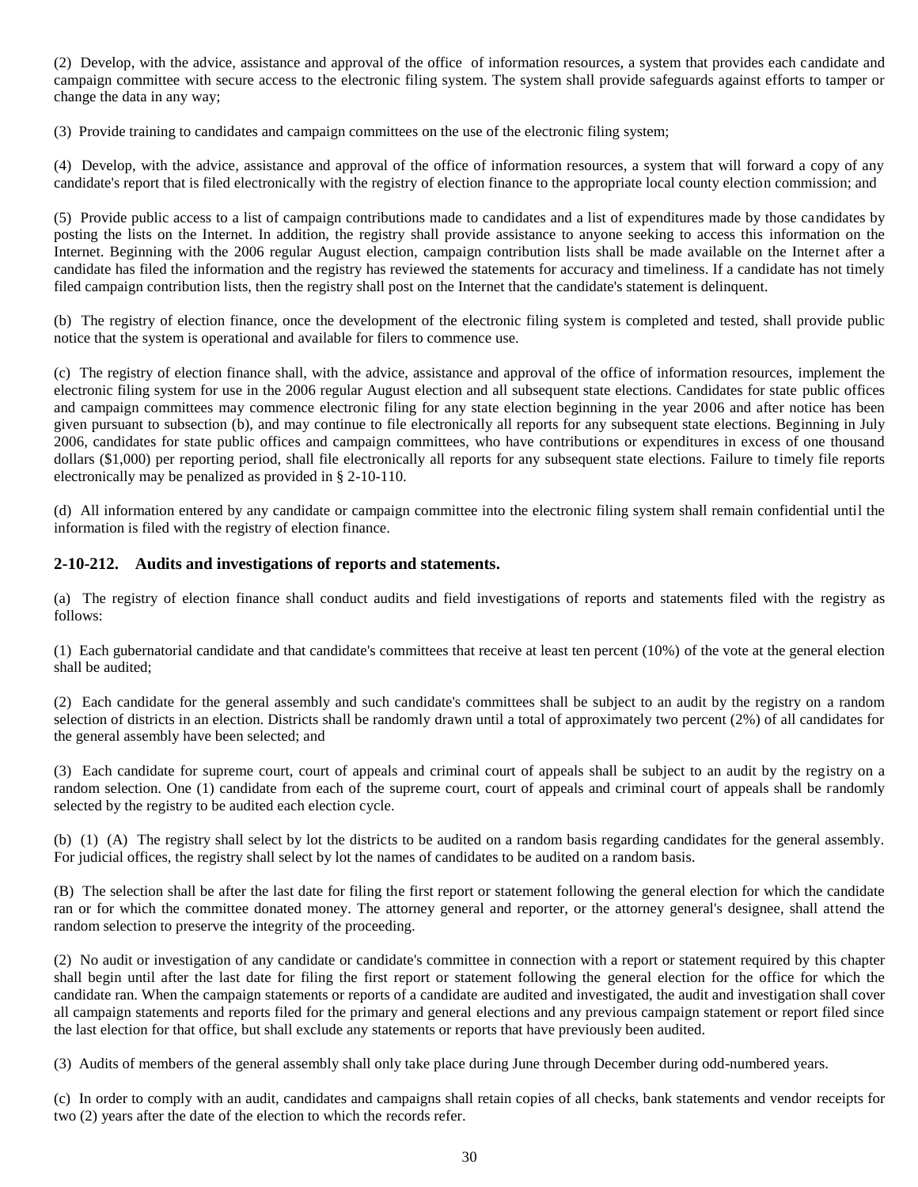(2) Develop, with the advice, assistance and approval of the office of information resources, a system that provides each candidate and campaign committee with secure access to the electronic filing system. The system shall provide safeguards against efforts to tamper or change the data in any way;

(3) Provide training to candidates and campaign committees on the use of the electronic filing system;

(4) Develop, with the advice, assistance and approval of the office of information resources, a system that will forward a copy of any candidate's report that is filed electronically with the registry of election finance to the appropriate local county election commission; and

(5) Provide public access to a list of campaign contributions made to candidates and a list of expenditures made by those candidates by posting the lists on the Internet. In addition, the registry shall provide assistance to anyone seeking to access this information on the Internet. Beginning with the 2006 regular August election, campaign contribution lists shall be made available on the Internet after a candidate has filed the information and the registry has reviewed the statements for accuracy and timeliness. If a candidate has not timely filed campaign contribution lists, then the registry shall post on the Internet that the candidate's statement is delinquent.

(b) The registry of election finance, once the development of the electronic filing system is completed and tested, shall provide public notice that the system is operational and available for filers to commence use.

(c) The registry of election finance shall, with the advice, assistance and approval of the office of information resources, implement the electronic filing system for use in the 2006 regular August election and all subsequent state elections. Candidates for state public offices and campaign committees may commence electronic filing for any state election beginning in the year 2006 and after notice has been given pursuant to subsection (b), and may continue to file electronically all reports for any subsequent state elections. Beginning in July 2006, candidates for state public offices and campaign committees, who have contributions or expenditures in excess of one thousand dollars ($1,000) per reporting period, shall file electronically all reports for any subsequent state elections. Failure to timely file reports electronically may be penalized as provided in § 2-10-110.

(d) All information entered by any candidate or campaign committee into the electronic filing system shall remain confidential until the information is filed with the registry of election finance.

### 2-10-212. Audits and investigations of reports and statements.

(a) The registry of election finance shall conduct audits and field investigations of reports and statements filed with the registry as follows:

(1) Each gubernatorial candidate and that candidate's committees that receive at least ten percent (10%) of the vote at the general election shall be audited;

(2) Each candidate for the general assembly and such candidate's committees shall be subject to an audit by the registry on a random selection of districts in an election. Districts shall be randomly drawn until a total of approximately two percent (2%) of all candidates for the general assembly have been selected; and

(3) Each candidate for supreme court, court of appeals and criminal court of appeals shall be subject to an audit by the registry on a random selection. One (1) candidate from each of the supreme court, court of appeals and criminal court of appeals shall be randomly selected by the registry to be audited each election cycle.

(b) (1) (A) The registry shall select by lot the districts to be audited on a random basis regarding candidates for the general assembly. For judicial offices, the registry shall select by lot the names of candidates to be audited on a random basis.

(B) The selection shall be after the last date for filing the first report or statement following the general election for which the candidate ran or for which the committee donated money. The attorney general and reporter, or the attorney general's designee, shall attend the random selection to preserve the integrity of the proceeding.

(2) No audit or investigation of any candidate or candidate's committee in connection with a report or statement required by this chapter shall begin until after the last date for filing the first report or statement following the general election for the office for which the candidate ran. When the campaign statements or reports of a candidate are audited and investigated, the audit and investigation shall cover all campaign statements and reports filed for the primary and general elections and any previous campaign statement or report filed since the last election for that office, but shall exclude any statements or reports that have previously been audited.

(3) Audits of members of the general assembly shall only take place during June through December during odd-numbered years.

(c) In order to comply with an audit, candidates and campaigns shall retain copies of all checks, bank statements and vendor receipts for two (2) years after the date of the election to which the records refer.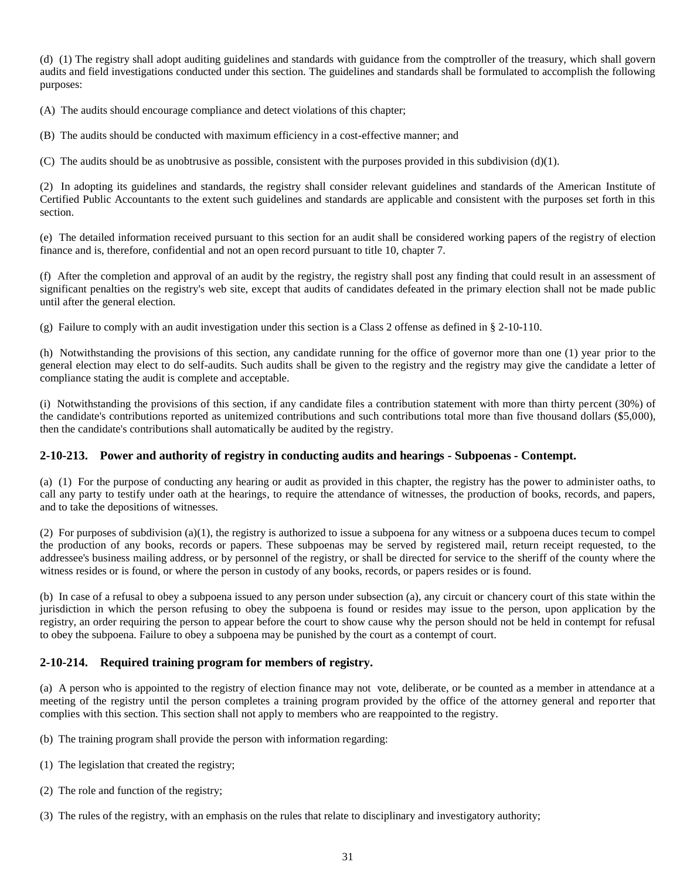(d) (1) The registry shall adopt auditing guidelines and standards with guidance from the comptroller of the treasury, which shall govern audits and field investigations conducted under this section. The guidelines and standards shall be formulated to accomplish the following purposes:

(A) The audits should encourage compliance and detect violations of this chapter;

(B) The audits should be conducted with maximum efficiency in a cost-effective manner; and

(C) The audits should be as unobtrusive as possible, consistent with the purposes provided in this subdivision (d)(1).

(2) In adopting its guidelines and standards, the registry shall consider relevant guidelines and standards of the American Institute of Certified Public Accountants to the extent such guidelines and standards are applicable and consistent with the purposes set forth in this section.

(e) The detailed information received pursuant to this section for an audit shall be considered working papers of the registry of election finance and is, therefore, confidential and not an open record pursuant to title 10, chapter 7.

(f) After the completion and approval of an audit by the registry, the registry shall post any finding that could result in an assessment of significant penalties on the registry's web site, except that audits of candidates defeated in the primary election shall not be made public until after the general election.

(g) Failure to comply with an audit investigation under this section is a Class 2 offense as defined in § 2-10-110.

(h) Notwithstanding the provisions of this section, any candidate running for the office of governor more than one (1) year prior to the general election may elect to do self-audits. Such audits shall be given to the registry and the registry may give the candidate a letter of compliance stating the audit is complete and acceptable.

(i) Notwithstanding the provisions of this section, if any candidate files a contribution statement with more than thirty percent (30%) of the candidate's contributions reported as unitemized contributions and such contributions total more than five thousand dollars ($5,000), then the candidate's contributions shall automatically be audited by the registry.

### 2-10-213. Power and authority of registry in conducting audits and hearings - Subpoenas - Contempt.

(a) (1) For the purpose of conducting any hearing or audit as provided in this chapter, the registry has the power to administer oaths, to call any party to testify under oath at the hearings, to require the attendance of witnesses, the production of books, records, and papers, and to take the depositions of witnesses.

(2) For purposes of subdivision (a)(1), the registry is authorized to issue a subpoena for any witness or a subpoena duces tecum to compel the production of any books, records or papers. These subpoenas may be served by registered mail, return receipt requested, to the addressee's business mailing address, or by personnel of the registry, or shall be directed for service to the sheriff of the county where the witness resides or is found, or where the person in custody of any books, records, or papers resides or is found.

(b) In case of a refusal to obey a subpoena issued to any person under subsection (a), any circuit or chancery court of this state within the jurisdiction in which the person refusing to obey the subpoena is found or resides may issue to the person, upon application by the registry, an order requiring the person to appear before the court to show cause why the person should not be held in contempt for refusal to obey the subpoena. Failure to obey a subpoena may be punished by the court as a contempt of court.

### 2-10-214. Required training program for members of registry.

(a) A person who is appointed to the registry of election finance may not vote, deliberate, or be counted as a member in attendance at a meeting of the registry until the person completes a training program provided by the office of the attorney general and reporter that complies with this section. This section shall not apply to members who are reappointed to the registry.

(b) The training program shall provide the person with information regarding:

(1) The legislation that created the registry;

(2) The role and function of the registry;

(3) The rules of the registry, with an emphasis on the rules that relate to disciplinary and investigatory authority;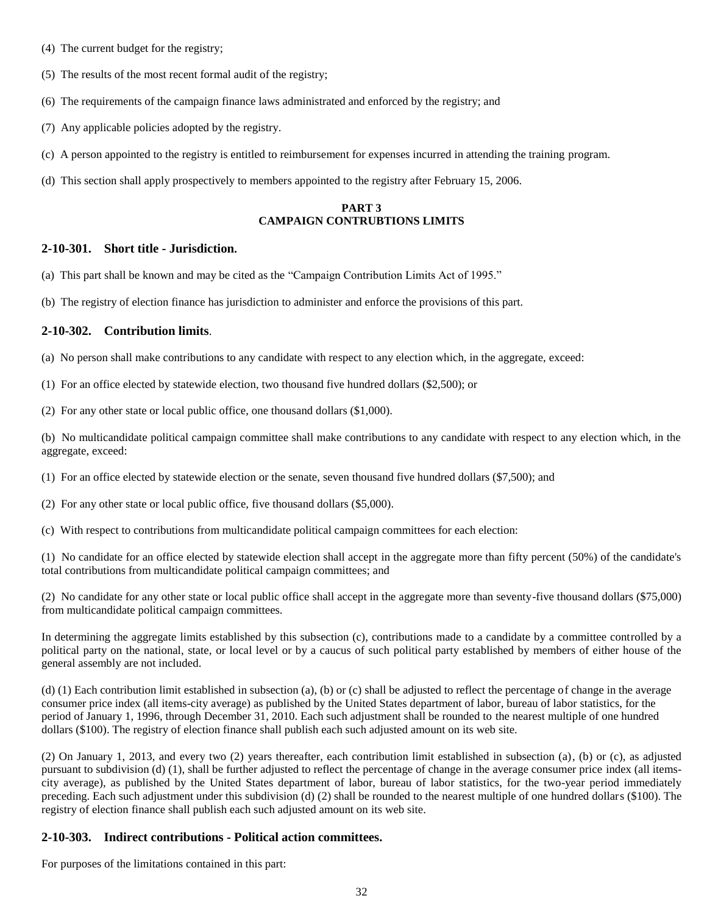(4) The current budget for the registry;

(5) The results of the most recent formal audit of the registry;

(6) The requirements of the campaign finance laws administrated and enforced by the registry; and

(7) Any applicable policies adopted by the registry.

(c) A person appointed to the registry is entitled to reimbursement for expenses incurred in attending the training program.

(d) This section shall apply prospectively to members appointed to the registry after February 15, 2006.

## PART 3
## CAMPAIGN CONTRUBTIONS LIMITS

### 2-10-301. Short title - Jurisdiction.

(a) This part shall be known and may be cited as the "Campaign Contribution Limits Act of 1995."

(b) The registry of election finance has jurisdiction to administer and enforce the provisions of this part.

### 2-10-302. Contribution limits.

(a) No person shall make contributions to any candidate with respect to any election which, in the aggregate, exceed:

(1) For an office elected by statewide election, two thousand five hundred dollars ($2,500); or

(2) For any other state or local public office, one thousand dollars ($1,000).

(b) No multicandidate political campaign committee shall make contributions to any candidate with respect to any election which, in the aggregate, exceed:

(1) For an office elected by statewide election or the senate, seven thousand five hundred dollars ($7,500); and

(2) For any other state or local public office, five thousand dollars ($5,000).

(c) With respect to contributions from multicandidate political campaign committees for each election:

(1) No candidate for an office elected by statewide election shall accept in the aggregate more than fifty percent (50%) of the candidate's total contributions from multicandidate political campaign committees; and

(2) No candidate for any other state or local public office shall accept in the aggregate more than seventy-five thousand dollars ($75,000) from multicandidate political campaign committees.

In determining the aggregate limits established by this subsection (c), contributions made to a candidate by a committee controlled by a political party on the national, state, or local level or by a caucus of such political party established by members of either house of the general assembly are not included.

(d) (1) Each contribution limit established in subsection (a), (b) or (c) shall be adjusted to reflect the percentage of change in the average consumer price index (all items-city average) as published by the United States department of labor, bureau of labor statistics, for the period of January 1, 1996, through December 31, 2010. Each such adjustment shall be rounded to the nearest multiple of one hundred dollars ($100). The registry of election finance shall publish each such adjusted amount on its web site.

(2) On January 1, 2013, and every two (2) years thereafter, each contribution limit established in subsection (a), (b) or (c), as adjusted pursuant to subdivision (d) (1), shall be further adjusted to reflect the percentage of change in the average consumer price index (all items-city average), as published by the United States department of labor, bureau of labor statistics, for the two-year period immediately preceding. Each such adjustment under this subdivision (d) (2) shall be rounded to the nearest multiple of one hundred dollars ($100). The registry of election finance shall publish each such adjusted amount on its web site.

### 2-10-303. Indirect contributions - Political action committees.

For purposes of the limitations contained in this part: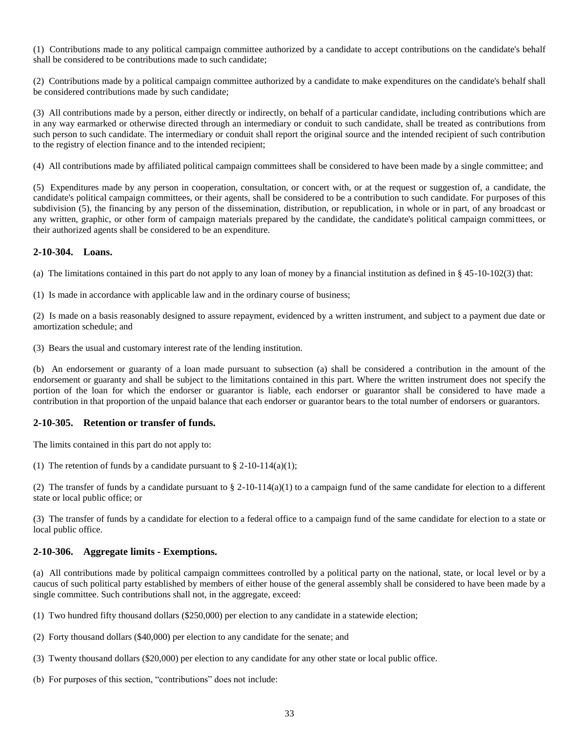(1) Contributions made to any political campaign committee authorized by a candidate to accept contributions on the candidate's behalf shall be considered to be contributions made to such candidate;

(2) Contributions made by a political campaign committee authorized by a candidate to make expenditures on the candidate's behalf shall be considered contributions made by such candidate;

(3) All contributions made by a person, either directly or indirectly, on behalf of a particular candidate, including contributions which are in any way earmarked or otherwise directed through an intermediary or conduit to such candidate, shall be treated as contributions from such person to such candidate. The intermediary or conduit shall report the original source and the intended recipient of such contribution to the registry of election finance and to the intended recipient;

(4) All contributions made by affiliated political campaign committees shall be considered to have been made by a single committee; and

(5) Expenditures made by any person in cooperation, consultation, or concert with, or at the request or suggestion of, a candidate, the candidate's political campaign committees, or their agents, shall be considered to be a contribution to such candidate. For purposes of this subdivision (5), the financing by any person of the dissemination, distribution, or republication, in whole or in part, of any broadcast or any written, graphic, or other form of campaign materials prepared by the candidate, the candidate's political campaign committees, or their authorized agents shall be considered to be an expenditure.

### 2-10-304. Loans.

(a) The limitations contained in this part do not apply to any loan of money by a financial institution as defined in § 45-10-102(3) that:

(1) Is made in accordance with applicable law and in the ordinary course of business;

(2) Is made on a basis reasonably designed to assure repayment, evidenced by a written instrument, and subject to a payment due date or amortization schedule; and

(3) Bears the usual and customary interest rate of the lending institution.

(b) An endorsement or guaranty of a loan made pursuant to subsection (a) shall be considered a contribution in the amount of the endorsement or guaranty and shall be subject to the limitations contained in this part. Where the written instrument does not specify the portion of the loan for which the endorser or guarantor is liable, each endorser or guarantor shall be considered to have made a contribution in that proportion of the unpaid balance that each endorser or guarantor bears to the total number of endorsers or guarantors.

### 2-10-305. Retention or transfer of funds.

The limits contained in this part do not apply to:

(1) The retention of funds by a candidate pursuant to § 2-10-114(a)(1);

(2) The transfer of funds by a candidate pursuant to § 2-10-114(a)(1) to a campaign fund of the same candidate for election to a different state or local public office; or

(3) The transfer of funds by a candidate for election to a federal office to a campaign fund of the same candidate for election to a state or local public office.

### 2-10-306. Aggregate limits - Exemptions.

(a) All contributions made by political campaign committees controlled by a political party on the national, state, or local level or by a caucus of such political party established by members of either house of the general assembly shall be considered to have been made by a single committee. Such contributions shall not, in the aggregate, exceed:

(1) Two hundred fifty thousand dollars ($250,000) per election to any candidate in a statewide election;

(2) Forty thousand dollars ($40,000) per election to any candidate for the senate; and

(3) Twenty thousand dollars ($20,000) per election to any candidate for any other state or local public office.

(b) For purposes of this section, "contributions" does not include: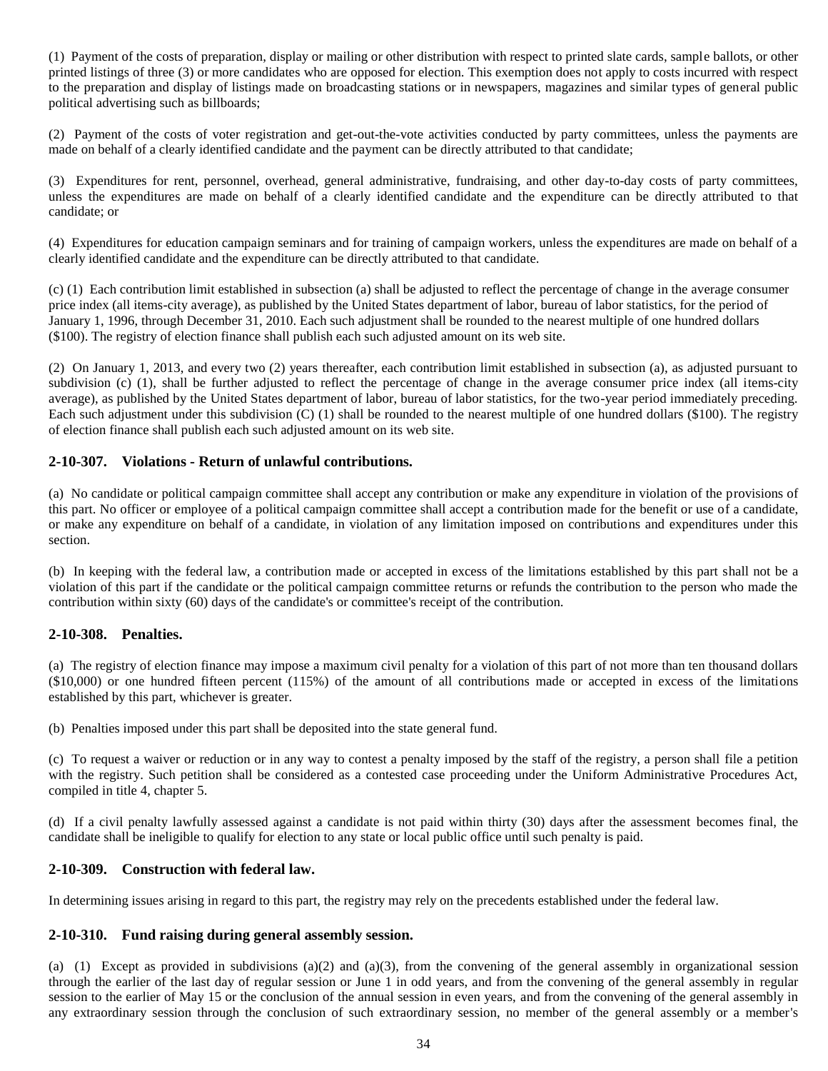(1) Payment of the costs of preparation, display or mailing or other distribution with respect to printed slate cards, sample ballots, or other printed listings of three (3) or more candidates who are opposed for election. This exemption does not apply to costs incurred with respect to the preparation and display of listings made on broadcasting stations or in newspapers, magazines and similar types of general public political advertising such as billboards;

(2) Payment of the costs of voter registration and get-out-the-vote activities conducted by party committees, unless the payments are made on behalf of a clearly identified candidate and the payment can be directly attributed to that candidate;

(3) Expenditures for rent, personnel, overhead, general administrative, fundraising, and other day-to-day costs of party committees, unless the expenditures are made on behalf of a clearly identified candidate and the expenditure can be directly attributed to that candidate; or

(4) Expenditures for education campaign seminars and for training of campaign workers, unless the expenditures are made on behalf of a clearly identified candidate and the expenditure can be directly attributed to that candidate.

(c) (1) Each contribution limit established in subsection (a) shall be adjusted to reflect the percentage of change in the average consumer price index (all items-city average), as published by the United States department of labor, bureau of labor statistics, for the period of January 1, 1996, through December 31, 2010. Each such adjustment shall be rounded to the nearest multiple of one hundred dollars ($100). The registry of election finance shall publish each such adjusted amount on its web site.

(2) On January 1, 2013, and every two (2) years thereafter, each contribution limit established in subsection (a), as adjusted pursuant to subdivision (c) (1), shall be further adjusted to reflect the percentage of change in the average consumer price index (all items-city average), as published by the United States department of labor, bureau of labor statistics, for the two-year period immediately preceding. Each such adjustment under this subdivision (C) (1) shall be rounded to the nearest multiple of one hundred dollars ($100). The registry of election finance shall publish each such adjusted amount on its web site.

### 2-10-307. Violations - Return of unlawful contributions.

(a) No candidate or political campaign committee shall accept any contribution or make any expenditure in violation of the provisions of this part. No officer or employee of a political campaign committee shall accept a contribution made for the benefit or use of a candidate, or make any expenditure on behalf of a candidate, in violation of any limitation imposed on contributions and expenditures under this section.

(b) In keeping with the federal law, a contribution made or accepted in excess of the limitations established by this part shall not be a violation of this part if the candidate or the political campaign committee returns or refunds the contribution to the person who made the contribution within sixty (60) days of the candidate's or committee's receipt of the contribution.

### 2-10-308. Penalties.

(a) The registry of election finance may impose a maximum civil penalty for a violation of this part of not more than ten thousand dollars ($10,000) or one hundred fifteen percent (115%) of the amount of all contributions made or accepted in excess of the limitations established by this part, whichever is greater.

(b) Penalties imposed under this part shall be deposited into the state general fund.

(c) To request a waiver or reduction or in any way to contest a penalty imposed by the staff of the registry, a person shall file a petition with the registry. Such petition shall be considered as a contested case proceeding under the Uniform Administrative Procedures Act, compiled in title 4, chapter 5.

(d) If a civil penalty lawfully assessed against a candidate is not paid within thirty (30) days after the assessment becomes final, the candidate shall be ineligible to qualify for election to any state or local public office until such penalty is paid.

### 2-10-309. Construction with federal law.

In determining issues arising in regard to this part, the registry may rely on the precedents established under the federal law.

### 2-10-310. Fund raising during general assembly session.

(a) (1) Except as provided in subdivisions (a)(2) and (a)(3), from the convening of the general assembly in organizational session through the earlier of the last day of regular session or June 1 in odd years, and from the convening of the general assembly in regular session to the earlier of May 15 or the conclusion of the annual session in even years, and from the convening of the general assembly in any extraordinary session through the conclusion of such extraordinary session, no member of the general assembly or a member's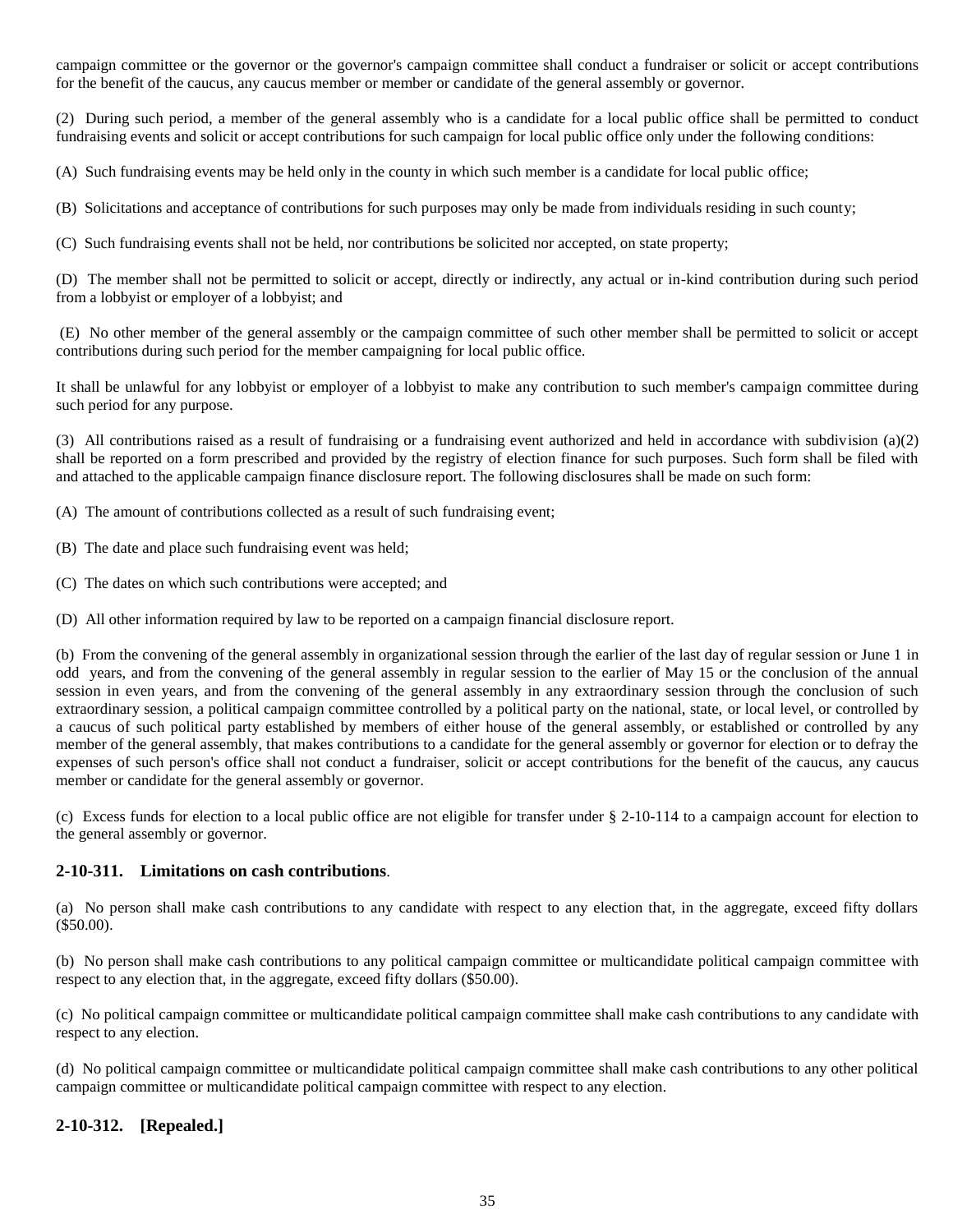campaign committee or the governor or the governor's campaign committee shall conduct a fundraiser or solicit or accept contributions for the benefit of the caucus, any caucus member or member or candidate of the general assembly or governor.

(2) During such period, a member of the general assembly who is a candidate for a local public office shall be permitted to conduct fundraising events and solicit or accept contributions for such campaign for local public office only under the following conditions:

(A) Such fundraising events may be held only in the county in which such member is a candidate for local public office;

(B) Solicitations and acceptance of contributions for such purposes may only be made from individuals residing in such county;

(C) Such fundraising events shall not be held, nor contributions be solicited nor accepted, on state property;

(D) The member shall not be permitted to solicit or accept, directly or indirectly, any actual or in-kind contribution during such period from a lobbyist or employer of a lobbyist; and

(E) No other member of the general assembly or the campaign committee of such other member shall be permitted to solicit or accept contributions during such period for the member campaigning for local public office.

It shall be unlawful for any lobbyist or employer of a lobbyist to make any contribution to such member's campaign committee during such period for any purpose.

(3) All contributions raised as a result of fundraising or a fundraising event authorized and held in accordance with subdivision (a)(2) shall be reported on a form prescribed and provided by the registry of election finance for such purposes. Such form shall be filed with and attached to the applicable campaign finance disclosure report. The following disclosures shall be made on such form:

(A) The amount of contributions collected as a result of such fundraising event;

(B) The date and place such fundraising event was held;

(C) The dates on which such contributions were accepted; and

(D) All other information required by law to be reported on a campaign financial disclosure report.

(b) From the convening of the general assembly in organizational session through the earlier of the last day of regular session or June 1 in odd years, and from the convening of the general assembly in regular session to the earlier of May 15 or the conclusion of the annual session in even years, and from the convening of the general assembly in any extraordinary session through the conclusion of such extraordinary session, a political campaign committee controlled by a political party on the national, state, or local level, or controlled by a caucus of such political party established by members of either house of the general assembly, or established or controlled by any member of the general assembly, that makes contributions to a candidate for the general assembly or governor for election or to defray the expenses of such person's office shall not conduct a fundraiser, solicit or accept contributions for the benefit of the caucus, any caucus member or candidate for the general assembly or governor.

(c) Excess funds for election to a local public office are not eligible for transfer under § 2-10-114 to a campaign account for election to the general assembly or governor.

### 2-10-311. Limitations on cash contributions.

(a) No person shall make cash contributions to any candidate with respect to any election that, in the aggregate, exceed fifty dollars ($50.00).

(b) No person shall make cash contributions to any political campaign committee or multicandidate political campaign committee with respect to any election that, in the aggregate, exceed fifty dollars ($50.00).

(c) No political campaign committee or multicandidate political campaign committee shall make cash contributions to any candidate with respect to any election.

(d) No political campaign committee or multicandidate political campaign committee shall make cash contributions to any other political campaign committee or multicandidate political campaign committee with respect to any election.

### 2-10-312. [Repealed.]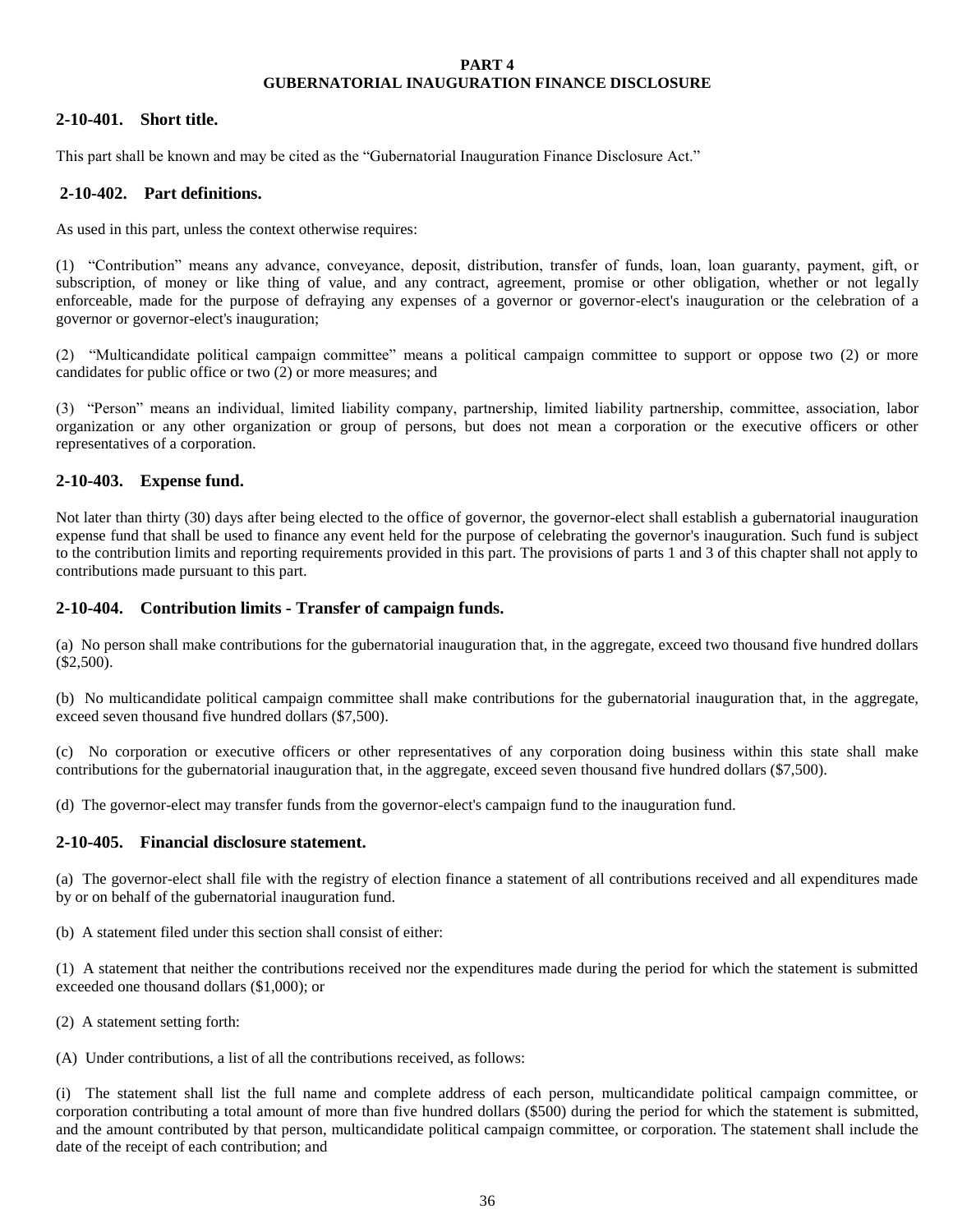**PART 4**
**GUBERNATORIAL INAUGURATION FINANCE DISCLOSURE**

### 2-10-401. Short title.

This part shall be known and may be cited as the "Gubernatorial Inauguration Finance Disclosure Act."

### 2-10-402. Part definitions.

As used in this part, unless the context otherwise requires:

(1) "Contribution" means any advance, conveyance, deposit, distribution, transfer of funds, loan, loan guaranty, payment, gift, or subscription, of money or like thing of value, and any contract, agreement, promise or other obligation, whether or not legally enforceable, made for the purpose of defraying any expenses of a governor or governor-elect's inauguration or the celebration of a governor or governor-elect's inauguration;

(2) "Multicandidate political campaign committee" means a political campaign committee to support or oppose two (2) or more candidates for public office or two (2) or more measures; and

(3) "Person" means an individual, limited liability company, partnership, limited liability partnership, committee, association, labor organization or any other organization or group of persons, but does not mean a corporation or the executive officers or other representatives of a corporation.

### 2-10-403. Expense fund.

Not later than thirty (30) days after being elected to the office of governor, the governor-elect shall establish a gubernatorial inauguration expense fund that shall be used to finance any event held for the purpose of celebrating the governor's inauguration. Such fund is subject to the contribution limits and reporting requirements provided in this part. The provisions of parts 1 and 3 of this chapter shall not apply to contributions made pursuant to this part.

### 2-10-404. Contribution limits - Transfer of campaign funds.

(a) No person shall make contributions for the gubernatorial inauguration that, in the aggregate, exceed two thousand five hundred dollars ($2,500).

(b) No multicandidate political campaign committee shall make contributions for the gubernatorial inauguration that, in the aggregate, exceed seven thousand five hundred dollars ($7,500).

(c) No corporation or executive officers or other representatives of any corporation doing business within this state shall make contributions for the gubernatorial inauguration that, in the aggregate, exceed seven thousand five hundred dollars ($7,500).

(d) The governor-elect may transfer funds from the governor-elect's campaign fund to the inauguration fund.

### 2-10-405. Financial disclosure statement.

(a) The governor-elect shall file with the registry of election finance a statement of all contributions received and all expenditures made by or on behalf of the gubernatorial inauguration fund.

(b) A statement filed under this section shall consist of either:

(1) A statement that neither the contributions received nor the expenditures made during the period for which the statement is submitted exceeded one thousand dollars ($1,000); or

(2) A statement setting forth:

(A) Under contributions, a list of all the contributions received, as follows:

(i) The statement shall list the full name and complete address of each person, multicandidate political campaign committee, or corporation contributing a total amount of more than five hundred dollars ($500) during the period for which the statement is submitted, and the amount contributed by that person, multicandidate political campaign committee, or corporation. The statement shall include the date of the receipt of each contribution; and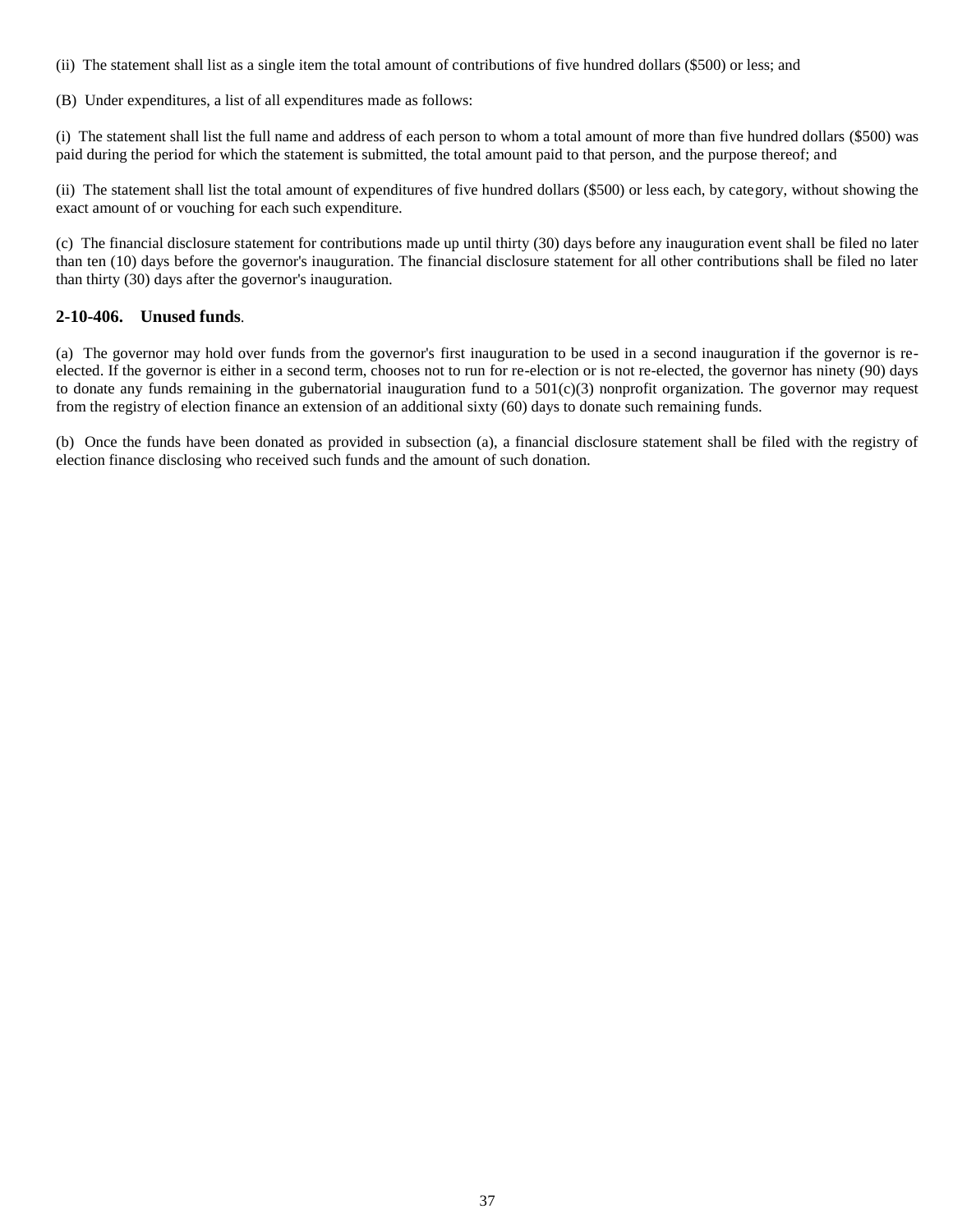(ii) The statement shall list as a single item the total amount of contributions of five hundred dollars ($500) or less; and

(B) Under expenditures, a list of all expenditures made as follows:

(i) The statement shall list the full name and address of each person to whom a total amount of more than five hundred dollars ($500) was paid during the period for which the statement is submitted, the total amount paid to that person, and the purpose thereof; and

(ii) The statement shall list the total amount of expenditures of five hundred dollars ($500) or less each, by category, without showing the exact amount of or vouching for each such expenditure.

(c) The financial disclosure statement for contributions made up until thirty (30) days before any inauguration event shall be filed no later than ten (10) days before the governor's inauguration. The financial disclosure statement for all other contributions shall be filed no later than thirty (30) days after the governor's inauguration.

### 2-10-406. Unused funds.

(a) The governor may hold over funds from the governor's first inauguration to be used in a second inauguration if the governor is re-elected. If the governor is either in a second term, chooses not to run for re-election or is not re-elected, the governor has ninety (90) days to donate any funds remaining in the gubernatorial inauguration fund to a 501(c)(3) nonprofit organization. The governor may request from the registry of election finance an extension of an additional sixty (60) days to donate such remaining funds.

(b) Once the funds have been donated as provided in subsection (a), a financial disclosure statement shall be filed with the registry of election finance disclosing who received such funds and the amount of such donation.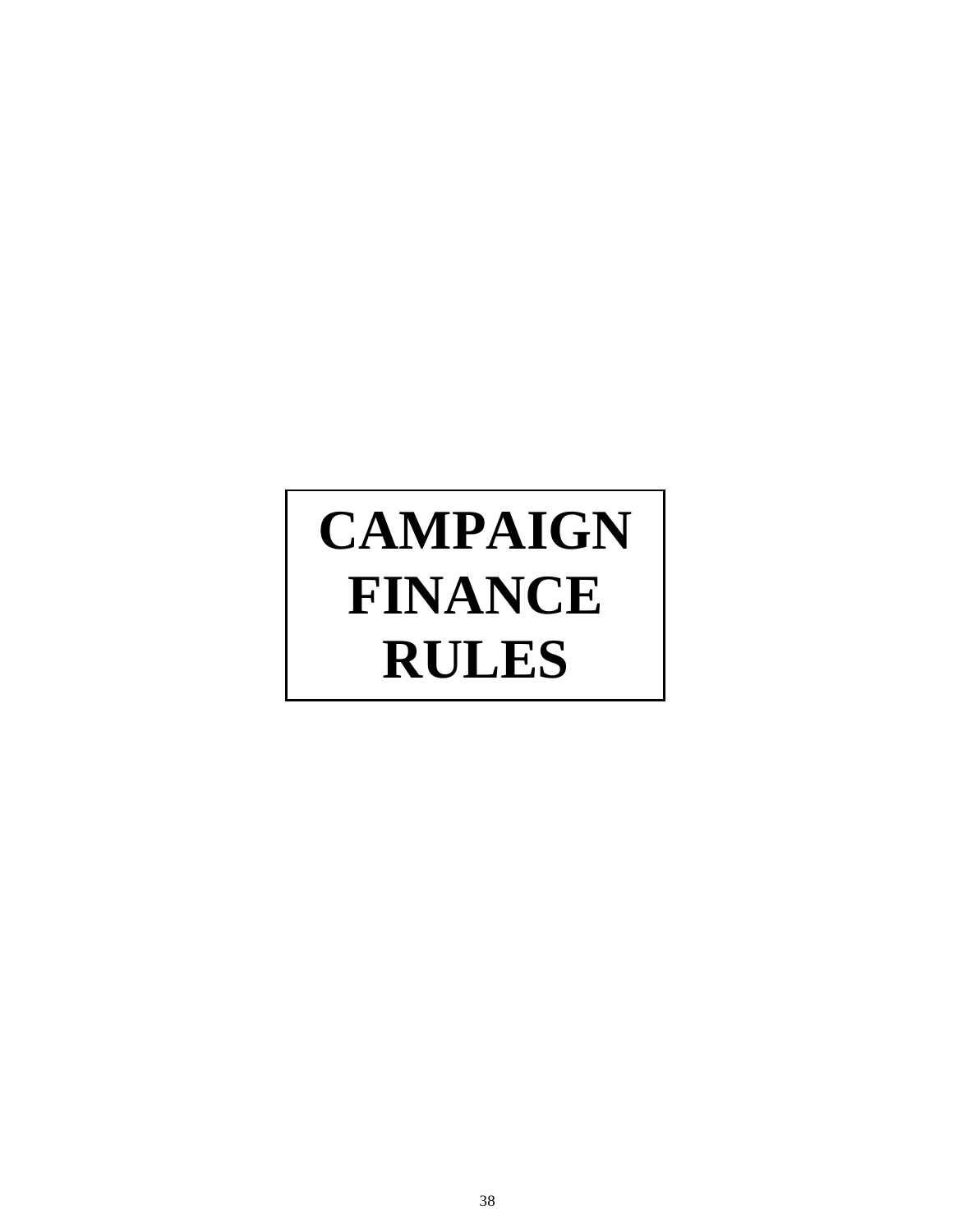# CAMPAIGN FINANCE RULES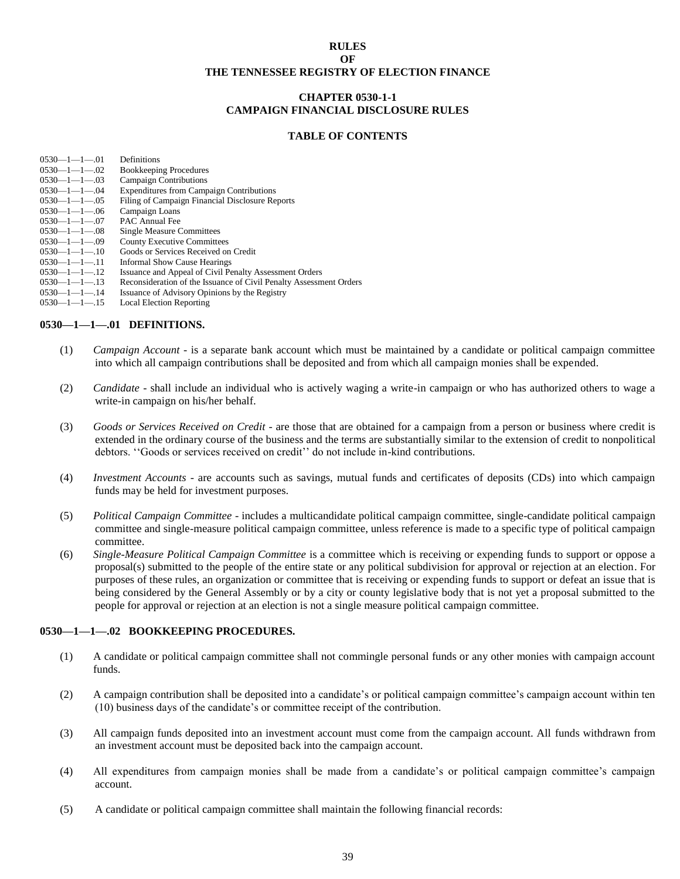# RULES
# OF
# THE TENNESSEE REGISTRY OF ELECTION FINANCE

## CHAPTER 0530-1-1
## CAMPAIGN FINANCIAL DISCLOSURE RULES

### TABLE OF CONTENTS

| | |
|---|---|
| 0530—1—1—.01 | Definitions |
| 0530—1—1—.02 | Bookkeeping Procedures |
| 0530—1—1—.03 | Campaign Contributions |
| 0530—1—1—.04 | Expenditures from Campaign Contributions |
| 0530—1—1—.05 | Filing of Campaign Financial Disclosure Reports |
| 0530—1—1—.06 | Campaign Loans |
| 0530—1—1—.07 | PAC Annual Fee |
| 0530—1—1—.08 | Single Measure Committees |
| 0530—1—1—.09 | County Executive Committees |
| 0530—1—1—.10 | Goods or Services Received on Credit |
| 0530—1—1—.11 | Informal Show Cause Hearings |
| 0530—1—1—.12 | Issuance and Appeal of Civil Penalty Assessment Orders |
| 0530—1—1—.13 | Reconsideration of the Issuance of Civil Penalty Assessment Orders |
| 0530—1—1—.14 | Issuance of Advisory Opinions by the Registry |
| 0530—1—1—.15 | Local Election Reporting |

### 0530—1—1—.01 DEFINITIONS.

(1) *Campaign Account* - is a separate bank account which must be maintained by a candidate or political campaign committee into which all campaign contributions shall be deposited and from which all campaign monies shall be expended.

(2) *Candidate* - shall include an individual who is actively waging a write-in campaign or who has authorized others to wage a write-in campaign on his/her behalf.

(3) *Goods or Services Received on Credit* - are those that are obtained for a campaign from a person or business where credit is extended in the ordinary course of the business and the terms are substantially similar to the extension of credit to nonpolitical debtors. ''Goods or services received on credit'' do not include in-kind contributions.

(4) *Investment Accounts* - are accounts such as savings, mutual funds and certificates of deposits (CDs) into which campaign funds may be held for investment purposes.

(5) *Political Campaign Committee* - includes a multicandidate political campaign committee, single-candidate political campaign committee and single-measure political campaign committee, unless reference is made to a specific type of political campaign committee.

(6) *Single-Measure Political Campaign Committee* is a committee which is receiving or expending funds to support or oppose a proposal(s) submitted to the people of the entire state or any political subdivision for approval or rejection at an election. For purposes of these rules, an organization or committee that is receiving or expending funds to support or defeat an issue that is being considered by the General Assembly or by a city or county legislative body that is not yet a proposal submitted to the people for approval or rejection at an election is not a single measure political campaign committee.

### 0530—1—1—.02 BOOKKEEPING PROCEDURES.

(1) A candidate or political campaign committee shall not commingle personal funds or any other monies with campaign account funds.

(2) A campaign contribution shall be deposited into a candidate's or political campaign committee's campaign account within ten (10) business days of the candidate's or committee receipt of the contribution.

(3) All campaign funds deposited into an investment account must come from the campaign account. All funds withdrawn from an investment account must be deposited back into the campaign account.

(4) All expenditures from campaign monies shall be made from a candidate's or political campaign committee's campaign account.

(5) A candidate or political campaign committee shall maintain the following financial records: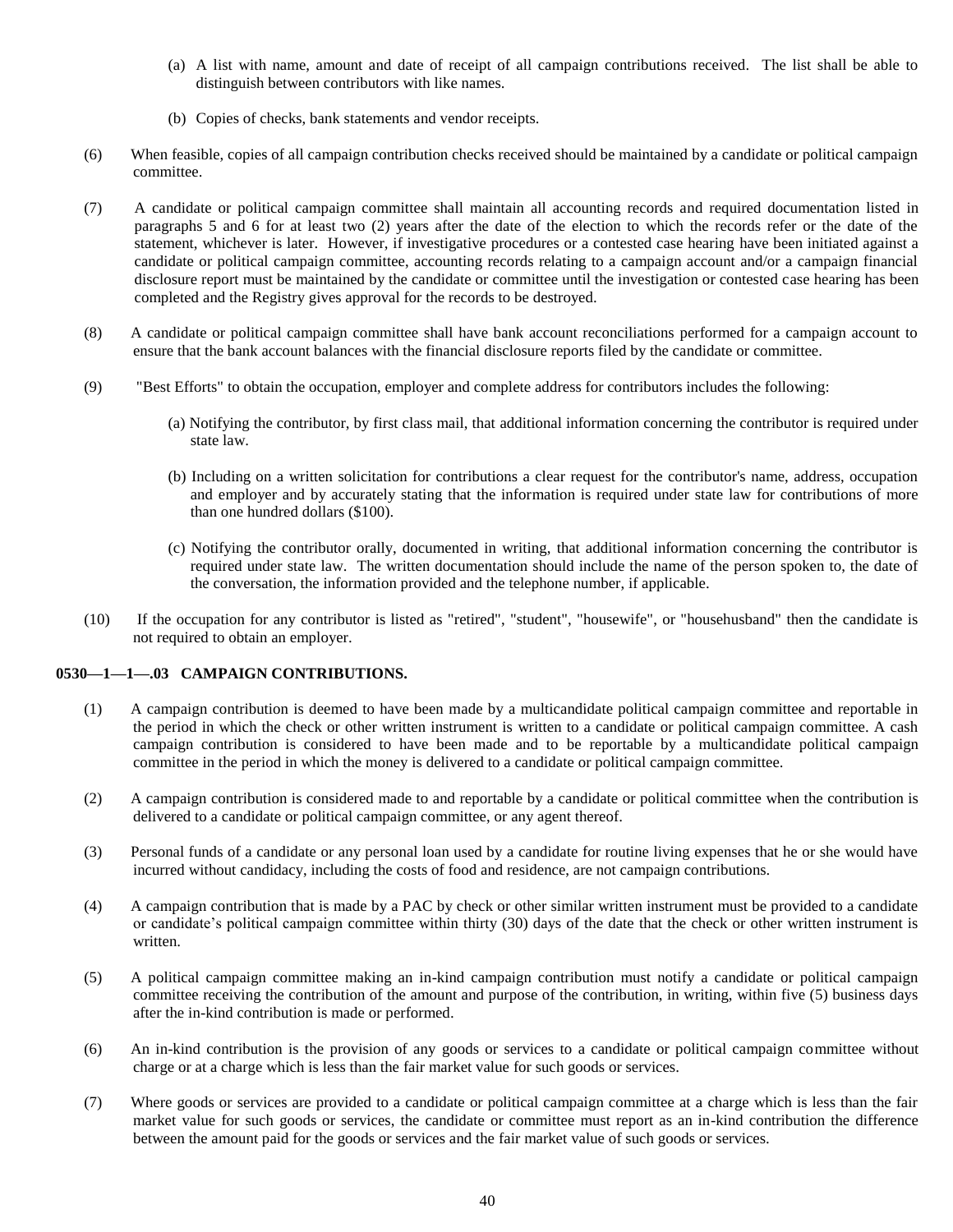(a) A list with name, amount and date of receipt of all campaign contributions received. The list shall be able to distinguish between contributors with like names.

(b) Copies of checks, bank statements and vendor receipts.

(6) When feasible, copies of all campaign contribution checks received should be maintained by a candidate or political campaign committee.

(7) A candidate or political campaign committee shall maintain all accounting records and required documentation listed in paragraphs 5 and 6 for at least two (2) years after the date of the election to which the records refer or the date of the statement, whichever is later. However, if investigative procedures or a contested case hearing have been initiated against a candidate or political campaign committee, accounting records relating to a campaign account and/or a campaign financial disclosure report must be maintained by the candidate or committee until the investigation or contested case hearing has been completed and the Registry gives approval for the records to be destroyed.

(8) A candidate or political campaign committee shall have bank account reconciliations performed for a campaign account to ensure that the bank account balances with the financial disclosure reports filed by the candidate or committee.

(9) "Best Efforts" to obtain the occupation, employer and complete address for contributors includes the following:

(a) Notifying the contributor, by first class mail, that additional information concerning the contributor is required under state law.

(b) Including on a written solicitation for contributions a clear request for the contributor's name, address, occupation and employer and by accurately stating that the information is required under state law for contributions of more than one hundred dollars ($100).

(c) Notifying the contributor orally, documented in writing, that additional information concerning the contributor is required under state law. The written documentation should include the name of the person spoken to, the date of the conversation, the information provided and the telephone number, if applicable.

(10) If the occupation for any contributor is listed as "retired", "student", "housewife", or "househusband" then the candidate is not required to obtain an employer.

**0530—1—1—.03 CAMPAIGN CONTRIBUTIONS.**

(1) A campaign contribution is deemed to have been made by a multicandidate political campaign committee and reportable in the period in which the check or other written instrument is written to a candidate or political campaign committee. A cash campaign contribution is considered to have been made and to be reportable by a multicandidate political campaign committee in the period in which the money is delivered to a candidate or political campaign committee.

(2) A campaign contribution is considered made to and reportable by a candidate or political committee when the contribution is delivered to a candidate or political campaign committee, or any agent thereof.

(3) Personal funds of a candidate or any personal loan used by a candidate for routine living expenses that he or she would have incurred without candidacy, including the costs of food and residence, are not campaign contributions.

(4) A campaign contribution that is made by a PAC by check or other similar written instrument must be provided to a candidate or candidate's political campaign committee within thirty (30) days of the date that the check or other written instrument is written.

(5) A political campaign committee making an in-kind campaign contribution must notify a candidate or political campaign committee receiving the contribution of the amount and purpose of the contribution, in writing, within five (5) business days after the in-kind contribution is made or performed.

(6) An in-kind contribution is the provision of any goods or services to a candidate or political campaign committee without charge or at a charge which is less than the fair market value for such goods or services.

(7) Where goods or services are provided to a candidate or political campaign committee at a charge which is less than the fair market value for such goods or services, the candidate or committee must report as an in-kind contribution the difference between the amount paid for the goods or services and the fair market value of such goods or services.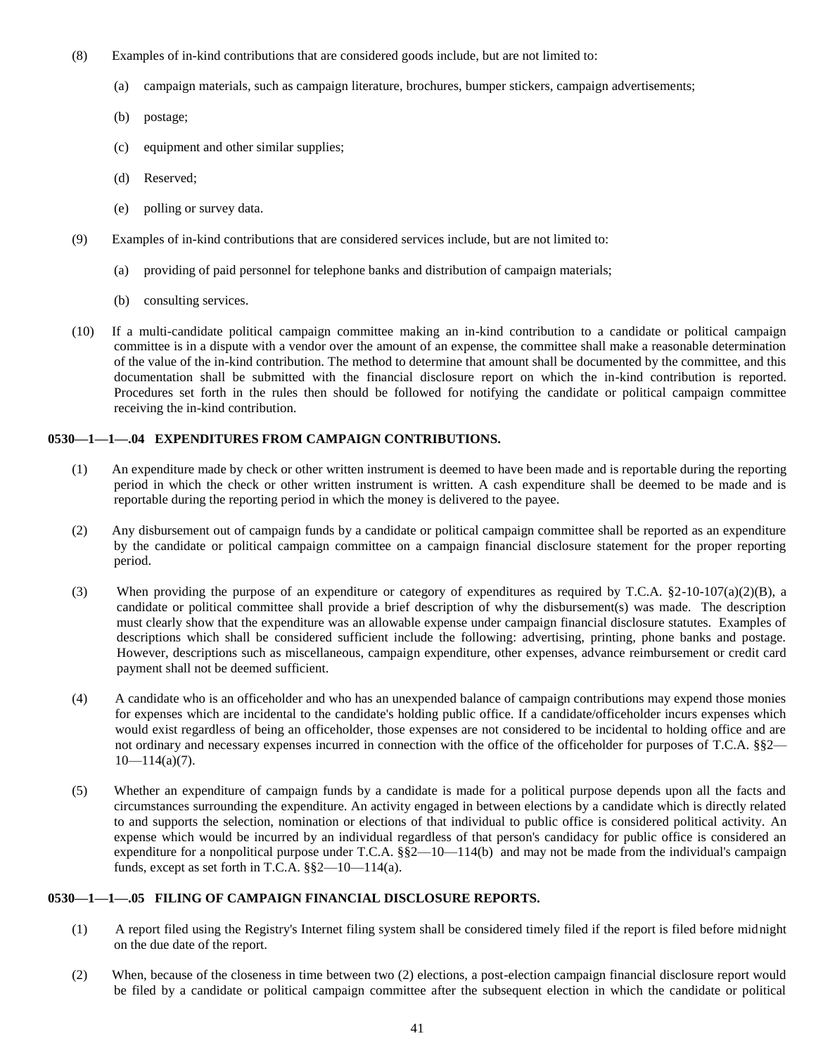(8) Examples of in-kind contributions that are considered goods include, but are not limited to:

(a) campaign materials, such as campaign literature, brochures, bumper stickers, campaign advertisements;

(b) postage;

(c) equipment and other similar supplies;

(d) Reserved;

(e) polling or survey data.

(9) Examples of in-kind contributions that are considered services include, but are not limited to:

(a) providing of paid personnel for telephone banks and distribution of campaign materials;

(b) consulting services.

(10) If a multi-candidate political campaign committee making an in-kind contribution to a candidate or political campaign committee is in a dispute with a vendor over the amount of an expense, the committee shall make a reasonable determination of the value of the in-kind contribution. The method to determine that amount shall be documented by the committee, and this documentation shall be submitted with the financial disclosure report on which the in-kind contribution is reported. Procedures set forth in the rules then should be followed for notifying the candidate or political campaign committee receiving the in-kind contribution.

**0530—1—1—.04 EXPENDITURES FROM CAMPAIGN CONTRIBUTIONS.**

(1) An expenditure made by check or other written instrument is deemed to have been made and is reportable during the reporting period in which the check or other written instrument is written. A cash expenditure shall be deemed to be made and is reportable during the reporting period in which the money is delivered to the payee.

(2) Any disbursement out of campaign funds by a candidate or political campaign committee shall be reported as an expenditure by the candidate or political campaign committee on a campaign financial disclosure statement for the proper reporting period.

(3) When providing the purpose of an expenditure or category of expenditures as required by T.C.A. §2-10-107(a)(2)(B), a candidate or political committee shall provide a brief description of why the disbursement(s) was made. The description must clearly show that the expenditure was an allowable expense under campaign financial disclosure statutes. Examples of descriptions which shall be considered sufficient include the following: advertising, printing, phone banks and postage. However, descriptions such as miscellaneous, campaign expenditure, other expenses, advance reimbursement or credit card payment shall not be deemed sufficient.

(4) A candidate who is an officeholder and who has an unexpended balance of campaign contributions may expend those monies for expenses which are incidental to the candidate's holding public office. If a candidate/officeholder incurs expenses which would exist regardless of being an officeholder, those expenses are not considered to be incidental to holding office and are not ordinary and necessary expenses incurred in connection with the office of the officeholder for purposes of T.C.A. §§2—10—114(a)(7).

(5) Whether an expenditure of campaign funds by a candidate is made for a political purpose depends upon all the facts and circumstances surrounding the expenditure. An activity engaged in between elections by a candidate which is directly related to and supports the selection, nomination or elections of that individual to public office is considered political activity. An expense which would be incurred by an individual regardless of that person's candidacy for public office is considered an expenditure for a nonpolitical purpose under T.C.A. §§2—10—114(b) and may not be made from the individual's campaign funds, except as set forth in T.C.A. §§2—10—114(a).

**0530—1—1—.05 FILING OF CAMPAIGN FINANCIAL DISCLOSURE REPORTS.**

(1) A report filed using the Registry's Internet filing system shall be considered timely filed if the report is filed before midnight on the due date of the report.

(2) When, because of the closeness in time between two (2) elections, a post-election campaign financial disclosure report would be filed by a candidate or political campaign committee after the subsequent election in which the candidate or political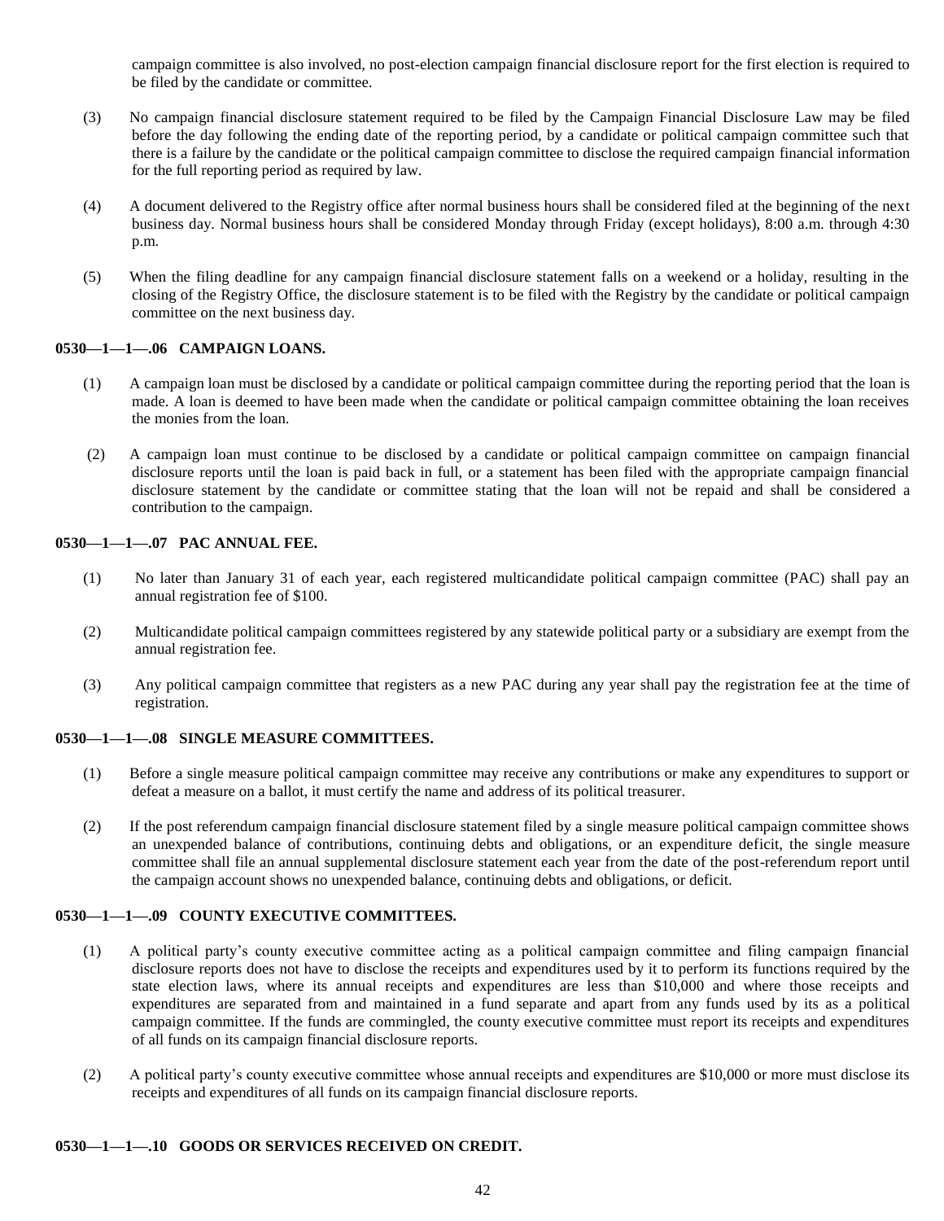campaign committee is also involved, no post-election campaign financial disclosure report for the first election is required to be filed by the candidate or committee.

(3) No campaign financial disclosure statement required to be filed by the Campaign Financial Disclosure Law may be filed before the day following the ending date of the reporting period, by a candidate or political campaign committee such that there is a failure by the candidate or the political campaign committee to disclose the required campaign financial information for the full reporting period as required by law.

(4) A document delivered to the Registry office after normal business hours shall be considered filed at the beginning of the next business day. Normal business hours shall be considered Monday through Friday (except holidays), 8:00 a.m. through 4:30 p.m.

(5) When the filing deadline for any campaign financial disclosure statement falls on a weekend or a holiday, resulting in the closing of the Registry Office, the disclosure statement is to be filed with the Registry by the candidate or political campaign committee on the next business day.

**0530—1—1—.06 CAMPAIGN LOANS.**

(1) A campaign loan must be disclosed by a candidate or political campaign committee during the reporting period that the loan is made. A loan is deemed to have been made when the candidate or political campaign committee obtaining the loan receives the monies from the loan.

(2) A campaign loan must continue to be disclosed by a candidate or political campaign committee on campaign financial disclosure reports until the loan is paid back in full, or a statement has been filed with the appropriate campaign financial disclosure statement by the candidate or committee stating that the loan will not be repaid and shall be considered a contribution to the campaign.

**0530—1—1—.07 PAC ANNUAL FEE.**

(1) No later than January 31 of each year, each registered multicandidate political campaign committee (PAC) shall pay an annual registration fee of $100.

(2) Multicandidate political campaign committees registered by any statewide political party or a subsidiary are exempt from the annual registration fee.

(3) Any political campaign committee that registers as a new PAC during any year shall pay the registration fee at the time of registration.

**0530—1—1—.08 SINGLE MEASURE COMMITTEES.**

(1) Before a single measure political campaign committee may receive any contributions or make any expenditures to support or defeat a measure on a ballot, it must certify the name and address of its political treasurer.

(2) If the post referendum campaign financial disclosure statement filed by a single measure political campaign committee shows an unexpended balance of contributions, continuing debts and obligations, or an expenditure deficit, the single measure committee shall file an annual supplemental disclosure statement each year from the date of the post-referendum report until the campaign account shows no unexpended balance, continuing debts and obligations, or deficit.

**0530—1—1—.09 COUNTY EXECUTIVE COMMITTEES.**

(1) A political party's county executive committee acting as a political campaign committee and filing campaign financial disclosure reports does not have to disclose the receipts and expenditures used by it to perform its functions required by the state election laws, where its annual receipts and expenditures are less than $10,000 and where those receipts and expenditures are separated from and maintained in a fund separate and apart from any funds used by its as a political campaign committee. If the funds are commingled, the county executive committee must report its receipts and expenditures of all funds on its campaign financial disclosure reports.

(2) A political party's county executive committee whose annual receipts and expenditures are $10,000 or more must disclose its receipts and expenditures of all funds on its campaign financial disclosure reports.

**0530—1—1—.10 GOODS OR SERVICES RECEIVED ON CREDIT.**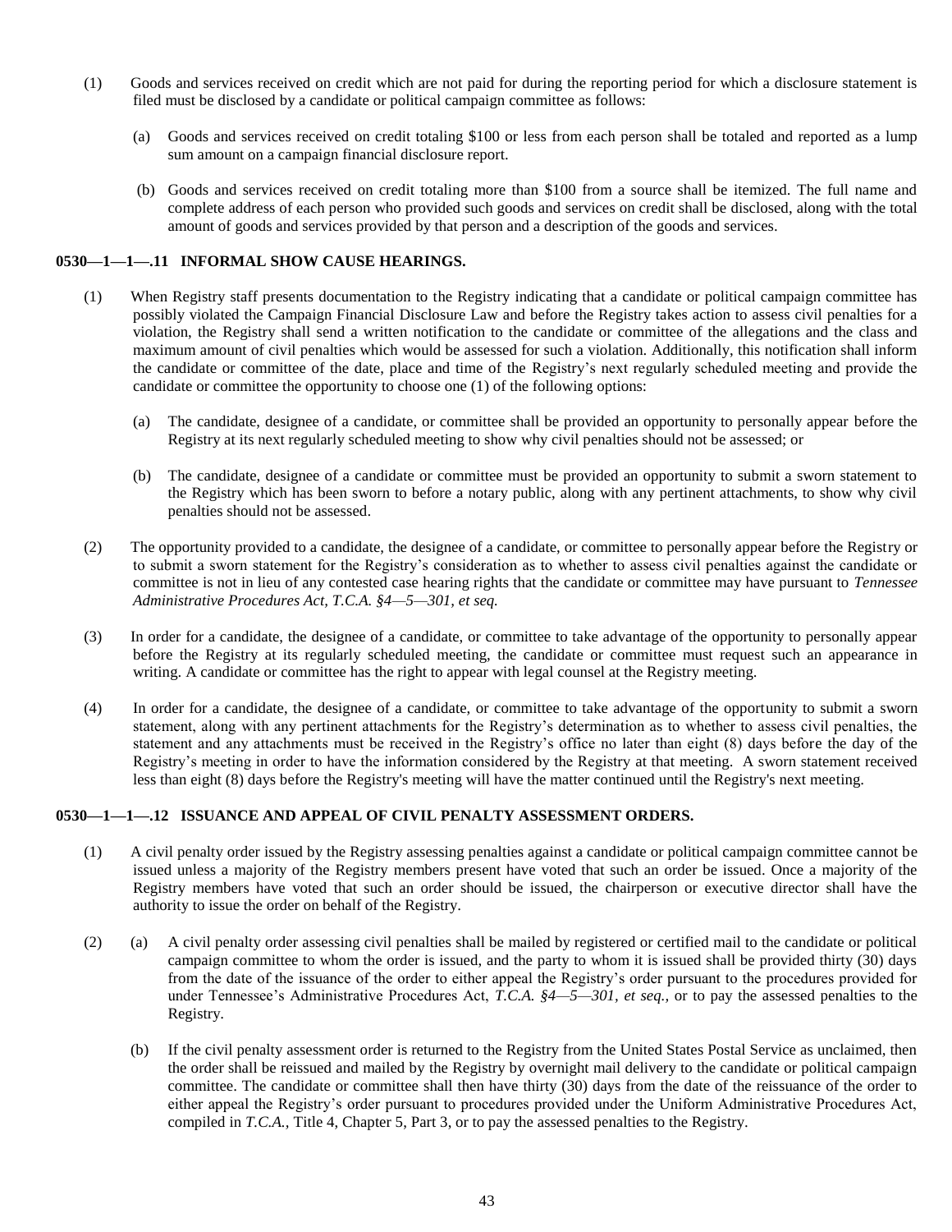(1) Goods and services received on credit which are not paid for during the reporting period for which a disclosure statement is filed must be disclosed by a candidate or political campaign committee as follows:

   (a) Goods and services received on credit totaling $100 or less from each person shall be totaled and reported as a lump sum amount on a campaign financial disclosure report.

   (b) Goods and services received on credit totaling more than $100 from a source shall be itemized. The full name and complete address of each person who provided such goods and services on credit shall be disclosed, along with the total amount of goods and services provided by that person and a description of the goods and services.

### 0530—1—1—.11 INFORMAL SHOW CAUSE HEARINGS.

(1) When Registry staff presents documentation to the Registry indicating that a candidate or political campaign committee has possibly violated the Campaign Financial Disclosure Law and before the Registry takes action to assess civil penalties for a violation, the Registry shall send a written notification to the candidate or committee of the allegations and the class and maximum amount of civil penalties which would be assessed for such a violation. Additionally, this notification shall inform the candidate or committee of the date, place and time of the Registry's next regularly scheduled meeting and provide the candidate or committee the opportunity to choose one (1) of the following options:

   (a) The candidate, designee of a candidate, or committee shall be provided an opportunity to personally appear before the Registry at its next regularly scheduled meeting to show why civil penalties should not be assessed; or

   (b) The candidate, designee of a candidate or committee must be provided an opportunity to submit a sworn statement to the Registry which has been sworn to before a notary public, along with any pertinent attachments, to show why civil penalties should not be assessed.

(2) The opportunity provided to a candidate, the designee of a candidate, or committee to personally appear before the Registry or to submit a sworn statement for the Registry's consideration as to whether to assess civil penalties against the candidate or committee is not in lieu of any contested case hearing rights that the candidate or committee may have pursuant to *Tennessee Administrative Procedures Act, T.C.A. §4—5—301, et seq.*

(3) In order for a candidate, the designee of a candidate, or committee to take advantage of the opportunity to personally appear before the Registry at its regularly scheduled meeting, the candidate or committee must request such an appearance in writing. A candidate or committee has the right to appear with legal counsel at the Registry meeting.

(4) In order for a candidate, the designee of a candidate, or committee to take advantage of the opportunity to submit a sworn statement, along with any pertinent attachments for the Registry's determination as to whether to assess civil penalties, the statement and any attachments must be received in the Registry's office no later than eight (8) days before the day of the Registry's meeting in order to have the information considered by the Registry at that meeting. A sworn statement received less than eight (8) days before the Registry's meeting will have the matter continued until the Registry's next meeting.

### 0530—1—1—.12 ISSUANCE AND APPEAL OF CIVIL PENALTY ASSESSMENT ORDERS.

(1) A civil penalty order issued by the Registry assessing penalties against a candidate or political campaign committee cannot be issued unless a majority of the Registry members present have voted that such an order be issued. Once a majority of the Registry members have voted that such an order should be issued, the chairperson or executive director shall have the authority to issue the order on behalf of the Registry.

(2) (a) A civil penalty order assessing civil penalties shall be mailed by registered or certified mail to the candidate or political campaign committee to whom the order is issued, and the party to whom it is issued shall be provided thirty (30) days from the date of the issuance of the order to either appeal the Registry's order pursuant to the procedures provided for under Tennessee's Administrative Procedures Act, *T.C.A. §4—5—301, et seq.,* or to pay the assessed penalties to the Registry.

   (b) If the civil penalty assessment order is returned to the Registry from the United States Postal Service as unclaimed, then the order shall be reissued and mailed by the Registry by overnight mail delivery to the candidate or political campaign committee. The candidate or committee shall then have thirty (30) days from the date of the reissuance of the order to either appeal the Registry's order pursuant to procedures provided under the Uniform Administrative Procedures Act, compiled in *T.C.A.,* Title 4, Chapter 5, Part 3, or to pay the assessed penalties to the Registry.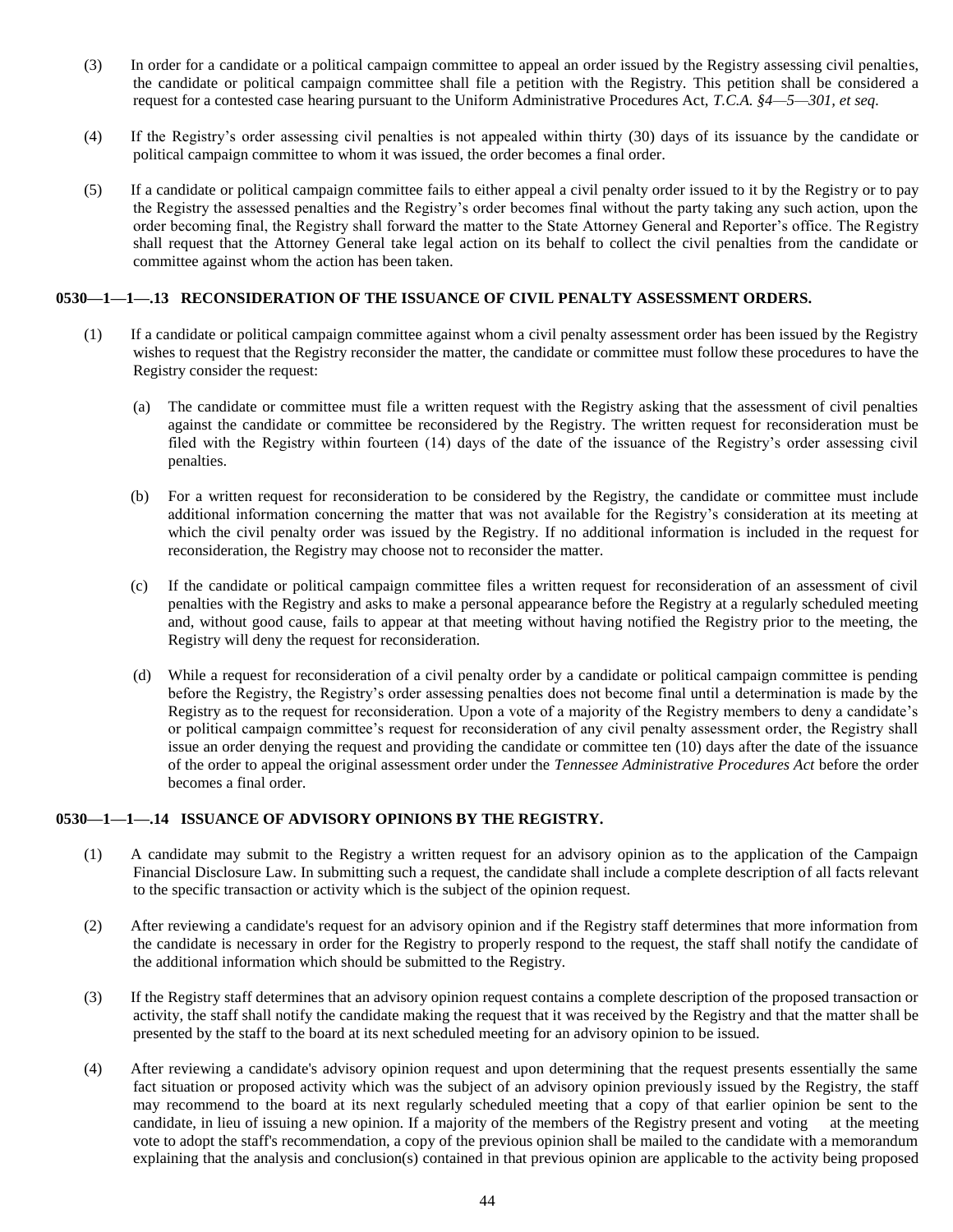(3) In order for a candidate or a political campaign committee to appeal an order issued by the Registry assessing civil penalties, the candidate or political campaign committee shall file a petition with the Registry. This petition shall be considered a request for a contested case hearing pursuant to the Uniform Administrative Procedures Act, *T.C.A. §4—5—301, et seq.*

(4) If the Registry's order assessing civil penalties is not appealed within thirty (30) days of its issuance by the candidate or political campaign committee to whom it was issued, the order becomes a final order.

(5) If a candidate or political campaign committee fails to either appeal a civil penalty order issued to it by the Registry or to pay the Registry the assessed penalties and the Registry's order becomes final without the party taking any such action, upon the order becoming final, the Registry shall forward the matter to the State Attorney General and Reporter's office. The Registry shall request that the Attorney General take legal action on its behalf to collect the civil penalties from the candidate or committee against whom the action has been taken.

**0530—1—1—.13 RECONSIDERATION OF THE ISSUANCE OF CIVIL PENALTY ASSESSMENT ORDERS.**

(1) If a candidate or political campaign committee against whom a civil penalty assessment order has been issued by the Registry wishes to request that the Registry reconsider the matter, the candidate or committee must follow these procedures to have the Registry consider the request:

(a) The candidate or committee must file a written request with the Registry asking that the assessment of civil penalties against the candidate or committee be reconsidered by the Registry. The written request for reconsideration must be filed with the Registry within fourteen (14) days of the date of the issuance of the Registry's order assessing civil penalties.

(b) For a written request for reconsideration to be considered by the Registry, the candidate or committee must include additional information concerning the matter that was not available for the Registry's consideration at its meeting at which the civil penalty order was issued by the Registry. If no additional information is included in the request for reconsideration, the Registry may choose not to reconsider the matter.

(c) If the candidate or political campaign committee files a written request for reconsideration of an assessment of civil penalties with the Registry and asks to make a personal appearance before the Registry at a regularly scheduled meeting and, without good cause, fails to appear at that meeting without having notified the Registry prior to the meeting, the Registry will deny the request for reconsideration.

(d) While a request for reconsideration of a civil penalty order by a candidate or political campaign committee is pending before the Registry, the Registry's order assessing penalties does not become final until a determination is made by the Registry as to the request for reconsideration. Upon a vote of a majority of the Registry members to deny a candidate's or political campaign committee's request for reconsideration of any civil penalty assessment order, the Registry shall issue an order denying the request and providing the candidate or committee ten (10) days after the date of the issuance of the order to appeal the original assessment order under the *Tennessee Administrative Procedures Act* before the order becomes a final order.

**0530—1—1—.14 ISSUANCE OF ADVISORY OPINIONS BY THE REGISTRY.**

(1) A candidate may submit to the Registry a written request for an advisory opinion as to the application of the Campaign Financial Disclosure Law. In submitting such a request, the candidate shall include a complete description of all facts relevant to the specific transaction or activity which is the subject of the opinion request.

(2) After reviewing a candidate's request for an advisory opinion and if the Registry staff determines that more information from the candidate is necessary in order for the Registry to properly respond to the request, the staff shall notify the candidate of the additional information which should be submitted to the Registry.

(3) If the Registry staff determines that an advisory opinion request contains a complete description of the proposed transaction or activity, the staff shall notify the candidate making the request that it was received by the Registry and that the matter shall be presented by the staff to the board at its next scheduled meeting for an advisory opinion to be issued.

(4) After reviewing a candidate's advisory opinion request and upon determining that the request presents essentially the same fact situation or proposed activity which was the subject of an advisory opinion previously issued by the Registry, the staff may recommend to the board at its next regularly scheduled meeting that a copy of that earlier opinion be sent to the candidate, in lieu of issuing a new opinion. If a majority of the members of the Registry present and voting at the meeting vote to adopt the staff's recommendation, a copy of the previous opinion shall be mailed to the candidate with a memorandum explaining that the analysis and conclusion(s) contained in that previous opinion are applicable to the activity being proposed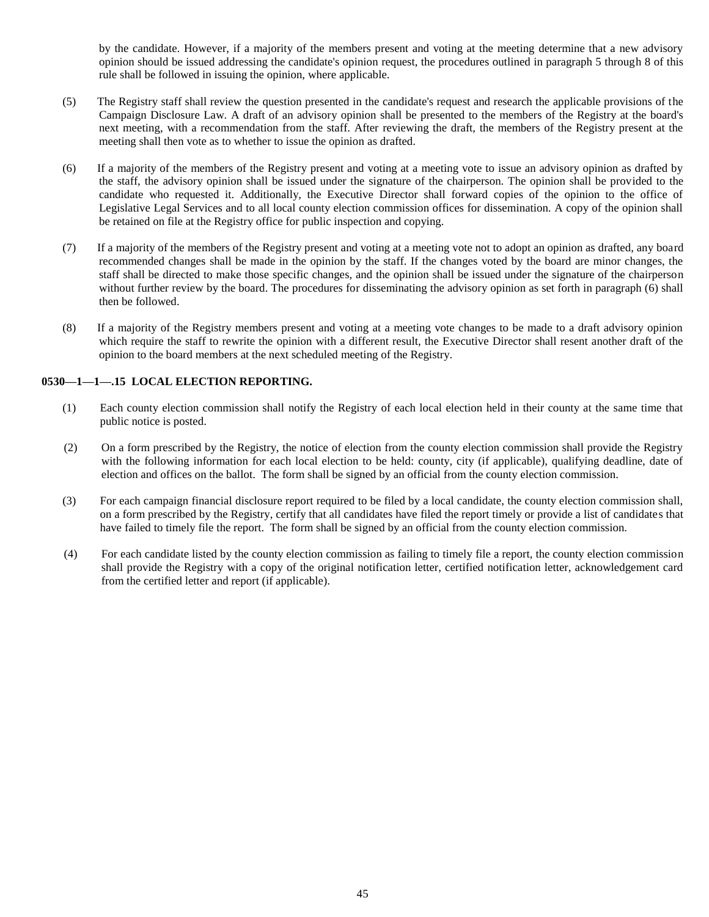by the candidate. However, if a majority of the members present and voting at the meeting determine that a new advisory opinion should be issued addressing the candidate's opinion request, the procedures outlined in paragraph 5 through 8 of this rule shall be followed in issuing the opinion, where applicable.

(5) The Registry staff shall review the question presented in the candidate's request and research the applicable provisions of the Campaign Disclosure Law. A draft of an advisory opinion shall be presented to the members of the Registry at the board's next meeting, with a recommendation from the staff. After reviewing the draft, the members of the Registry present at the meeting shall then vote as to whether to issue the opinion as drafted.

(6) If a majority of the members of the Registry present and voting at a meeting vote to issue an advisory opinion as drafted by the staff, the advisory opinion shall be issued under the signature of the chairperson. The opinion shall be provided to the candidate who requested it. Additionally, the Executive Director shall forward copies of the opinion to the office of Legislative Legal Services and to all local county election commission offices for dissemination. A copy of the opinion shall be retained on file at the Registry office for public inspection and copying.

(7) If a majority of the members of the Registry present and voting at a meeting vote not to adopt an opinion as drafted, any board recommended changes shall be made in the opinion by the staff. If the changes voted by the board are minor changes, the staff shall be directed to make those specific changes, and the opinion shall be issued under the signature of the chairperson without further review by the board. The procedures for disseminating the advisory opinion as set forth in paragraph (6) shall then be followed.

(8) If a majority of the Registry members present and voting at a meeting vote changes to be made to a draft advisory opinion which require the staff to rewrite the opinion with a different result, the Executive Director shall resent another draft of the opinion to the board members at the next scheduled meeting of the Registry.

**0530—1—1—.15 LOCAL ELECTION REPORTING.**

(1) Each county election commission shall notify the Registry of each local election held in their county at the same time that public notice is posted.

(2) On a form prescribed by the Registry, the notice of election from the county election commission shall provide the Registry with the following information for each local election to be held: county, city (if applicable), qualifying deadline, date of election and offices on the ballot. The form shall be signed by an official from the county election commission.

(3) For each campaign financial disclosure report required to be filed by a local candidate, the county election commission shall, on a form prescribed by the Registry, certify that all candidates have filed the report timely or provide a list of candidates that have failed to timely file the report. The form shall be signed by an official from the county election commission.

(4) For each candidate listed by the county election commission as failing to timely file a report, the county election commission shall provide the Registry with a copy of the original notification letter, certified notification letter, acknowledgement card from the certified letter and report (if applicable).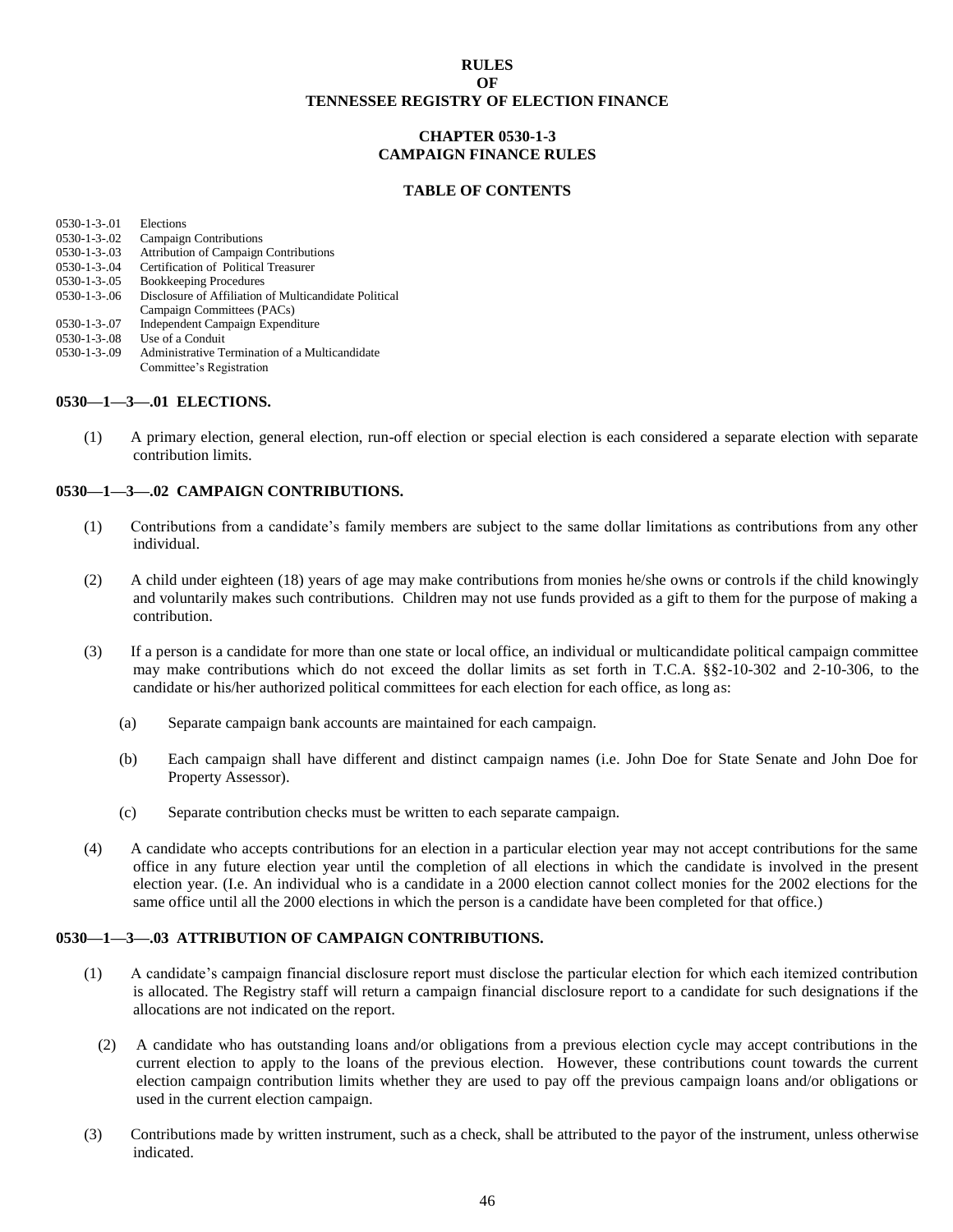**RULES**
**OF**
**TENNESSEE REGISTRY OF ELECTION FINANCE**

**CHAPTER 0530-1-3**
**CAMPAIGN FINANCE RULES**

**TABLE OF CONTENTS**

| | |
|---|---|
| 0530-1-3-.01 | Elections |
| 0530-1-3-.02 | Campaign Contributions |
| 0530-1-3-.03 | Attribution of Campaign Contributions |
| 0530-1-3-.04 | Certification of Political Treasurer |
| 0530-1-3-.05 | Bookkeeping Procedures |
| 0530-1-3-.06 | Disclosure of Affiliation of Multicandidate Political Campaign Committees (PACs) |
| 0530-1-3-.07 | Independent Campaign Expenditure |
| 0530-1-3-.08 | Use of a Conduit |
| 0530-1-3-.09 | Administrative Termination of a Multicandidate Committee's Registration |

### 0530—1—3—.01 ELECTIONS.

(1) A primary election, general election, run-off election or special election is each considered a separate election with separate contribution limits.

### 0530—1—3—.02 CAMPAIGN CONTRIBUTIONS.

(1) Contributions from a candidate's family members are subject to the same dollar limitations as contributions from any other individual.

(2) A child under eighteen (18) years of age may make contributions from monies he/she owns or controls if the child knowingly and voluntarily makes such contributions. Children may not use funds provided as a gift to them for the purpose of making a contribution.

(3) If a person is a candidate for more than one state or local office, an individual or multicandidate political campaign committee may make contributions which do not exceed the dollar limits as set forth in T.C.A. §§2-10-302 and 2-10-306, to the candidate or his/her authorized political committees for each election for each office, as long as:

(a) Separate campaign bank accounts are maintained for each campaign.

(b) Each campaign shall have different and distinct campaign names (i.e. John Doe for State Senate and John Doe for Property Assessor).

(c) Separate contribution checks must be written to each separate campaign.

(4) A candidate who accepts contributions for an election in a particular election year may not accept contributions for the same office in any future election year until the completion of all elections in which the candidate is involved in the present election year. (I.e. An individual who is a candidate in a 2000 election cannot collect monies for the 2002 elections for the same office until all the 2000 elections in which the person is a candidate have been completed for that office.)

### 0530—1—3—.03 ATTRIBUTION OF CAMPAIGN CONTRIBUTIONS.

(1) A candidate's campaign financial disclosure report must disclose the particular election for which each itemized contribution is allocated. The Registry staff will return a campaign financial disclosure report to a candidate for such designations if the allocations are not indicated on the report.

(2) A candidate who has outstanding loans and/or obligations from a previous election cycle may accept contributions in the current election to apply to the loans of the previous election. However, these contributions count towards the current election campaign contribution limits whether they are used to pay off the previous campaign loans and/or obligations or used in the current election campaign.

(3) Contributions made by written instrument, such as a check, shall be attributed to the payor of the instrument, unless otherwise indicated.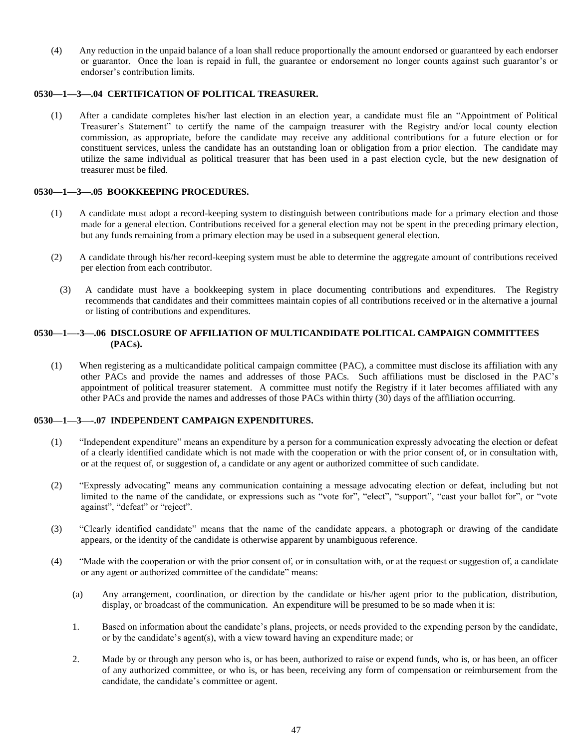(4) Any reduction in the unpaid balance of a loan shall reduce proportionally the amount endorsed or guaranteed by each endorser or guarantor. Once the loan is repaid in full, the guarantee or endorsement no longer counts against such guarantor's or endorser's contribution limits.

**0530—1—3—.04 CERTIFICATION OF POLITICAL TREASURER.**

(1) After a candidate completes his/her last election in an election year, a candidate must file an "Appointment of Political Treasurer's Statement" to certify the name of the campaign treasurer with the Registry and/or local county election commission, as appropriate, before the candidate may receive any additional contributions for a future election or for constituent services, unless the candidate has an outstanding loan or obligation from a prior election. The candidate may utilize the same individual as political treasurer that has been used in a past election cycle, but the new designation of treasurer must be filed.

**0530—1—3—.05 BOOKKEEPING PROCEDURES.**

(1) A candidate must adopt a record-keeping system to distinguish between contributions made for a primary election and those made for a general election. Contributions received for a general election may not be spent in the preceding primary election, but any funds remaining from a primary election may be used in a subsequent general election.

(2) A candidate through his/her record-keeping system must be able to determine the aggregate amount of contributions received per election from each contributor.

(3) A candidate must have a bookkeeping system in place documenting contributions and expenditures. The Registry recommends that candidates and their committees maintain copies of all contributions received or in the alternative a journal or listing of contributions and expenditures.

**0530—1—-3—.06 DISCLOSURE OF AFFILIATION OF MULTICANDIDATE POLITICAL CAMPAIGN COMMITTEES (PACs).**

(1) When registering as a multicandidate political campaign committee (PAC), a committee must disclose its affiliation with any other PACs and provide the names and addresses of those PACs. Such affiliations must be disclosed in the PAC's appointment of political treasurer statement. A committee must notify the Registry if it later becomes affiliated with any other PACs and provide the names and addresses of those PACs within thirty (30) days of the affiliation occurring.

**0530—1—3—-.07 INDEPENDENT CAMPAIGN EXPENDITURES.**

(1) "Independent expenditure" means an expenditure by a person for a communication expressly advocating the election or defeat of a clearly identified candidate which is not made with the cooperation or with the prior consent of, or in consultation with, or at the request of, or suggestion of, a candidate or any agent or authorized committee of such candidate.

(2) "Expressly advocating" means any communication containing a message advocating election or defeat, including but not limited to the name of the candidate, or expressions such as "vote for", "elect", "support", "cast your ballot for", or "vote against", "defeat" or "reject".

(3) "Clearly identified candidate" means that the name of the candidate appears, a photograph or drawing of the candidate appears, or the identity of the candidate is otherwise apparent by unambiguous reference.

(4) "Made with the cooperation or with the prior consent of, or in consultation with, or at the request or suggestion of, a candidate or any agent or authorized committee of the candidate" means:

(a) Any arrangement, coordination, or direction by the candidate or his/her agent prior to the publication, distribution, display, or broadcast of the communication. An expenditure will be presumed to be so made when it is:

1. Based on information about the candidate's plans, projects, or needs provided to the expending person by the candidate, or by the candidate's agent(s), with a view toward having an expenditure made; or

2. Made by or through any person who is, or has been, authorized to raise or expend funds, who is, or has been, an officer of any authorized committee, or who is, or has been, receiving any form of compensation or reimbursement from the candidate, the candidate's committee or agent.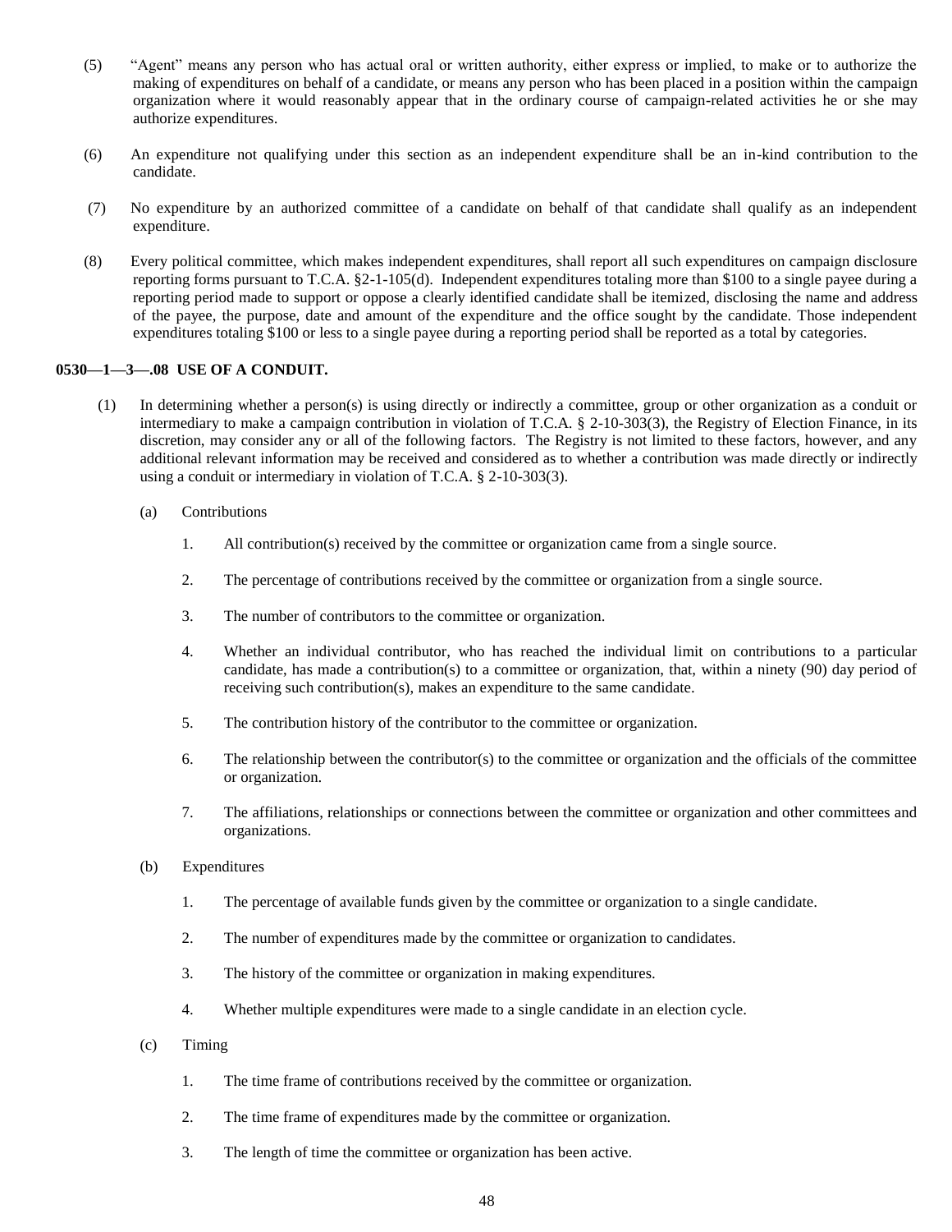(5) "Agent" means any person who has actual oral or written authority, either express or implied, to make or to authorize the making of expenditures on behalf of a candidate, or means any person who has been placed in a position within the campaign organization where it would reasonably appear that in the ordinary course of campaign-related activities he or she may authorize expenditures.

(6) An expenditure not qualifying under this section as an independent expenditure shall be an in-kind contribution to the candidate.

(7) No expenditure by an authorized committee of a candidate on behalf of that candidate shall qualify as an independent expenditure.

(8) Every political committee, which makes independent expenditures, shall report all such expenditures on campaign disclosure reporting forms pursuant to T.C.A. §2-1-105(d). Independent expenditures totaling more than $100 to a single payee during a reporting period made to support or oppose a clearly identified candidate shall be itemized, disclosing the name and address of the payee, the purpose, date and amount of the expenditure and the office sought by the candidate. Those independent expenditures totaling $100 or less to a single payee during a reporting period shall be reported as a total by categories.

**0530—1—3—.08 USE OF A CONDUIT.**

(1) In determining whether a person(s) is using directly or indirectly a committee, group or other organization as a conduit or intermediary to make a campaign contribution in violation of T.C.A. § 2-10-303(3), the Registry of Election Finance, in its discretion, may consider any or all of the following factors. The Registry is not limited to these factors, however, and any additional relevant information may be received and considered as to whether a contribution was made directly or indirectly using a conduit or intermediary in violation of T.C.A. § 2-10-303(3).

(a) Contributions

1. All contribution(s) received by the committee or organization came from a single source.

2. The percentage of contributions received by the committee or organization from a single source.

3. The number of contributors to the committee or organization.

4. Whether an individual contributor, who has reached the individual limit on contributions to a particular candidate, has made a contribution(s) to a committee or organization, that, within a ninety (90) day period of receiving such contribution(s), makes an expenditure to the same candidate.

5. The contribution history of the contributor to the committee or organization.

6. The relationship between the contributor(s) to the committee or organization and the officials of the committee or organization.

7. The affiliations, relationships or connections between the committee or organization and other committees and organizations.

(b) Expenditures

1. The percentage of available funds given by the committee or organization to a single candidate.

2. The number of expenditures made by the committee or organization to candidates.

3. The history of the committee or organization in making expenditures.

4. Whether multiple expenditures were made to a single candidate in an election cycle.

(c) Timing

1. The time frame of contributions received by the committee or organization.

2. The time frame of expenditures made by the committee or organization.

3. The length of time the committee or organization has been active.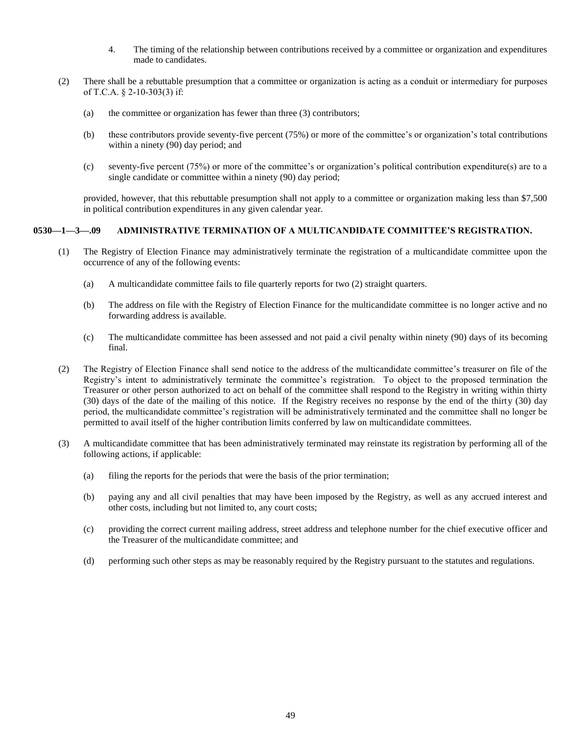4. The timing of the relationship between contributions received by a committee or organization and expenditures made to candidates.

(2) There shall be a rebuttable presumption that a committee or organization is acting as a conduit or intermediary for purposes of T.C.A. § 2-10-303(3) if:

(a) the committee or organization has fewer than three (3) contributors;

(b) these contributors provide seventy-five percent (75%) or more of the committee's or organization's total contributions within a ninety (90) day period; and

(c) seventy-five percent (75%) or more of the committee's or organization's political contribution expenditure(s) are to a single candidate or committee within a ninety (90) day period;

provided, however, that this rebuttable presumption shall not apply to a committee or organization making less than $7,500 in political contribution expenditures in any given calendar year.

**0530—1—3—.09 ADMINISTRATIVE TERMINATION OF A MULTICANDIDATE COMMITTEE'S REGISTRATION.**

(1) The Registry of Election Finance may administratively terminate the registration of a multicandidate committee upon the occurrence of any of the following events:

(a) A multicandidate committee fails to file quarterly reports for two (2) straight quarters.

(b) The address on file with the Registry of Election Finance for the multicandidate committee is no longer active and no forwarding address is available.

(c) The multicandidate committee has been assessed and not paid a civil penalty within ninety (90) days of its becoming final.

(2) The Registry of Election Finance shall send notice to the address of the multicandidate committee's treasurer on file of the Registry's intent to administratively terminate the committee's registration. To object to the proposed termination the Treasurer or other person authorized to act on behalf of the committee shall respond to the Registry in writing within thirty (30) days of the date of the mailing of this notice. If the Registry receives no response by the end of the thirty (30) day period, the multicandidate committee's registration will be administratively terminated and the committee shall no longer be permitted to avail itself of the higher contribution limits conferred by law on multicandidate committees.

(3) A multicandidate committee that has been administratively terminated may reinstate its registration by performing all of the following actions, if applicable:

(a) filing the reports for the periods that were the basis of the prior termination;

(b) paying any and all civil penalties that may have been imposed by the Registry, as well as any accrued interest and other costs, including but not limited to, any court costs;

(c) providing the correct current mailing address, street address and telephone number for the chief executive officer and the Treasurer of the multicandidate committee; and

(d) performing such other steps as may be reasonably required by the Registry pursuant to the statutes and regulations.